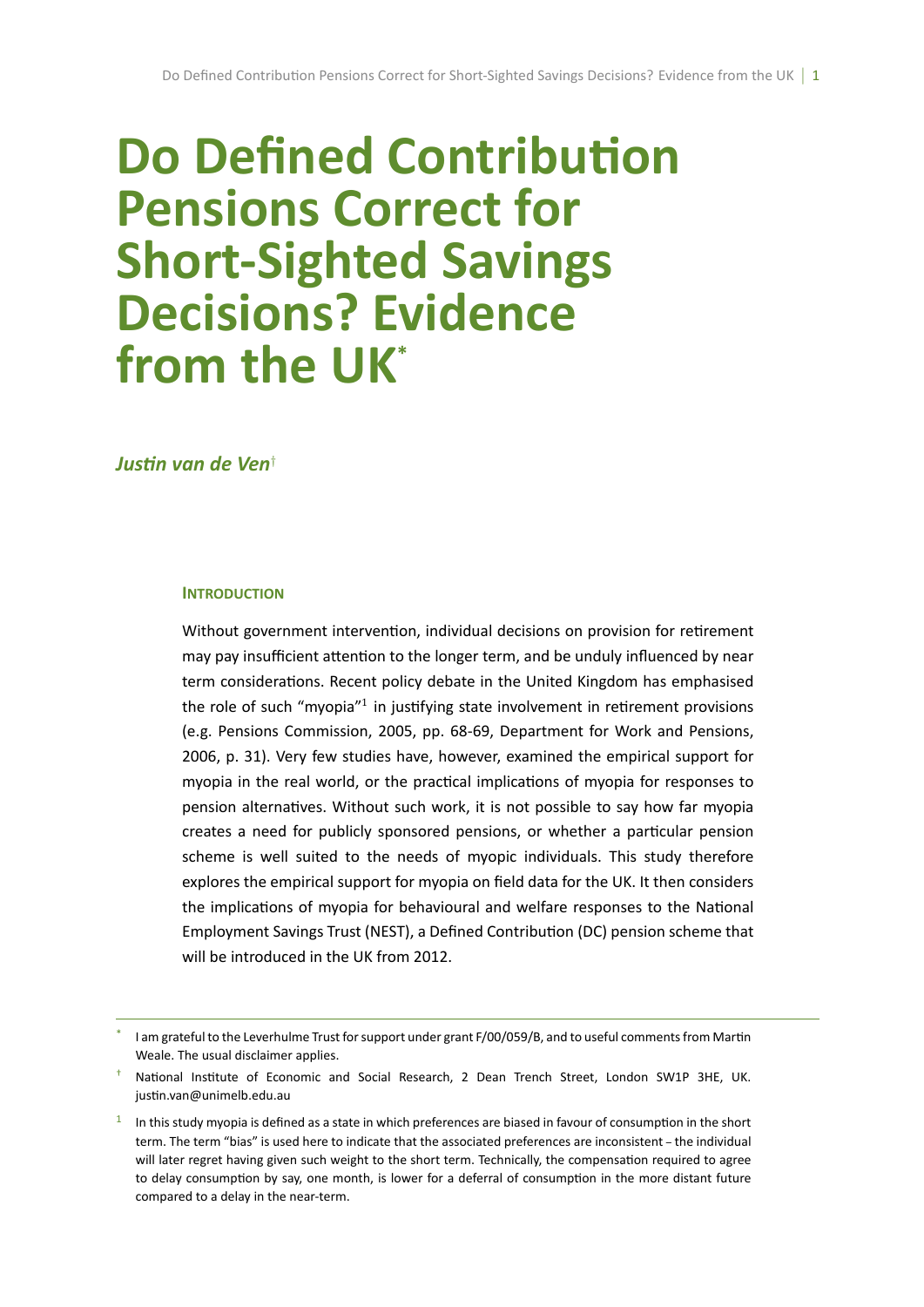# Do Defined Contribution Pensions Correct for Short-Sighted Savings Decisions? Evidence from the UK*

*Justin van de Ven*†

## Introduction

Without government intervention, individual decisions on provision for retirement may pay insufficient attention to the longer term, and be unduly influenced by near term considerations. Recent policy debate in the United Kingdom has emphasised the role of such "myopia"[1] in justifying state involvement in retirement provisions (e.g. Pensions Commission, 2005, pp. 68-69, Department for Work and Pensions, 2006, p. 31). Very few studies have, however, examined the empirical support for myopia in the real world, or the practical implications of myopia for responses to pension alternatives. Without such work, it is not possible to say how far myopia creates a need for publicly sponsored pensions, or whether a particular pension scheme is well suited to the needs of myopic individuals. This study therefore explores the empirical support for myopia on field data for the UK. It then considers the implications of myopia for behavioural and welfare responses to the National Employment Savings Trust (NEST), a Defined Contribution (DC) pension scheme that will be introduced in the UK from 2012.

---

\* I am grateful to the Leverhulme Trust for support under grant F/00/059/B, and to useful comments from Martin Weale. The usual disclaimer applies.

† National Institute of Economic and Social Research, 2 Dean Trench Street, London SW1P 3HE, UK. justin.van@unimelb.edu.au

[1] In this study myopia is defined as a state in which preferences are biased in favour of consumption in the short term. The term "bias" is used here to indicate that the associated preferences are inconsistent – the individual will later regret having given such weight to the short term. Technically, the compensation required to agree to delay consumption by say, one month, is lower for a deferral of consumption in the more distant future compared to a delay in the near-term.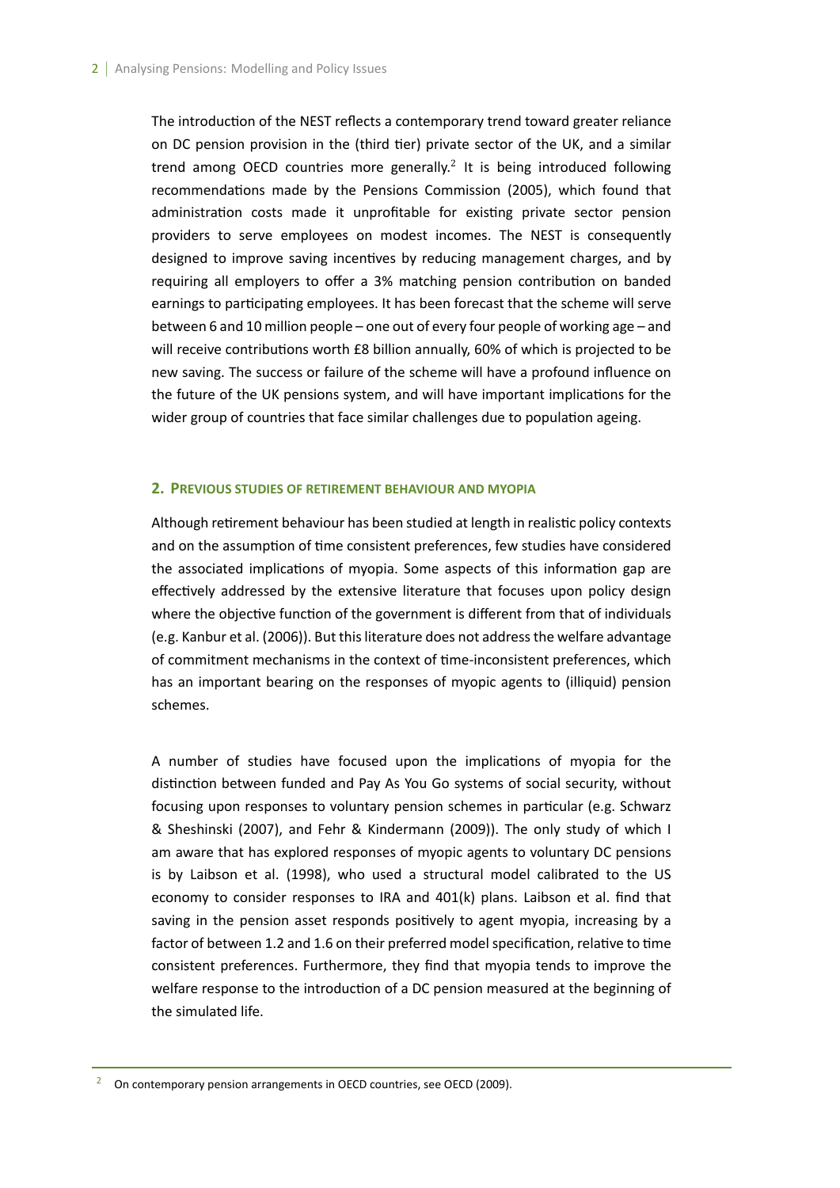The introduction of the NEST reflects a contemporary trend toward greater reliance on DC pension provision in the (third tier) private sector of the UK, and a similar trend among OECD countries more generally.[2] It is being introduced following recommendations made by the Pensions Commission (2005), which found that administration costs made it unprofitable for existing private sector pension providers to serve employees on modest incomes. The NEST is consequently designed to improve saving incentives by reducing management charges, and by requiring all employers to offer a 3% matching pension contribution on banded earnings to participating employees. It has been forecast that the scheme will serve between 6 and 10 million people – one out of every four people of working age – and will receive contributions worth £8 billion annually, 60% of which is projected to be new saving. The success or failure of the scheme will have a profound influence on the future of the UK pensions system, and will have important implications for the wider group of countries that face similar challenges due to population ageing.

## 2. Previous studies of retirement behaviour and myopia

Although retirement behaviour has been studied at length in realistic policy contexts and on the assumption of time consistent preferences, few studies have considered the associated implications of myopia. Some aspects of this information gap are effectively addressed by the extensive literature that focuses upon policy design where the objective function of the government is different from that of individuals (e.g. Kanbur et al. (2006)). But this literature does not address the welfare advantage of commitment mechanisms in the context of time-inconsistent preferences, which has an important bearing on the responses of myopic agents to (illiquid) pension schemes.

A number of studies have focused upon the implications of myopia for the distinction between funded and Pay As You Go systems of social security, without focusing upon responses to voluntary pension schemes in particular (e.g. Schwarz & Sheshinski (2007), and Fehr & Kindermann (2009)). The only study of which I am aware that has explored responses of myopic agents to voluntary DC pensions is by Laibson et al. (1998), who used a structural model calibrated to the US economy to consider responses to IRA and 401(k) plans. Laibson et al. find that saving in the pension asset responds positively to agent myopia, increasing by a factor of between 1.2 and 1.6 on their preferred model specification, relative to time consistent preferences. Furthermore, they find that myopia tends to improve the welfare response to the introduction of a DC pension measured at the beginning of the simulated life.

[2] On contemporary pension arrangements in OECD countries, see OECD (2009).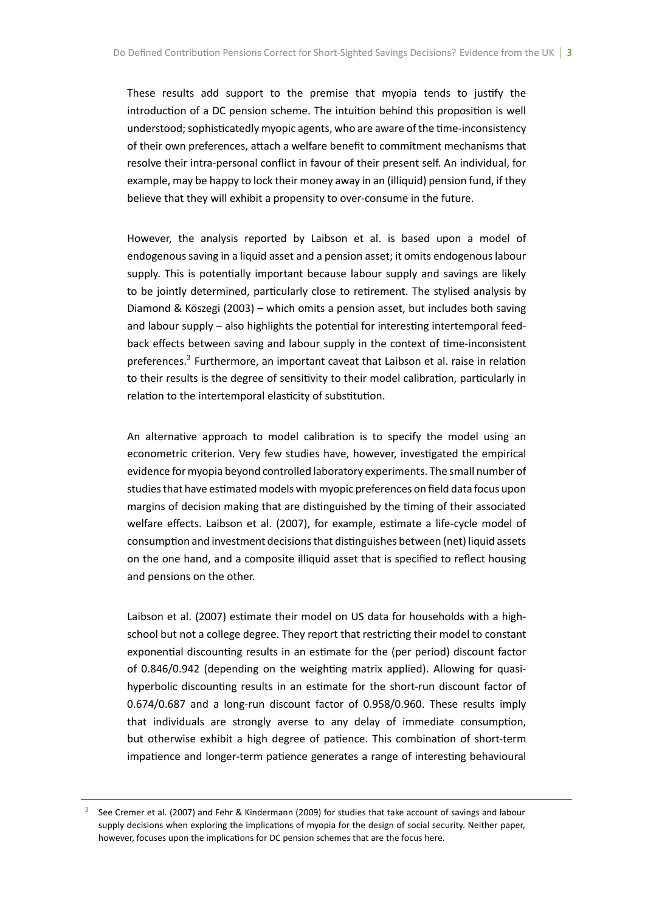These results add support to the premise that myopia tends to justify the introduction of a DC pension scheme. The intuition behind this proposition is well understood; sophisticatedly myopic agents, who are aware of the time-inconsistency of their own preferences, attach a welfare benefit to commitment mechanisms that resolve their intra-personal conflict in favour of their present self. An individual, for example, may be happy to lock their money away in an (illiquid) pension fund, if they believe that they will exhibit a propensity to over-consume in the future.

However, the analysis reported by Laibson et al. is based upon a model of endogenous saving in a liquid asset and a pension asset; it omits endogenous labour supply. This is potentially important because labour supply and savings are likely to be jointly determined, particularly close to retirement. The stylised analysis by Diamond & Köszegi (2003) – which omits a pension asset, but includes both saving and labour supply – also highlights the potential for interesting intertemporal feed-back effects between saving and labour supply in the context of time-inconsistent preferences.[3] Furthermore, an important caveat that Laibson et al. raise in relation to their results is the degree of sensitivity to their model calibration, particularly in relation to the intertemporal elasticity of substitution.

An alternative approach to model calibration is to specify the model using an econometric criterion. Very few studies have, however, investigated the empirical evidence for myopia beyond controlled laboratory experiments. The small number of studies that have estimated models with myopic preferences on field data focus upon margins of decision making that are distinguished by the timing of their associated welfare effects. Laibson et al. (2007), for example, estimate a life-cycle model of consumption and investment decisions that distinguishes between (net) liquid assets on the one hand, and a composite illiquid asset that is specified to reflect housing and pensions on the other.

Laibson et al. (2007) estimate their model on US data for households with a high-school but not a college degree. They report that restricting their model to constant exponential discounting results in an estimate for the (per period) discount factor of 0.846/0.942 (depending on the weighting matrix applied). Allowing for quasi-hyperbolic discounting results in an estimate for the short-run discount factor of 0.674/0.687 and a long-run discount factor of 0.958/0.960. These results imply that individuals are strongly averse to any delay of immediate consumption, but otherwise exhibit a high degree of patience. This combination of short-term impatience and longer-term patience generates a range of interesting behavioural

[3] See Cremer et al. (2007) and Fehr & Kindermann (2009) for studies that take account of savings and labour supply decisions when exploring the implications of myopia for the design of social security. Neither paper, however, focuses upon the implications for DC pension schemes that are the focus here.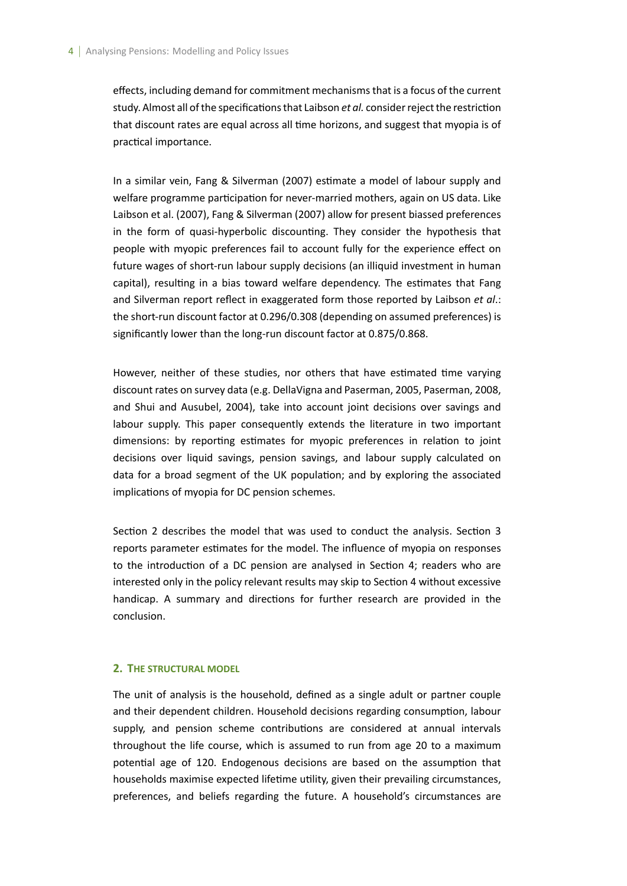effects, including demand for commitment mechanisms that is a focus of the current study. Almost all of the specifications that Laibson *et al.* consider reject the restriction that discount rates are equal across all time horizons, and suggest that myopia is of practical importance.

In a similar vein, Fang & Silverman (2007) estimate a model of labour supply and welfare programme participation for never-married mothers, again on US data. Like Laibson et al. (2007), Fang & Silverman (2007) allow for present biassed preferences in the form of quasi-hyperbolic discounting. They consider the hypothesis that people with myopic preferences fail to account fully for the experience effect on future wages of short-run labour supply decisions (an illiquid investment in human capital), resulting in a bias toward welfare dependency. The estimates that Fang and Silverman report reflect in exaggerated form those reported by Laibson *et al*.: the short-run discount factor at 0.296/0.308 (depending on assumed preferences) is significantly lower than the long-run discount factor at 0.875/0.868.

However, neither of these studies, nor others that have estimated time varying discount rates on survey data (e.g. DellaVigna and Paserman, 2005, Paserman, 2008, and Shui and Ausubel, 2004), take into account joint decisions over savings and labour supply. This paper consequently extends the literature in two important dimensions: by reporting estimates for myopic preferences in relation to joint decisions over liquid savings, pension savings, and labour supply calculated on data for a broad segment of the UK population; and by exploring the associated implications of myopia for DC pension schemes.

Section 2 describes the model that was used to conduct the analysis. Section 3 reports parameter estimates for the model. The influence of myopia on responses to the introduction of a DC pension are analysed in Section 4; readers who are interested only in the policy relevant results may skip to Section 4 without excessive handicap. A summary and directions for further research are provided in the conclusion.

## 2. The structural model

The unit of analysis is the household, defined as a single adult or partner couple and their dependent children. Household decisions regarding consumption, labour supply, and pension scheme contributions are considered at annual intervals throughout the life course, which is assumed to run from age 20 to a maximum potential age of 120. Endogenous decisions are based on the assumption that households maximise expected lifetime utility, given their prevailing circumstances, preferences, and beliefs regarding the future. A household's circumstances are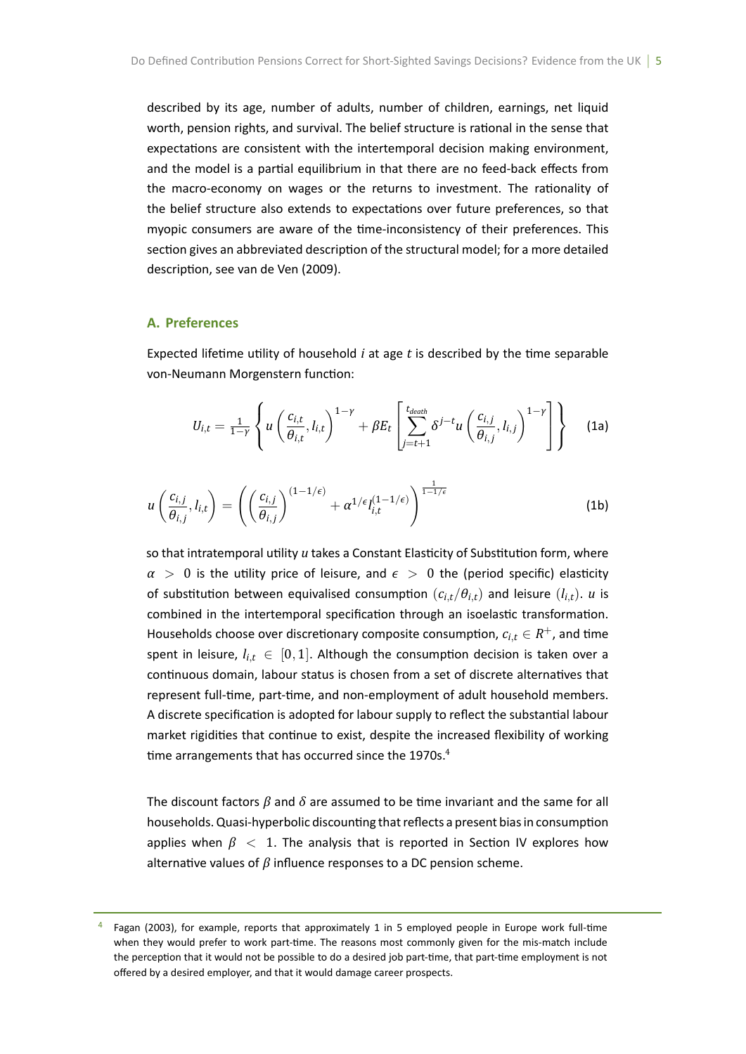described by its age, number of adults, number of children, earnings, net liquid worth, pension rights, and survival. The belief structure is rational in the sense that expectations are consistent with the intertemporal decision making environment, and the model is a partial equilibrium in that there are no feed-back effects from the macro-economy on wages or the returns to investment. The rationality of the belief structure also extends to expectations over future preferences, so that myopic consumers are aware of the time-inconsistency of their preferences. This section gives an abbreviated description of the structural model; for a more detailed description, see van de Ven (2009).

### A. Preferences

Expected lifetime utility of household $i$ at age $t$ is described by the time separable von-Neumann Morgenstern function:

$$U_{i,t} = \tfrac{1}{1-\gamma} \left\{ u\left(\frac{c_{i,t}}{\theta_{i,t}}, l_{i,t}\right)^{1-\gamma} + \beta E_t \left[ \sum_{j=t+1}^{t_{death}} \delta^{j-t} u\left(\frac{c_{i,j}}{\theta_{i,j}}, l_{i,j}\right)^{1-\gamma} \right] \right\} \quad \text{(1a)}$$

$$u\left(\frac{c_{i,j}}{\theta_{i,j}}, l_{i,t}\right) = \left( \left(\frac{c_{i,j}}{\theta_{i,j}}\right)^{(1-1/\epsilon)} + \alpha^{1/\epsilon} l_{i,t}^{(1-1/\epsilon)} \right)^{\frac{1}{1-1/\epsilon}} \quad \text{(1b)}$$

so that intratemporal utility $u$ takes a Constant Elasticity of Substitution form, where $\alpha > 0$ is the utility price of leisure, and $\epsilon > 0$ the (period specific) elasticity of substitution between equivalised consumption $(c_{i,t}/\theta_{i,t})$ and leisure $(l_{i,t})$. $u$ is combined in the intertemporal specification through an isoelastic transformation. Households choose over discretionary composite consumption, $c_{i,t} \in R^{+}$, and time spent in leisure, $l_{i,t} \in [0,1]$. Although the consumption decision is taken over a continuous domain, labour status is chosen from a set of discrete alternatives that represent full-time, part-time, and non-employment of adult household members. A discrete specification is adopted for labour supply to reflect the substantial labour market rigidities that continue to exist, despite the increased flexibility of working time arrangements that has occurred since the 1970s.[4]

The discount factors $\beta$ and $\delta$ are assumed to be time invariant and the same for all households. Quasi-hyperbolic discounting that reflects a present bias in consumption applies when $\beta < 1$. The analysis that is reported in Section IV explores how alternative values of $\beta$ influence responses to a DC pension scheme.

---

[4] Fagan (2003), for example, reports that approximately 1 in 5 employed people in Europe work full-time when they would prefer to work part-time. The reasons most commonly given for the mis-match include the perception that it would not be possible to do a desired job part-time, that part-time employment is not offered by a desired employer, and that it would damage career prospects.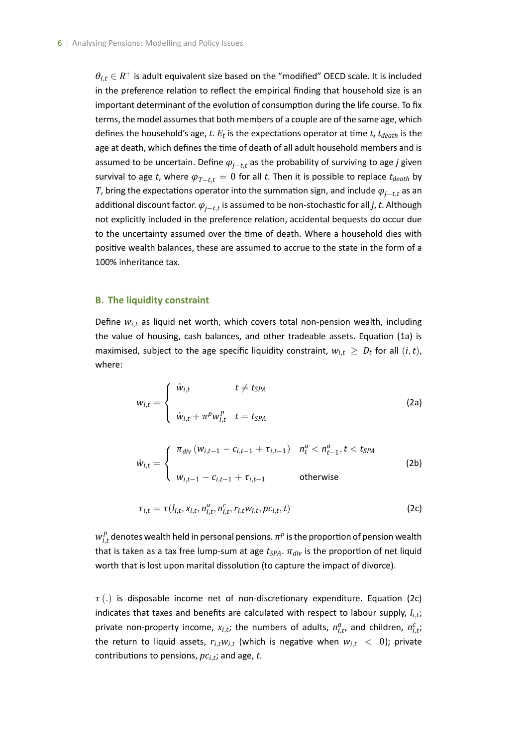$\theta_{i,t} \in R^{+}$ is adult equivalent size based on the "modified" OECD scale. It is included in the preference relation to reflect the empirical finding that household size is an important determinant of the evolution of consumption during the life course. To fix terms, the model assumes that both members of a couple are of the same age, which defines the household's age, $t$. $E_t$ is the expectations operator at time $t$, $t_{death}$ is the age at death, which defines the time of death of all adult household members and is assumed to be uncertain. Define $\varphi_{j-t,t}$ as the probability of surviving to age $j$ given survival to age $t$, where $\varphi_{T-t,t} = 0$ for all $t$. Then it is possible to replace $t_{death}$ by $T$, bring the expectations operator into the summation sign, and include $\varphi_{j-t,t}$ as an additional discount factor. $\varphi_{j-t,t}$ is assumed to be non-stochastic for all $j$, $t$. Although not explicitly included in the preference relation, accidental bequests do occur due to the uncertainty assumed over the time of death. Where a household dies with positive wealth balances, these are assumed to accrue to the state in the form of a 100% inheritance tax.

## B. The liquidity constraint

Define $w_{i,t}$ as liquid net worth, which covers total non-pension wealth, including the value of housing, cash balances, and other tradeable assets. Equation (1a) is maximised, subject to the age specific liquidity constraint, $w_{i,t} \geq D_t$ for all $(i,t)$, where:

$$w_{i,t} = \begin{cases} \hat{w}_{i,t} & t \neq t_{SPA} \\ \hat{w}_{i,t} + \pi^{p} w^{p}_{i,t} & t = t_{SPA} \end{cases} \tag{2a}$$

$$\hat{w}_{i,t} = \begin{cases} \pi_{div}\left(w_{i,t-1} - c_{i,t-1} + \tau_{i,t-1}\right) & n^{a}_{t} < n^{a}_{t-1}, t < t_{SPA} \\ w_{i,t-1} - c_{i,t-1} + \tau_{i,t-1} & \text{otherwise} \end{cases} \tag{2b}$$

$$\tau_{i,t} = \tau(l_{i,t}, x_{i,t}, n^{a}_{i,t}, n^{c}_{i,t}, r_{i,t} w_{i,t}, pc_{i,t}, t) \tag{2c}$$

$w^{p}_{i,t}$ denotes wealth held in personal pensions. $\pi^{p}$ is the proportion of pension wealth that is taken as a tax free lump-sum at age $t_{SPA}$. $\pi_{div}$ is the proportion of net liquid worth that is lost upon marital dissolution (to capture the impact of divorce).

$\tau(.)$ is disposable income net of non-discretionary expenditure. Equation (2c) indicates that taxes and benefits are calculated with respect to labour supply, $l_{i,t}$; private non-property income, $x_{i,t}$; the numbers of adults, $n^{a}_{i,t}$, and children, $n^{c}_{i,t}$; the return to liquid assets, $r_{i,t} w_{i,t}$ (which is negative when $w_{i,t} < 0$); private contributions to pensions, $pc_{i,t}$; and age, $t$.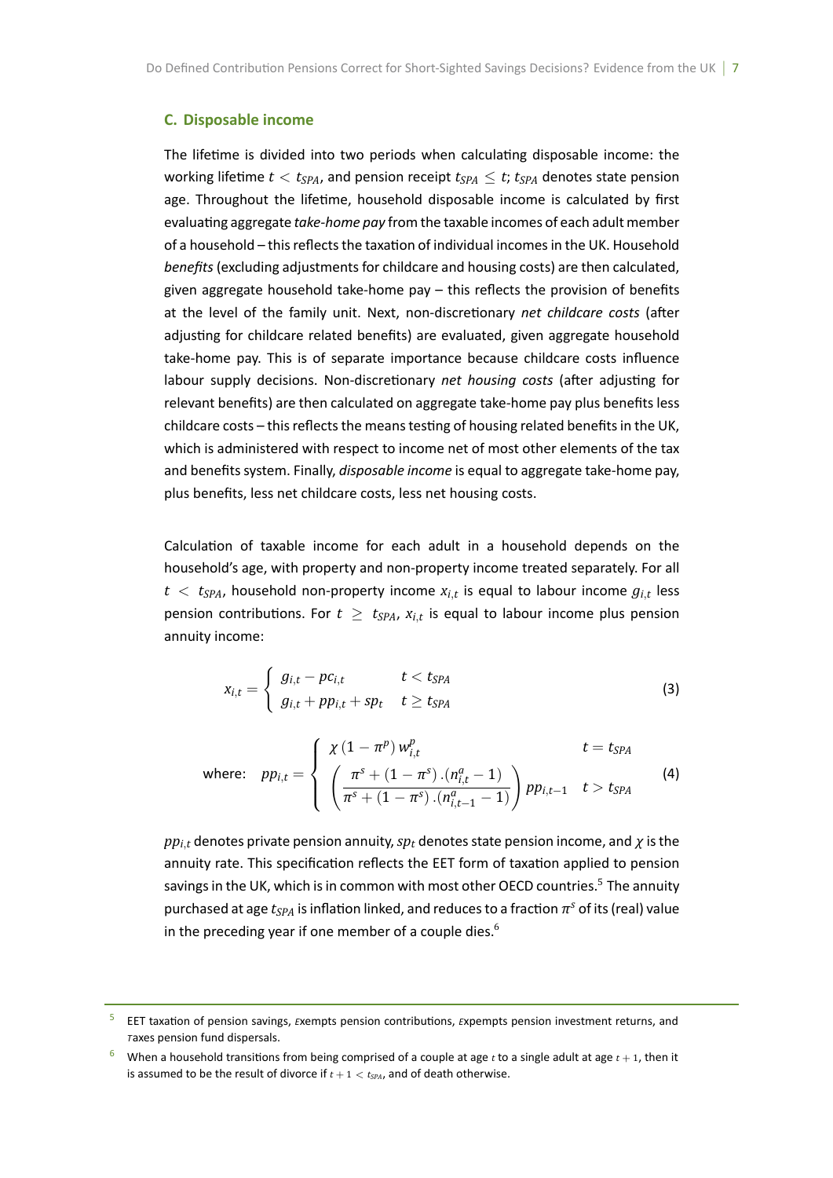### C. Disposable income

The lifetime is divided into two periods when calculating disposable income: the working lifetime $t < t_{SPA}$, and pension receipt $t_{SPA} \leq t$; $t_{SPA}$ denotes state pension age. Throughout the lifetime, household disposable income is calculated by first evaluating aggregate *take-home pay* from the taxable incomes of each adult member of a household – this reflects the taxation of individual incomes in the UK. Household *benefits* (excluding adjustments for childcare and housing costs) are then calculated, given aggregate household take-home pay – this reflects the provision of benefits at the level of the family unit. Next, non-discretionary *net childcare costs* (after adjusting for childcare related benefits) are evaluated, given aggregate household take-home pay. This is of separate importance because childcare costs influence labour supply decisions. Non-discretionary *net housing costs* (after adjusting for relevant benefits) are then calculated on aggregate take-home pay plus benefits less childcare costs – this reflects the means testing of housing related benefits in the UK, which is administered with respect to income net of most other elements of the tax and benefits system. Finally, *disposable income* is equal to aggregate take-home pay, plus benefits, less net childcare costs, less net housing costs.

Calculation of taxable income for each adult in a household depends on the household's age, with property and non-property income treated separately. For all $t < t_{SPA}$, household non-property income $x_{i,t}$ is equal to labour income $g_{i,t}$ less pension contributions. For $t \geq t_{SPA}$, $x_{i,t}$ is equal to labour income plus pension annuity income:

$$x_{i,t} = \begin{cases} g_{i,t} - pc_{i,t} & t < t_{SPA} \\ g_{i,t} + pp_{i,t} + sp_t & t \geq t_{SPA} \end{cases} \tag{3}$$

$$\text{where:} \quad pp_{i,t} = \begin{cases} \chi \left(1 - \pi^p\right) w_{i,t}^p & t = t_{SPA} \\ \left( \dfrac{\pi^s + (1 - \pi^s) \, . (n_{i,t}^a - 1)}{\pi^s + (1 - \pi^s) \, . (n_{i,t-1}^a - 1)} \right) pp_{i,t-1} & t > t_{SPA} \end{cases} \tag{4}$$

$pp_{i,t}$ denotes private pension annuity, $sp_t$ denotes state pension income, and $\chi$ is the annuity rate. This specification reflects the EET form of taxation applied to pension savings in the UK, which is in common with most other OECD countries.[5] The annuity purchased at age $t_{SPA}$ is inflation linked, and reduces to a fraction $\pi^s$ of its (real) value in the preceding year if one member of a couple dies.[6]

---

[5] EET taxation of pension savings, *E*xempts pension contributions, *E*xpempts pension investment returns, and *T*axes pension fund dispersals.

[6] When a household transitions from being comprised of a couple at age $t$ to a single adult at age $t + 1$, then it is assumed to be the result of divorce if $t + 1 < t_{SPA}$, and of death otherwise.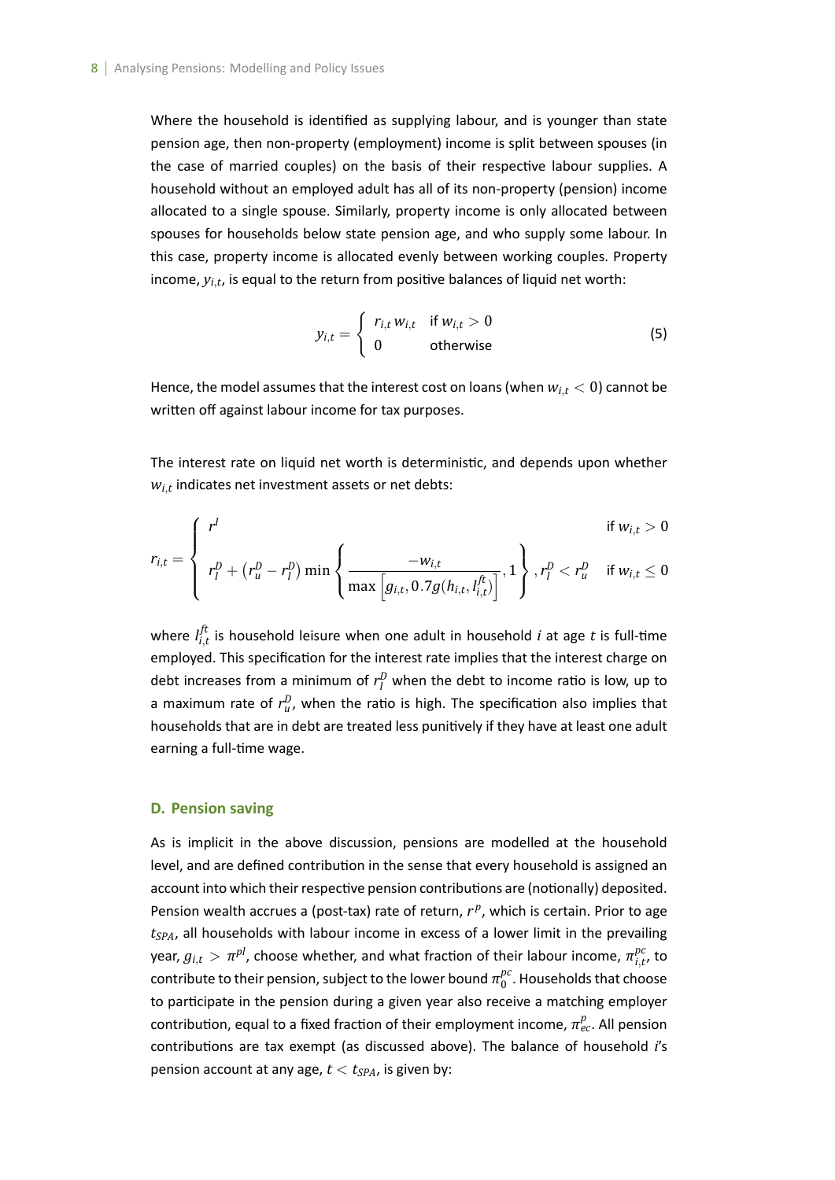Where the household is identified as supplying labour, and is younger than state pension age, then non-property (employment) income is split between spouses (in the case of married couples) on the basis of their respective labour supplies. A household without an employed adult has all of its non-property (pension) income allocated to a single spouse. Similarly, property income is only allocated between spouses for households below state pension age, and who supply some labour. In this case, property income is allocated evenly between working couples. Property income, $y_{i,t}$, is equal to the return from positive balances of liquid net worth:

$$y_{i,t} = \begin{cases} r_{i,t} w_{i,t} & \text{if } w_{i,t} > 0 \\ 0 & \text{otherwise} \end{cases} \tag{5}$$

Hence, the model assumes that the interest cost on loans (when $w_{i,t} < 0$) cannot be written off against labour income for tax purposes.

The interest rate on liquid net worth is deterministic, and depends upon whether $w_{i,t}$ indicates net investment assets or net debts:

$$r_{i,t} = \begin{cases} r^I & \text{if } w_{i,t} > 0 \\ r_l^D + \left(r_u^D - r_l^D\right) \min\left\{ \dfrac{-w_{i,t}}{\max\left[g_{i,t}, 0.7g(h_{i,t}, l_{i,t}^{ft})\right]}, 1 \right\}, r_l^D < r_u^D & \text{if } w_{i,t} \leq 0 \end{cases}$$

where $l_{i,t}^{ft}$ is household leisure when one adult in household $i$ at age $t$ is full-time employed. This specification for the interest rate implies that the interest charge on debt increases from a minimum of $r_l^D$ when the debt to income ratio is low, up to a maximum rate of $r_u^D$, when the ratio is high. The specification also implies that households that are in debt are treated less punitively if they have at least one adult earning a full-time wage.

### D. Pension saving

As is implicit in the above discussion, pensions are modelled at the household level, and are defined contribution in the sense that every household is assigned an account into which their respective pension contributions are (notionally) deposited. Pension wealth accrues a (post-tax) rate of return, $r^p$, which is certain. Prior to age $t_{SPA}$, all households with labour income in excess of a lower limit in the prevailing year, $g_{i,t} > \pi^{pl}$, choose whether, and what fraction of their labour income, $\pi_{i,t}^{pc}$, to contribute to their pension, subject to the lower bound $\pi_0^{pc}$. Households that choose to participate in the pension during a given year also receive a matching employer contribution, equal to a fixed fraction of their employment income, $\pi_{ec}^{p}$. All pension contributions are tax exempt (as discussed above). The balance of household $i$'s pension account at any age, $t < t_{SPA}$, is given by: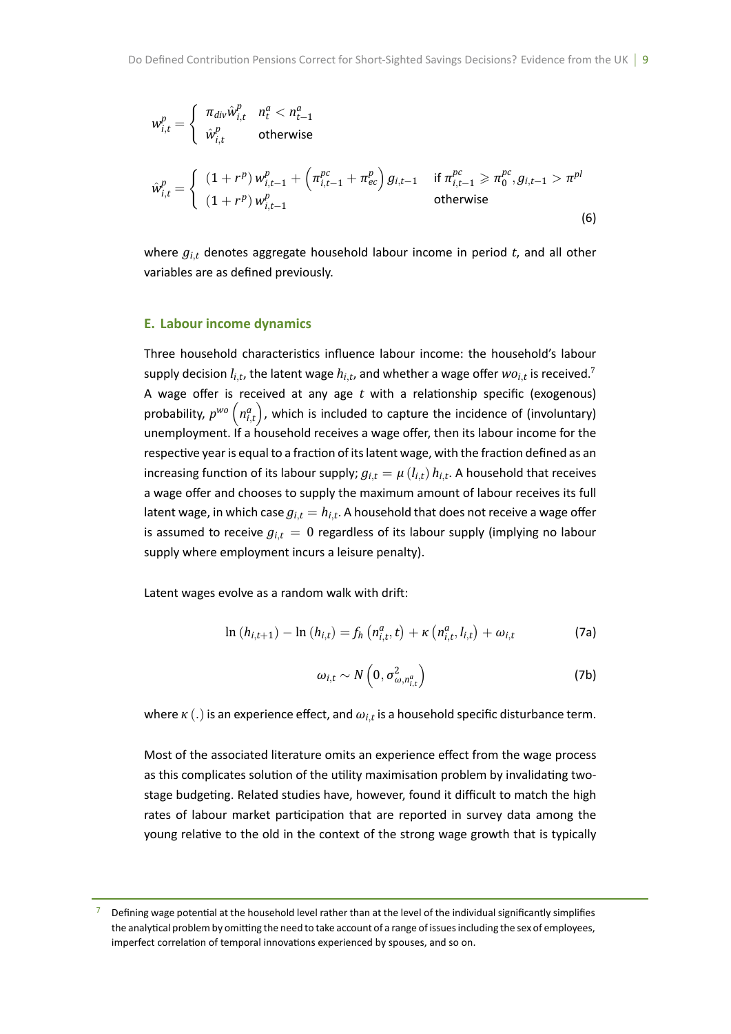$$w_{i,t}^{p} = \begin{cases} \pi_{div} \hat{w}_{i,t}^{p} & n_{t}^{a} < n_{t-1}^{a} \\ \hat{w}_{i,t}^{p} & \text{otherwise} \end{cases}$$

$$\hat{w}_{i,t}^{p} = \begin{cases} \left(1 + r^{p}\right) w_{i,t-1}^{p} + \left(\pi_{i,t-1}^{pc} + \pi_{ec}^{p}\right) g_{i,t-1} & \text{if } \pi_{i,t-1}^{pc} \geqslant \pi_{0}^{pc}, g_{i,t-1} > \pi^{pl} \\ \left(1 + r^{p}\right) w_{i,t-1}^{p} & \text{otherwise} \end{cases} \tag{6}$$

where $g_{i,t}$ denotes aggregate household labour income in period $t$, and all other variables are as defined previously.

### E. Labour income dynamics

Three household characteristics influence labour income: the household's labour supply decision $l_{i,t}$, the latent wage $h_{i,t}$, and whether a wage offer $wo_{i,t}$ is received.[7] A wage offer is received at any age $t$ with a relationship specific (exogenous) probability, $p^{wo}\left(n_{i,t}^{a}\right)$, which is included to capture the incidence of (involuntary) unemployment. If a household receives a wage offer, then its labour income for the respective year is equal to a fraction of its latent wage, with the fraction defined as an increasing function of its labour supply; $g_{i,t} = \mu\left(l_{i,t}\right) h_{i,t}$. A household that receives a wage offer and chooses to supply the maximum amount of labour receives its full latent wage, in which case $g_{i,t} = h_{i,t}$. A household that does not receive a wage offer is assumed to receive $g_{i,t} = 0$ regardless of its labour supply (implying no labour supply where employment incurs a leisure penalty).

Latent wages evolve as a random walk with drift:

$$\ln\left(h_{i,t+1}\right) - \ln\left(h_{i,t}\right) = f_{h}\left(n_{i,t}^{a}, t\right) + \kappa\left(n_{i,t}^{a}, l_{i,t}\right) + \omega_{i,t} \tag{7a}$$

$$\omega_{i,t} \sim N\left(0, \sigma_{\omega, n_{i,t}^{a}}^{2}\right) \tag{7b}$$

where $\kappa\left(.\right)$ is an experience effect, and $\omega_{i,t}$ is a household specific disturbance term.

Most of the associated literature omits an experience effect from the wage process as this complicates solution of the utility maximisation problem by invalidating two-stage budgeting. Related studies have, however, found it difficult to match the high rates of labour market participation that are reported in survey data among the young relative to the old in the context of the strong wage growth that is typically

[7] Defining wage potential at the household level rather than at the level of the individual significantly simplifies the analytical problem by omitting the need to take account of a range of issues including the sex of employees, imperfect correlation of temporal innovations experienced by spouses, and so on.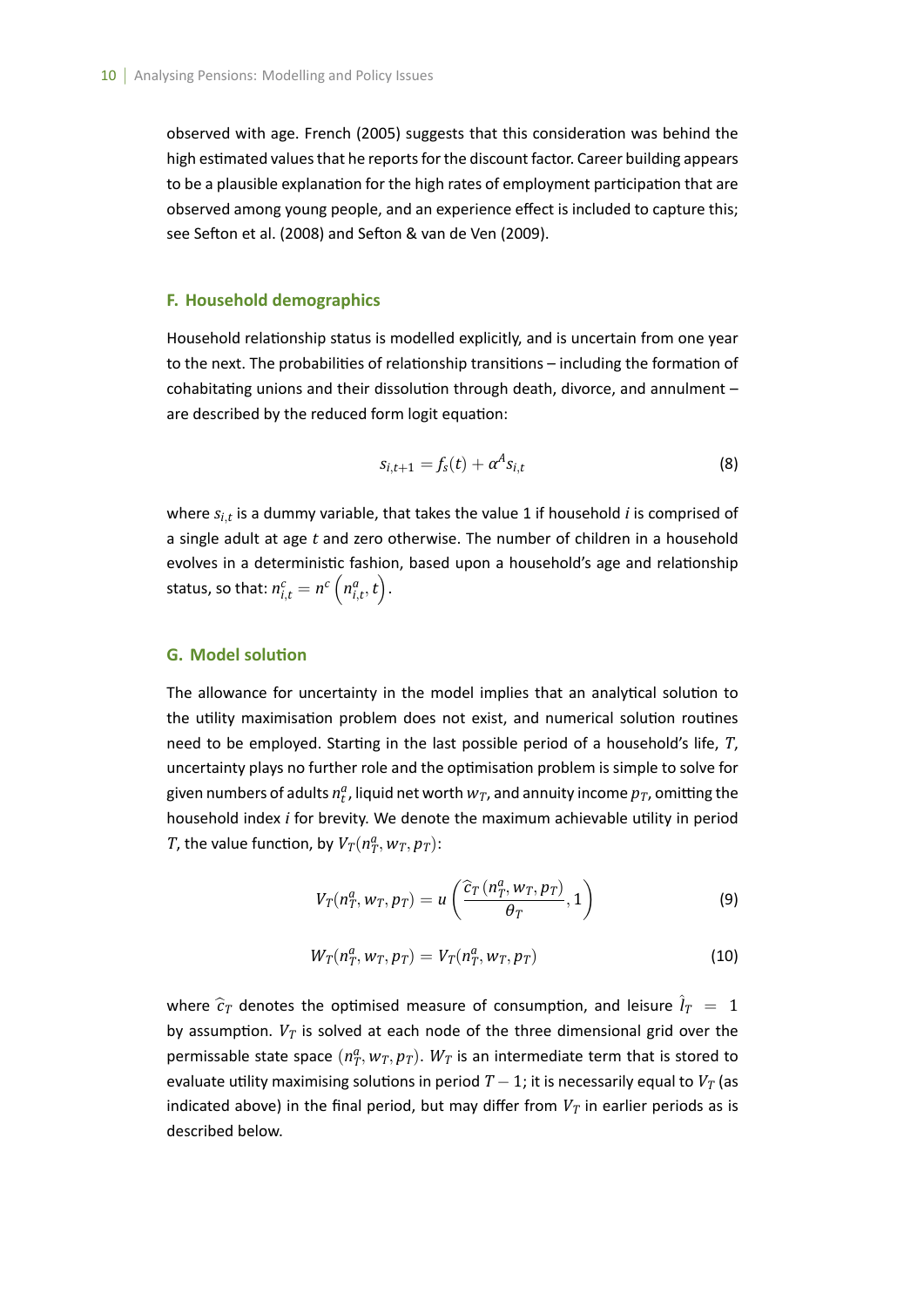observed with age. French (2005) suggests that this consideration was behind the high estimated values that he reports for the discount factor. Career building appears to be a plausible explanation for the high rates of employment participation that are observed among young people, and an experience effect is included to capture this; see Sefton et al. (2008) and Sefton & van de Ven (2009).

### F. Household demographics

Household relationship status is modelled explicitly, and is uncertain from one year to the next. The probabilities of relationship transitions – including the formation of cohabitating unions and their dissolution through death, divorce, and annulment – are described by the reduced form logit equation:

$$s_{i,t+1} = f_s(t) + \alpha^A s_{i,t} \tag{8}$$

where $s_{i,t}$ is a dummy variable, that takes the value 1 if household $i$ is comprised of a single adult at age $t$ and zero otherwise. The number of children in a household evolves in a deterministic fashion, based upon a household's age and relationship status, so that: $n^c_{i,t} = n^c\left(n^a_{i,t}, t\right)$.

### G. Model solution

The allowance for uncertainty in the model implies that an analytical solution to the utility maximisation problem does not exist, and numerical solution routines need to be employed. Starting in the last possible period of a household's life, $T$, uncertainty plays no further role and the optimisation problem is simple to solve for given numbers of adults $n^a_t$, liquid net worth $w_T$, and annuity income $p_T$, omitting the household index $i$ for brevity. We denote the maximum achievable utility in period $T$, the value function, by $V_T(n^a_T, w_T, p_T)$:

$$V_T(n^a_T, w_T, p_T) = u\left(\frac{\widehat{c}_T\left(n^a_T, w_T, p_T\right)}{\theta_T}, 1\right) \tag{9}$$

$$W_T(n^a_T, w_T, p_T) = V_T(n^a_T, w_T, p_T) \tag{10}$$

where $\widehat{c}_T$ denotes the optimised measure of consumption, and leisure $\widehat{l}_T = 1$ by assumption. $V_T$ is solved at each node of the three dimensional grid over the permissable state space $(n^a_T, w_T, p_T)$. $W_T$ is an intermediate term that is stored to evaluate utility maximising solutions in period $T-1$; it is necessarily equal to $V_T$ (as indicated above) in the final period, but may differ from $V_T$ in earlier periods as is described below.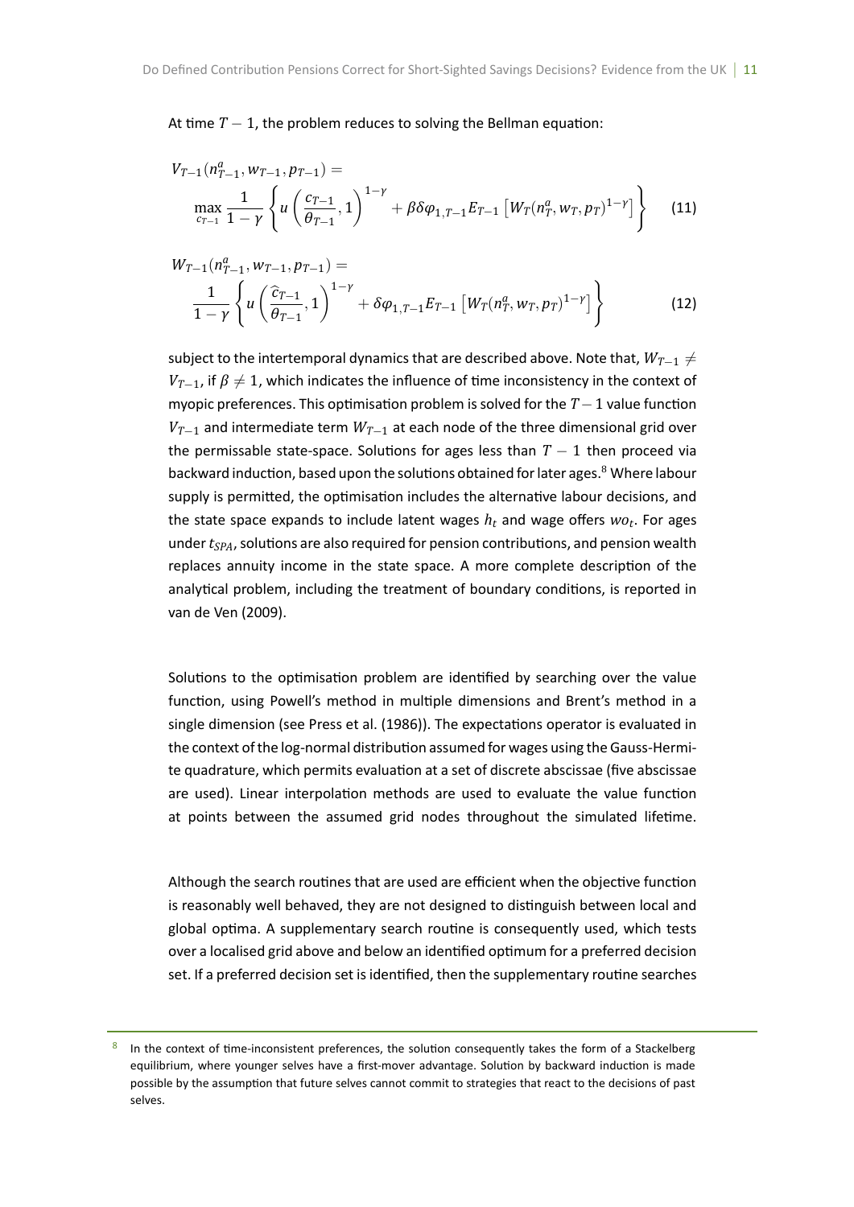At time $T-1$, the problem reduces to solving the Bellman equation:

$$V_{T-1}(n_{T-1}^a, w_{T-1}, p_{T-1}) = \max_{c_{T-1}} \frac{1}{1-\gamma} \left\{ u\left(\frac{c_{T-1}}{\theta_{T-1}}, 1\right)^{1-\gamma} + \beta\delta\varphi_{1,T-1} E_{T-1}\left[W_T(n_T^a, w_T, p_T)^{1-\gamma}\right] \right\} \quad (11)$$

$$W_{T-1}(n_{T-1}^a, w_{T-1}, p_{T-1}) = \frac{1}{1-\gamma} \left\{ u\left(\frac{\widehat{c}_{T-1}}{\theta_{T-1}}, 1\right)^{1-\gamma} + \delta\varphi_{1,T-1} E_{T-1}\left[W_T(n_T^a, w_T, p_T)^{1-\gamma}\right] \right\} \quad (12)$$

subject to the intertemporal dynamics that are described above. Note that, $W_{T-1} \neq V_{T-1}$, if $\beta \neq 1$, which indicates the influence of time inconsistency in the context of myopic preferences. This optimisation problem is solved for the $T-1$ value function $V_{T-1}$ and intermediate term $W_{T-1}$ at each node of the three dimensional grid over the permissable state-space. Solutions for ages less than $T-1$ then proceed via backward induction, based upon the solutions obtained for later ages.[8] Where labour supply is permitted, the optimisation includes the alternative labour decisions, and the state space expands to include latent wages $h_t$ and wage offers $wo_t$. For ages under $t_{SPA}$, solutions are also required for pension contributions, and pension wealth replaces annuity income in the state space. A more complete description of the analytical problem, including the treatment of boundary conditions, is reported in van de Ven (2009).

Solutions to the optimisation problem are identified by searching over the value function, using Powell's method in multiple dimensions and Brent's method in a single dimension (see Press et al. (1986)). The expectations operator is evaluated in the context of the log-normal distribution assumed for wages using the Gauss-Hermite quadrature, which permits evaluation at a set of discrete abscissae (five abscissae are used). Linear interpolation methods are used to evaluate the value function at points between the assumed grid nodes throughout the simulated lifetime.

Although the search routines that are used are efficient when the objective function is reasonably well behaved, they are not designed to distinguish between local and global optima. A supplementary search routine is consequently used, which tests over a localised grid above and below an identified optimum for a preferred decision set. If a preferred decision set is identified, then the supplementary routine searches

[8] In the context of time-inconsistent preferences, the solution consequently takes the form of a Stackelberg equilibrium, where younger selves have a first-mover advantage. Solution by backward induction is made possible by the assumption that future selves cannot commit to strategies that react to the decisions of past selves.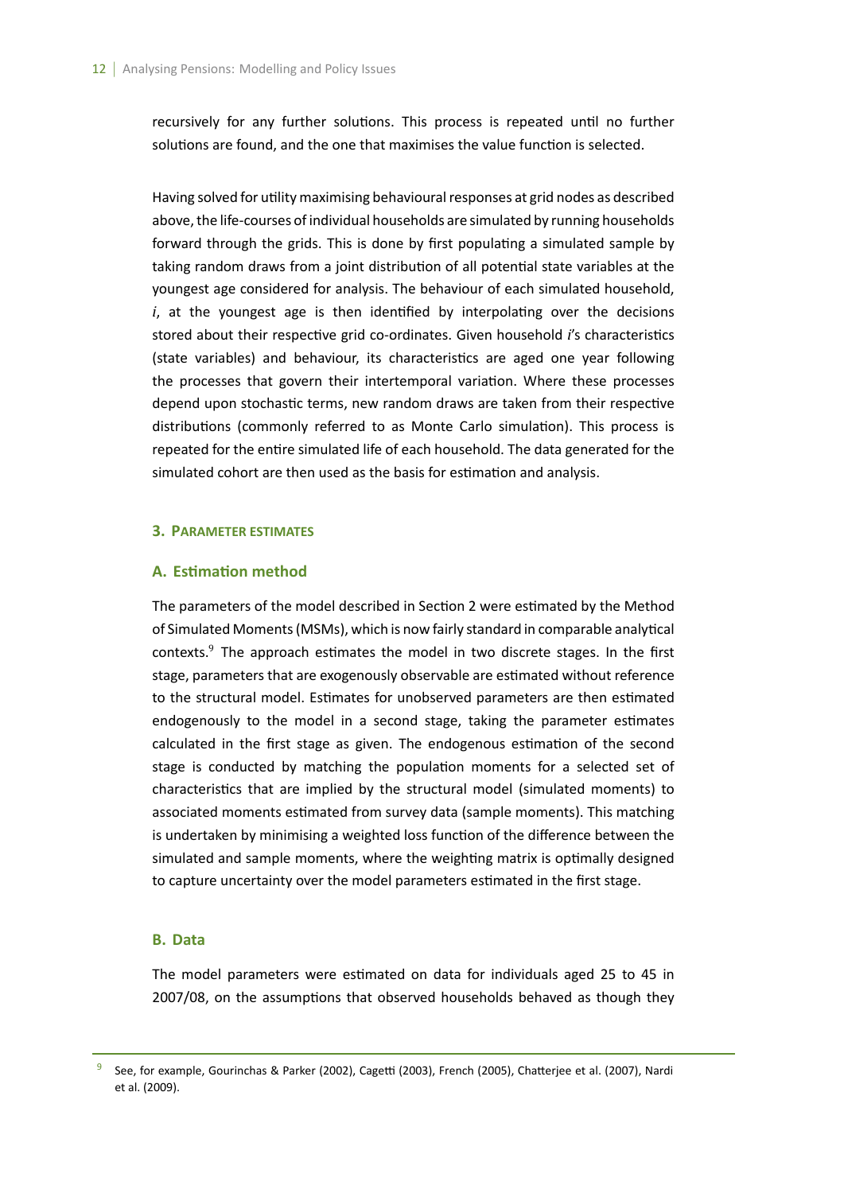recursively for any further solutions. This process is repeated until no further solutions are found, and the one that maximises the value function is selected.

Having solved for utility maximising behavioural responses at grid nodes as described above, the life-courses of individual households are simulated by running households forward through the grids. This is done by first populating a simulated sample by taking random draws from a joint distribution of all potential state variables at the youngest age considered for analysis. The behaviour of each simulated household, *i*, at the youngest age is then identified by interpolating over the decisions stored about their respective grid co-ordinates. Given household *i*'s characteristics (state variables) and behaviour, its characteristics are aged one year following the processes that govern their intertemporal variation. Where these processes depend upon stochastic terms, new random draws are taken from their respective distributions (commonly referred to as Monte Carlo simulation). This process is repeated for the entire simulated life of each household. The data generated for the simulated cohort are then used as the basis for estimation and analysis.

## 3. Parameter estimates

### A. Estimation method

The parameters of the model described in Section 2 were estimated by the Method of Simulated Moments (MSMs), which is now fairly standard in comparable analytical contexts.[9] The approach estimates the model in two discrete stages. In the first stage, parameters that are exogenously observable are estimated without reference to the structural model. Estimates for unobserved parameters are then estimated endogenously to the model in a second stage, taking the parameter estimates calculated in the first stage as given. The endogenous estimation of the second stage is conducted by matching the population moments for a selected set of characteristics that are implied by the structural model (simulated moments) to associated moments estimated from survey data (sample moments). This matching is undertaken by minimising a weighted loss function of the difference between the simulated and sample moments, where the weighting matrix is optimally designed to capture uncertainty over the model parameters estimated in the first stage.

### B. Data

The model parameters were estimated on data for individuals aged 25 to 45 in 2007/08, on the assumptions that observed households behaved as though they

[9] See, for example, Gourinchas & Parker (2002), Cagetti (2003), French (2005), Chatterjee et al. (2007), Nardi et al. (2009).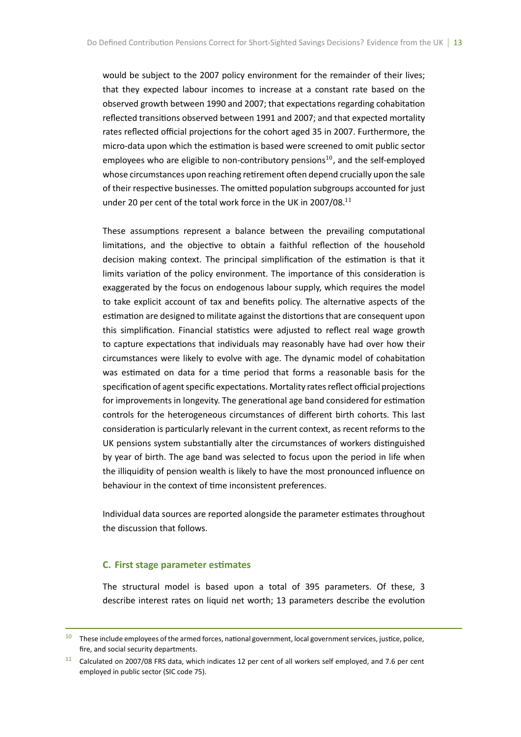would be subject to the 2007 policy environment for the remainder of their lives; that they expected labour incomes to increase at a constant rate based on the observed growth between 1990 and 2007; that expectations regarding cohabitation reflected transitions observed between 1991 and 2007; and that expected mortality rates reflected official projections for the cohort aged 35 in 2007. Furthermore, the micro-data upon which the estimation is based were screened to omit public sector employees who are eligible to non-contributory pensions[10], and the self-employed whose circumstances upon reaching retirement often depend crucially upon the sale of their respective businesses. The omitted population subgroups accounted for just under 20 per cent of the total work force in the UK in 2007/08.[11]

These assumptions represent a balance between the prevailing computational limitations, and the objective to obtain a faithful reflection of the household decision making context. The principal simplification of the estimation is that it limits variation of the policy environment. The importance of this consideration is exaggerated by the focus on endogenous labour supply, which requires the model to take explicit account of tax and benefits policy. The alternative aspects of the estimation are designed to militate against the distortions that are consequent upon this simplification. Financial statistics were adjusted to reflect real wage growth to capture expectations that individuals may reasonably have had over how their circumstances were likely to evolve with age. The dynamic model of cohabitation was estimated on data for a time period that forms a reasonable basis for the specification of agent specific expectations. Mortality rates reflect official projections for improvements in longevity. The generational age band considered for estimation controls for the heterogeneous circumstances of different birth cohorts. This last consideration is particularly relevant in the current context, as recent reforms to the UK pensions system substantially alter the circumstances of workers distinguished by year of birth. The age band was selected to focus upon the period in life when the illiquidity of pension wealth is likely to have the most pronounced influence on behaviour in the context of time inconsistent preferences.

Individual data sources are reported alongside the parameter estimates throughout the discussion that follows.

### C. First stage parameter estimates

The structural model is based upon a total of 395 parameters. Of these, 3 describe interest rates on liquid net worth; 13 parameters describe the evolution

[10] These include employees of the armed forces, national government, local government services, justice, police, fire, and social security departments.

[11] Calculated on 2007/08 FRS data, which indicates 12 per cent of all workers self employed, and 7.6 per cent employed in public sector (SIC code 75).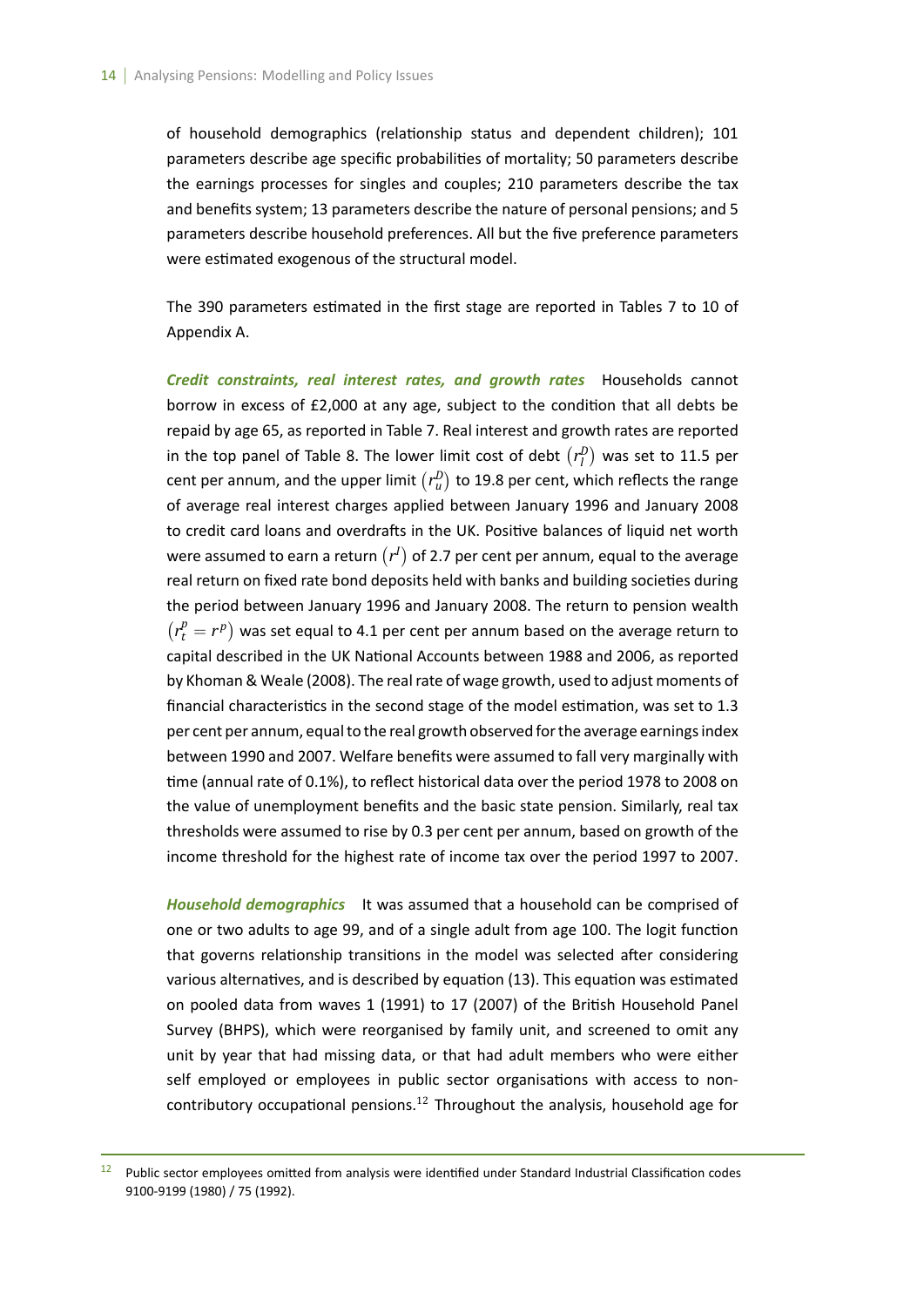of household demographics (relationship status and dependent children); 101 parameters describe age specific probabilities of mortality; 50 parameters describe the earnings processes for singles and couples; 210 parameters describe the tax and benefits system; 13 parameters describe the nature of personal pensions; and 5 parameters describe household preferences. All but the five preference parameters were estimated exogenous of the structural model.

The 390 parameters estimated in the first stage are reported in Tables 7 to 10 of Appendix A.

***Credit constraints, real interest rates, and growth rates*** Households cannot borrow in excess of £2,000 at any age, subject to the condition that all debts be repaid by age 65, as reported in Table 7. Real interest and growth rates are reported in the top panel of Table 8. The lower limit cost of debt $\left(r_l^D\right)$ was set to 11.5 per cent per annum, and the upper limit $\left(r_u^D\right)$ to 19.8 per cent, which reflects the range of average real interest charges applied between January 1996 and January 2008 to credit card loans and overdrafts in the UK. Positive balances of liquid net worth were assumed to earn a return $\left(r^I\right)$ of 2.7 per cent per annum, equal to the average real return on fixed rate bond deposits held with banks and building societies during the period between January 1996 and January 2008. The return to pension wealth $\left(r_t^p = r^p\right)$ was set equal to 4.1 per cent per annum based on the average return to capital described in the UK National Accounts between 1988 and 2006, as reported by Khoman & Weale (2008). The real rate of wage growth, used to adjust moments of financial characteristics in the second stage of the model estimation, was set to 1.3 per cent per annum, equal to the real growth observed for the average earnings index between 1990 and 2007. Welfare benefits were assumed to fall very marginally with time (annual rate of 0.1%), to reflect historical data over the period 1978 to 2008 on the value of unemployment benefits and the basic state pension. Similarly, real tax thresholds were assumed to rise by 0.3 per cent per annum, based on growth of the income threshold for the highest rate of income tax over the period 1997 to 2007.

***Household demographics*** It was assumed that a household can be comprised of one or two adults to age 99, and of a single adult from age 100. The logit function that governs relationship transitions in the model was selected after considering various alternatives, and is described by equation (13). This equation was estimated on pooled data from waves 1 (1991) to 17 (2007) of the British Household Panel Survey (BHPS), which were reorganised by family unit, and screened to omit any unit by year that had missing data, or that had adult members who were either self employed or employees in public sector organisations with access to non-contributory occupational pensions.[12] Throughout the analysis, household age for

[12] Public sector employees omitted from analysis were identified under Standard Industrial Classification codes 9100-9199 (1980) / 75 (1992).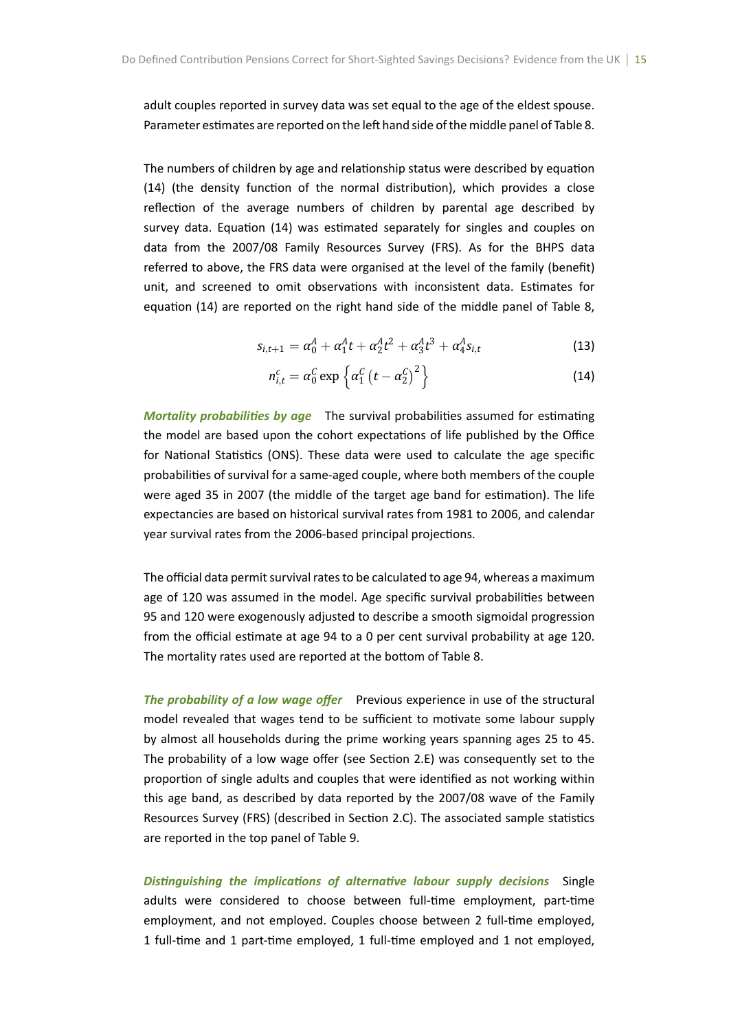adult couples reported in survey data was set equal to the age of the eldest spouse. Parameter estimates are reported on the left hand side of the middle panel of Table 8.

The numbers of children by age and relationship status were described by equation (14) (the density function of the normal distribution), which provides a close reflection of the average numbers of children by parental age described by survey data. Equation (14) was estimated separately for singles and couples on data from the 2007/08 Family Resources Survey (FRS). As for the BHPS data referred to above, the FRS data were organised at the level of the family (benefit) unit, and screened to omit observations with inconsistent data. Estimates for equation (14) are reported on the right hand side of the middle panel of Table 8,

$$s_{i,t+1} = \alpha_0^A + \alpha_1^A t + \alpha_2^A t^2 + \alpha_3^A t^3 + \alpha_4^A s_{i,t} \tag{13}$$

$$n_{i,t}^c = \alpha_0^C \exp\left\{\alpha_1^C \left(t - \alpha_2^C\right)^2\right\} \tag{14}$$

***Mortality probabilities by age*** The survival probabilities assumed for estimating the model are based upon the cohort expectations of life published by the Office for National Statistics (ONS). These data were used to calculate the age specific probabilities of survival for a same-aged couple, where both members of the couple were aged 35 in 2007 (the middle of the target age band for estimation). The life expectancies are based on historical survival rates from 1981 to 2006, and calendar year survival rates from the 2006-based principal projections.

The official data permit survival rates to be calculated to age 94, whereas a maximum age of 120 was assumed in the model. Age specific survival probabilities between 95 and 120 were exogenously adjusted to describe a smooth sigmoidal progression from the official estimate at age 94 to a 0 per cent survival probability at age 120. The mortality rates used are reported at the bottom of Table 8.

***The probability of a low wage offer*** Previous experience in use of the structural model revealed that wages tend to be sufficient to motivate some labour supply by almost all households during the prime working years spanning ages 25 to 45. The probability of a low wage offer (see Section 2.E) was consequently set to the proportion of single adults and couples that were identified as not working within this age band, as described by data reported by the 2007/08 wave of the Family Resources Survey (FRS) (described in Section 2.C). The associated sample statistics are reported in the top panel of Table 9.

***Distinguishing the implications of alternative labour supply decisions*** Single adults were considered to choose between full-time employment, part-time employment, and not employed. Couples choose between 2 full-time employed, 1 full-time and 1 part-time employed, 1 full-time employed and 1 not employed,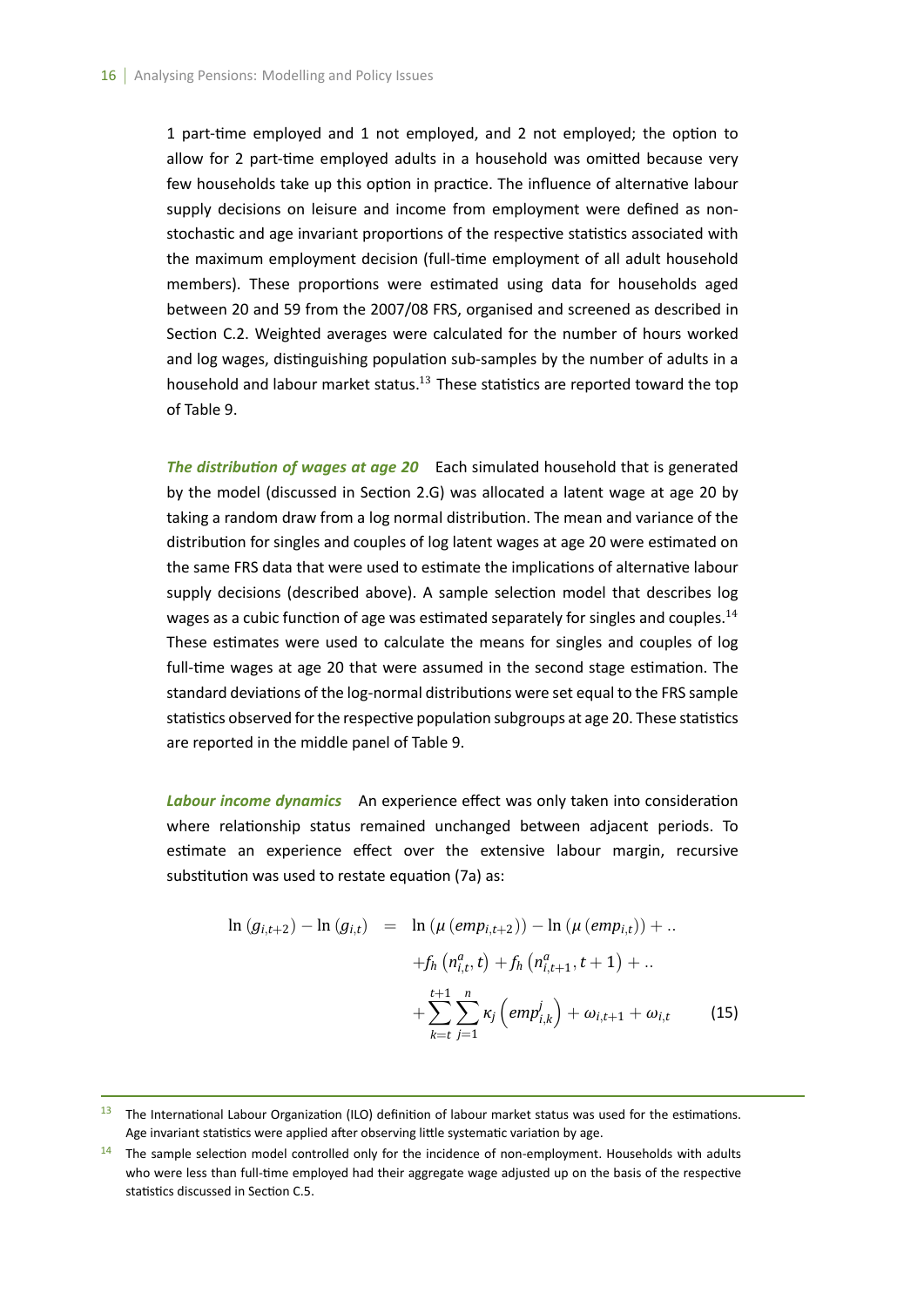1 part-time employed and 1 not employed, and 2 not employed; the option to allow for 2 part-time employed adults in a household was omitted because very few households take up this option in practice. The influence of alternative labour supply decisions on leisure and income from employment were defined as non-stochastic and age invariant proportions of the respective statistics associated with the maximum employment decision (full-time employment of all adult household members). These proportions were estimated using data for households aged between 20 and 59 from the 2007/08 FRS, organised and screened as described in Section C.2. Weighted averages were calculated for the number of hours worked and log wages, distinguishing population sub-samples by the number of adults in a household and labour market status.[13] These statistics are reported toward the top of Table 9.

***The distribution of wages at age 20*** Each simulated household that is generated by the model (discussed in Section 2.G) was allocated a latent wage at age 20 by taking a random draw from a log normal distribution. The mean and variance of the distribution for singles and couples of log latent wages at age 20 were estimated on the same FRS data that were used to estimate the implications of alternative labour supply decisions (described above). A sample selection model that describes log wages as a cubic function of age was estimated separately for singles and couples.[14] These estimates were used to calculate the means for singles and couples of log full-time wages at age 20 that were assumed in the second stage estimation. The standard deviations of the log-normal distributions were set equal to the FRS sample statistics observed for the respective population subgroups at age 20. These statistics are reported in the middle panel of Table 9.

***Labour income dynamics*** An experience effect was only taken into consideration where relationship status remained unchanged between adjacent periods. To estimate an experience effect over the extensive labour margin, recursive substitution was used to restate equation (7a) as:

$$
\begin{aligned}
\ln\left(g_{i,t+2}\right) - \ln\left(g_{i,t}\right) \quad = \quad & \ln\left(\mu\left(emp_{i,t+2}\right)\right) - \ln\left(\mu\left(emp_{i,t}\right)\right) + .. \\
& + f_h\left(n^a_{i,t}, t\right) + f_h\left(n^a_{i,t+1}, t+1\right) + .. \\
& + \sum_{k=t}^{t+1} \sum_{j=1}^{n} \kappa_j\left(emp^j_{i,k}\right) + \omega_{i,t+1} + \omega_{i,t} \qquad (15)
\end{aligned}
$$

---

[13] The International Labour Organization (ILO) definition of labour market status was used for the estimations. Age invariant statistics were applied after observing little systematic variation by age.

[14] The sample selection model controlled only for the incidence of non-employment. Households with adults who were less than full-time employed had their aggregate wage adjusted up on the basis of the respective statistics discussed in Section C.5.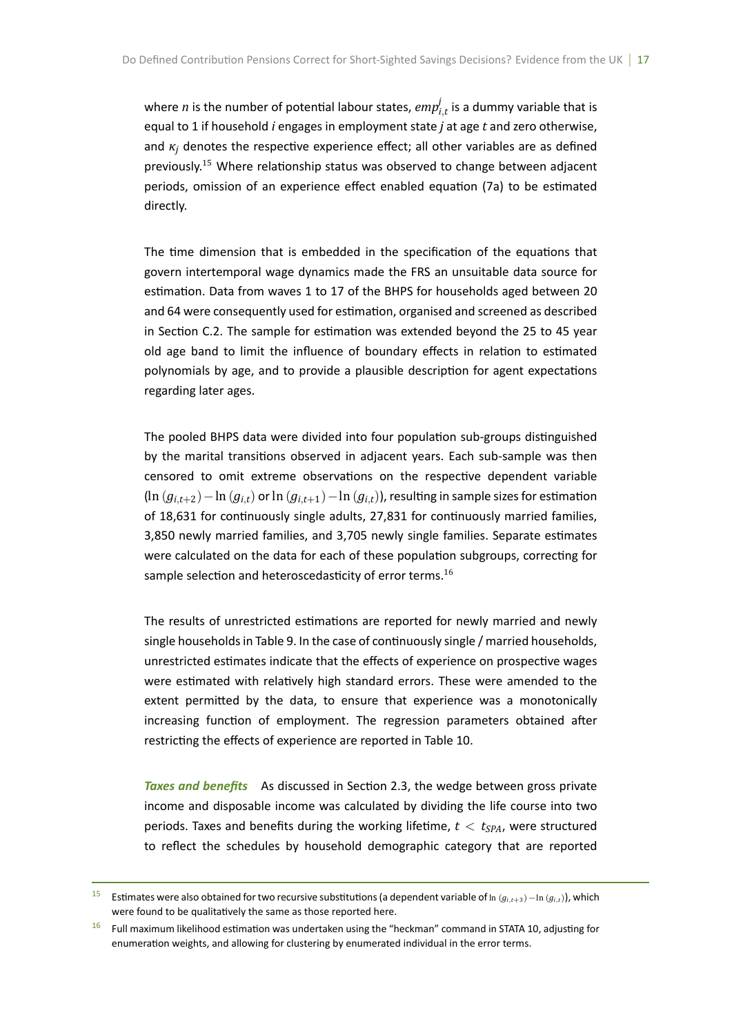where $n$ is the number of potential labour states, $emp^j_{i,t}$ is a dummy variable that is equal to 1 if household $i$ engages in employment state $j$ at age $t$ and zero otherwise, and $\kappa_j$ denotes the respective experience effect; all other variables are as defined previously.[15] Where relationship status was observed to change between adjacent periods, omission of an experience effect enabled equation (7a) to be estimated directly.

The time dimension that is embedded in the specification of the equations that govern intertemporal wage dynamics made the FRS an unsuitable data source for estimation. Data from waves 1 to 17 of the BHPS for households aged between 20 and 64 were consequently used for estimation, organised and screened as described in Section C.2. The sample for estimation was extended beyond the 25 to 45 year old age band to limit the influence of boundary effects in relation to estimated polynomials by age, and to provide a plausible description for agent expectations regarding later ages.

The pooled BHPS data were divided into four population sub-groups distinguished by the marital transitions observed in adjacent years. Each sub-sample was then censored to omit extreme observations on the respective dependent variable ($\ln(g_{i,t+2}) - \ln(g_{i,t})$ or $\ln(g_{i,t+1}) - \ln(g_{i,t})$), resulting in sample sizes for estimation of 18,631 for continuously single adults, 27,831 for continuously married families, 3,850 newly married families, and 3,705 newly single families. Separate estimates were calculated on the data for each of these population subgroups, correcting for sample selection and heteroscedasticity of error terms.[16]

The results of unrestricted estimations are reported for newly married and newly single households in Table 9. In the case of continuously single / married households, unrestricted estimates indicate that the effects of experience on prospective wages were estimated with relatively high standard errors. These were amended to the extent permitted by the data, to ensure that experience was a monotonically increasing function of employment. The regression parameters obtained after restricting the effects of experience are reported in Table 10.

***Taxes and benefits*** As discussed in Section 2.3, the wedge between gross private income and disposable income was calculated by dividing the life course into two periods. Taxes and benefits during the working lifetime, $t < t_{SPA}$, were structured to reflect the schedules by household demographic category that are reported

---

[15] Estimates were also obtained for two recursive substitutions (a dependent variable of $\ln(g_{i,t+3}) - \ln(g_{i,t})$), which were found to be qualitatively the same as those reported here.

[16] Full maximum likelihood estimation was undertaken using the "heckman" command in STATA 10, adjusting for enumeration weights, and allowing for clustering by enumerated individual in the error terms.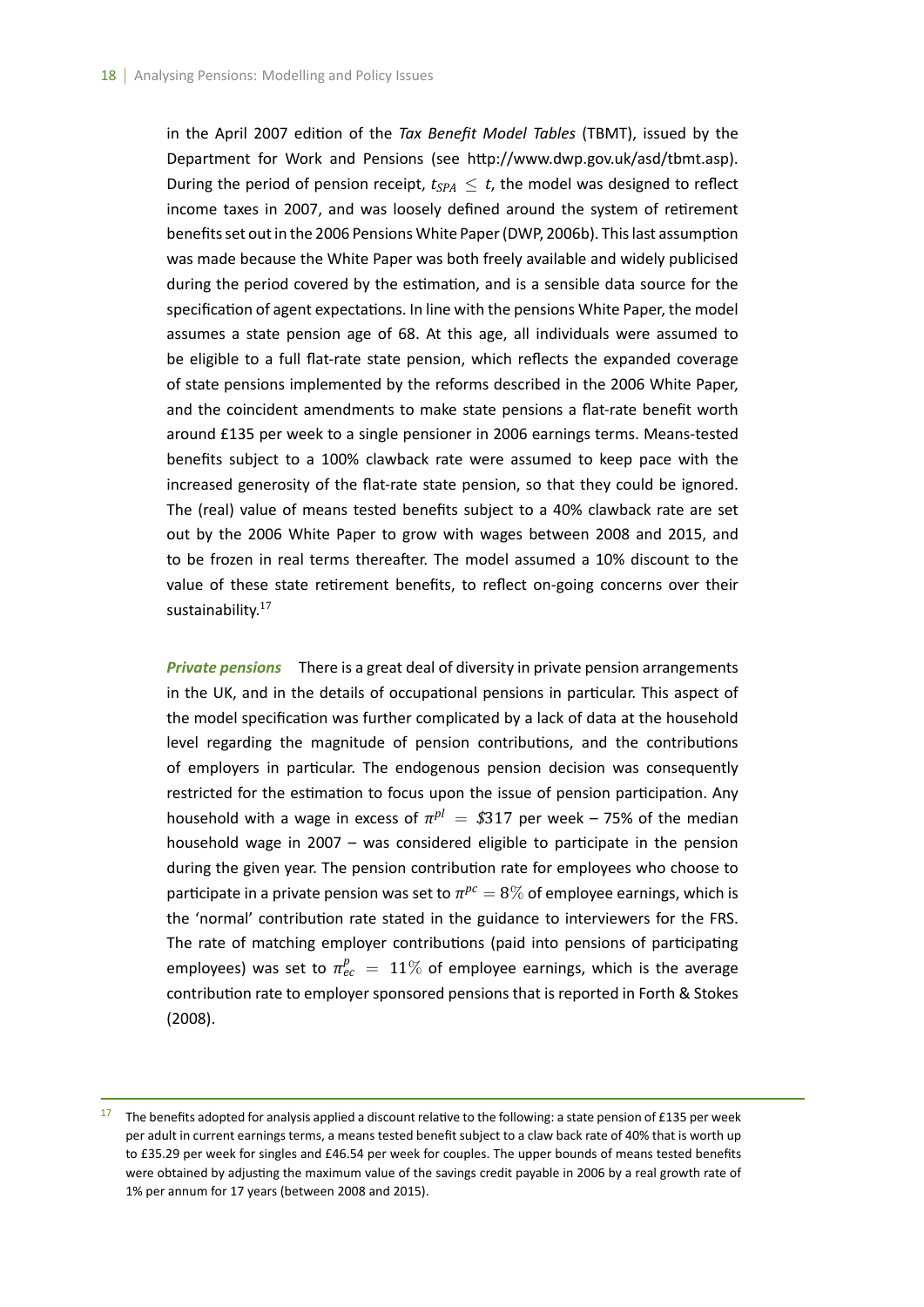in the April 2007 edition of the *Tax Benefit Model Tables* (TBMT), issued by the Department for Work and Pensions (see http://www.dwp.gov.uk/asd/tbmt.asp). During the period of pension receipt, $t_{SPA} \leq t$, the model was designed to reflect income taxes in 2007, and was loosely defined around the system of retirement benefits set out in the 2006 Pensions White Paper (DWP, 2006b). This last assumption was made because the White Paper was both freely available and widely publicised during the period covered by the estimation, and is a sensible data source for the specification of agent expectations. In line with the pensions White Paper, the model assumes a state pension age of 68. At this age, all individuals were assumed to be eligible to a full flat-rate state pension, which reflects the expanded coverage of state pensions implemented by the reforms described in the 2006 White Paper, and the coincident amendments to make state pensions a flat-rate benefit worth around £135 per week to a single pensioner in 2006 earnings terms. Means-tested benefits subject to a 100% clawback rate were assumed to keep pace with the increased generosity of the flat-rate state pension, so that they could be ignored. The (real) value of means tested benefits subject to a 40% clawback rate are set out by the 2006 White Paper to grow with wages between 2008 and 2015, and to be frozen in real terms thereafter. The model assumed a 10% discount to the value of these state retirement benefits, to reflect on-going concerns over their sustainability.[17]

***Private pensions*** There is a great deal of diversity in private pension arrangements in the UK, and in the details of occupational pensions in particular. This aspect of the model specification was further complicated by a lack of data at the household level regarding the magnitude of pension contributions, and the contributions of employers in particular. The endogenous pension decision was consequently restricted for the estimation to focus upon the issue of pension participation. Any household with a wage in excess of $\pi^{pl} = \$317$ per week – 75% of the median household wage in 2007 – was considered eligible to participate in the pension during the given year. The pension contribution rate for employees who choose to participate in a private pension was set to $\pi^{pc} = 8\%$ of employee earnings, which is the 'normal' contribution rate stated in the guidance to interviewers for the FRS. The rate of matching employer contributions (paid into pensions of participating employees) was set to $\pi^{p}_{ec} = 11\%$ of employee earnings, which is the average contribution rate to employer sponsored pensions that is reported in Forth & Stokes (2008).

---

[17] The benefits adopted for analysis applied a discount relative to the following: a state pension of £135 per week per adult in current earnings terms, a means tested benefit subject to a claw back rate of 40% that is worth up to £35.29 per week for singles and £46.54 per week for couples. The upper bounds of means tested benefits were obtained by adjusting the maximum value of the savings credit payable in 2006 by a real growth rate of 1% per annum for 17 years (between 2008 and 2015).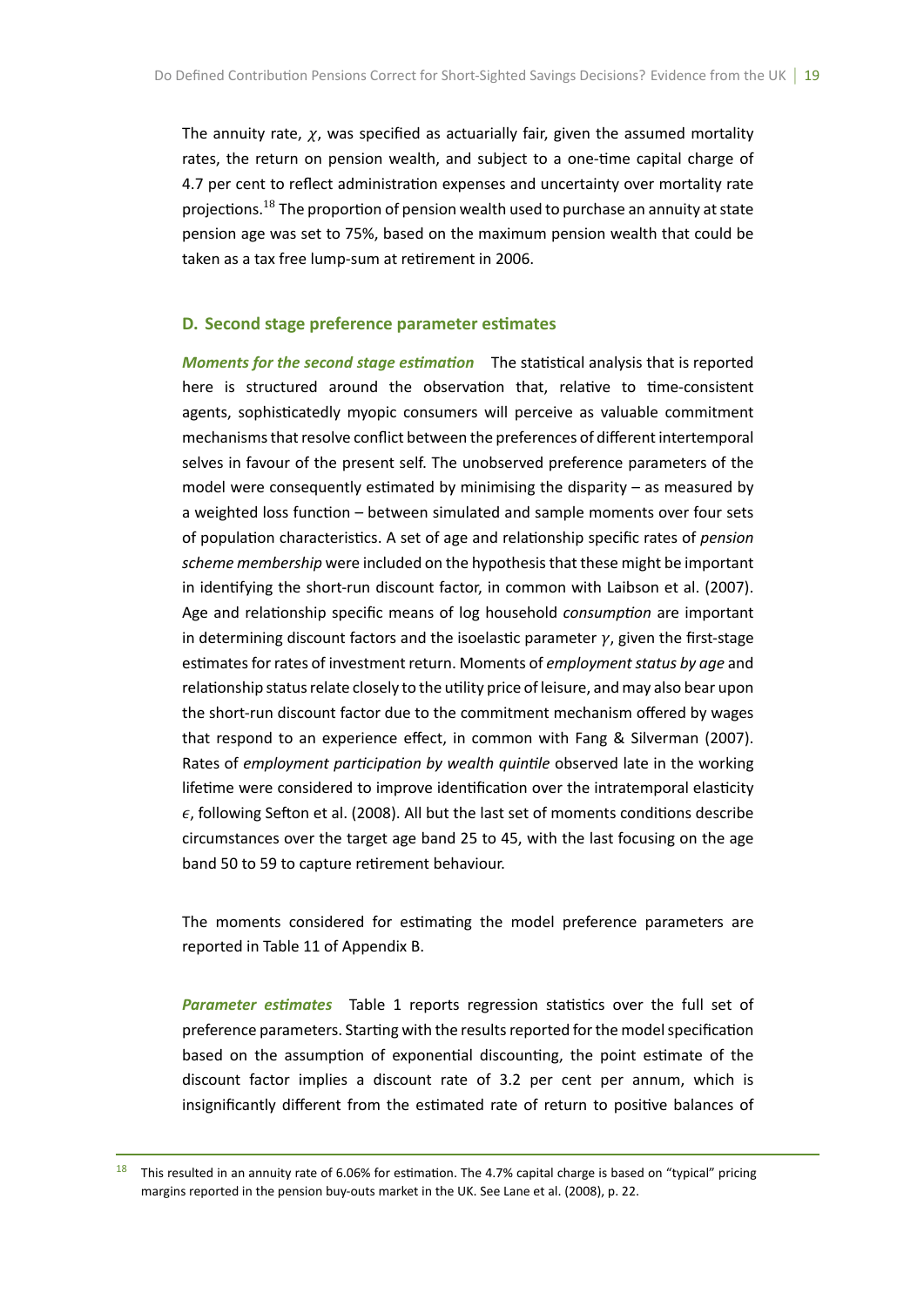The annuity rate, $\chi$, was specified as actuarially fair, given the assumed mortality rates, the return on pension wealth, and subject to a one-time capital charge of 4.7 per cent to reflect administration expenses and uncertainty over mortality rate projections.[18] The proportion of pension wealth used to purchase an annuity at state pension age was set to 75%, based on the maximum pension wealth that could be taken as a tax free lump-sum at retirement in 2006.

### D. Second stage preference parameter estimates

***Moments for the second stage estimation*** The statistical analysis that is reported here is structured around the observation that, relative to time-consistent agents, sophisticatedly myopic consumers will perceive as valuable commitment mechanisms that resolve conflict between the preferences of different intertemporal selves in favour of the present self. The unobserved preference parameters of the model were consequently estimated by minimising the disparity – as measured by a weighted loss function – between simulated and sample moments over four sets of population characteristics. A set of age and relationship specific rates of *pension scheme membership* were included on the hypothesis that these might be important in identifying the short-run discount factor, in common with Laibson et al. (2007). Age and relationship specific means of log household *consumption* are important in determining discount factors and the isoelastic parameter $\gamma$, given the first-stage estimates for rates of investment return. Moments of *employment status by age* and relationship status relate closely to the utility price of leisure, and may also bear upon the short-run discount factor due to the commitment mechanism offered by wages that respond to an experience effect, in common with Fang & Silverman (2007). Rates of *employment participation by wealth quintile* observed late in the working lifetime were considered to improve identification over the intratemporal elasticity $\epsilon$, following Sefton et al. (2008). All but the last set of moments conditions describe circumstances over the target age band 25 to 45, with the last focusing on the age band 50 to 59 to capture retirement behaviour.

The moments considered for estimating the model preference parameters are reported in Table 11 of Appendix B.

***Parameter estimates*** Table 1 reports regression statistics over the full set of preference parameters. Starting with the results reported for the model specification based on the assumption of exponential discounting, the point estimate of the discount factor implies a discount rate of 3.2 per cent per annum, which is insignificantly different from the estimated rate of return to positive balances of

[18] This resulted in an annuity rate of 6.06% for estimation. The 4.7% capital charge is based on "typical" pricing margins reported in the pension buy-outs market in the UK. See Lane et al. (2008), p. 22.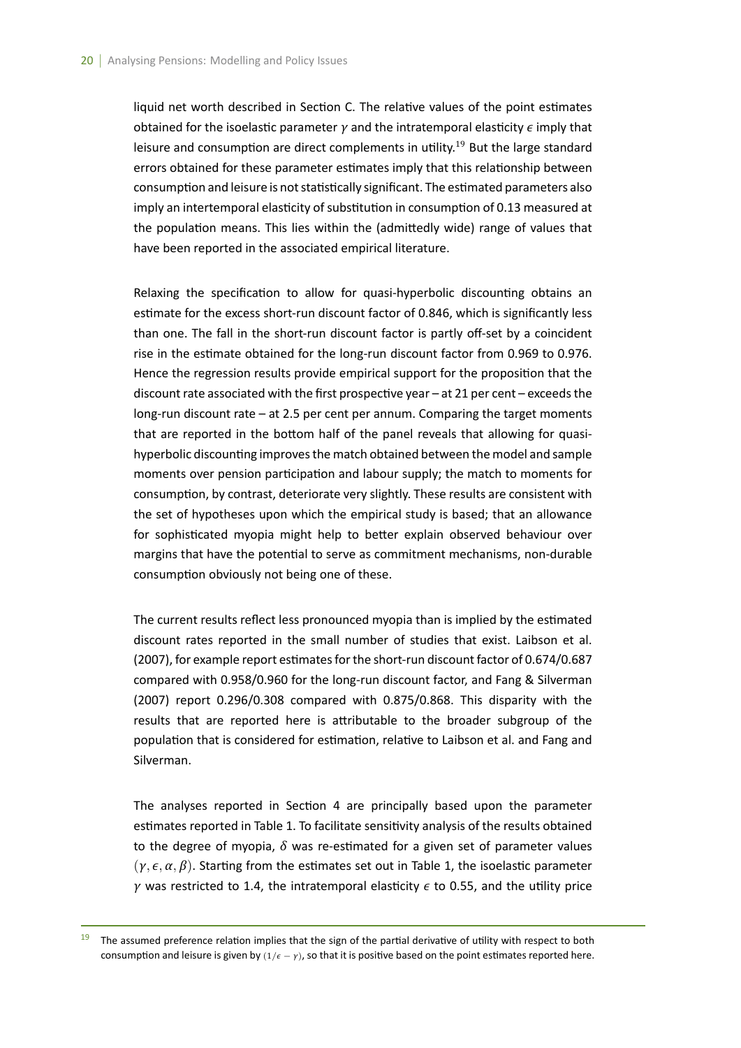liquid net worth described in Section C. The relative values of the point estimates obtained for the isoelastic parameter $\gamma$ and the intratemporal elasticity $\epsilon$ imply that leisure and consumption are direct complements in utility.[19] But the large standard errors obtained for these parameter estimates imply that this relationship between consumption and leisure is not statistically significant. The estimated parameters also imply an intertemporal elasticity of substitution in consumption of 0.13 measured at the population means. This lies within the (admittedly wide) range of values that have been reported in the associated empirical literature.

Relaxing the specification to allow for quasi-hyperbolic discounting obtains an estimate for the excess short-run discount factor of 0.846, which is significantly less than one. The fall in the short-run discount factor is partly off-set by a coincident rise in the estimate obtained for the long-run discount factor from 0.969 to 0.976. Hence the regression results provide empirical support for the proposition that the discount rate associated with the first prospective year – at 21 per cent – exceeds the long-run discount rate – at 2.5 per cent per annum. Comparing the target moments that are reported in the bottom half of the panel reveals that allowing for quasi-hyperbolic discounting improves the match obtained between the model and sample moments over pension participation and labour supply; the match to moments for consumption, by contrast, deteriorate very slightly. These results are consistent with the set of hypotheses upon which the empirical study is based; that an allowance for sophisticated myopia might help to better explain observed behaviour over margins that have the potential to serve as commitment mechanisms, non-durable consumption obviously not being one of these.

The current results reflect less pronounced myopia than is implied by the estimated discount rates reported in the small number of studies that exist. Laibson et al. (2007), for example report estimates for the short-run discount factor of 0.674/0.687 compared with 0.958/0.960 for the long-run discount factor, and Fang & Silverman (2007) report 0.296/0.308 compared with 0.875/0.868. This disparity with the results that are reported here is attributable to the broader subgroup of the population that is considered for estimation, relative to Laibson et al. and Fang and Silverman.

The analyses reported in Section 4 are principally based upon the parameter estimates reported in Table 1. To facilitate sensitivity analysis of the results obtained to the degree of myopia, $\delta$ was re-estimated for a given set of parameter values $(\gamma, \epsilon, \alpha, \beta)$. Starting from the estimates set out in Table 1, the isoelastic parameter $\gamma$ was restricted to 1.4, the intratemporal elasticity $\epsilon$ to 0.55, and the utility price

[19] The assumed preference relation implies that the sign of the partial derivative of utility with respect to both consumption and leisure is given by $(1/\epsilon - \gamma)$, so that it is positive based on the point estimates reported here.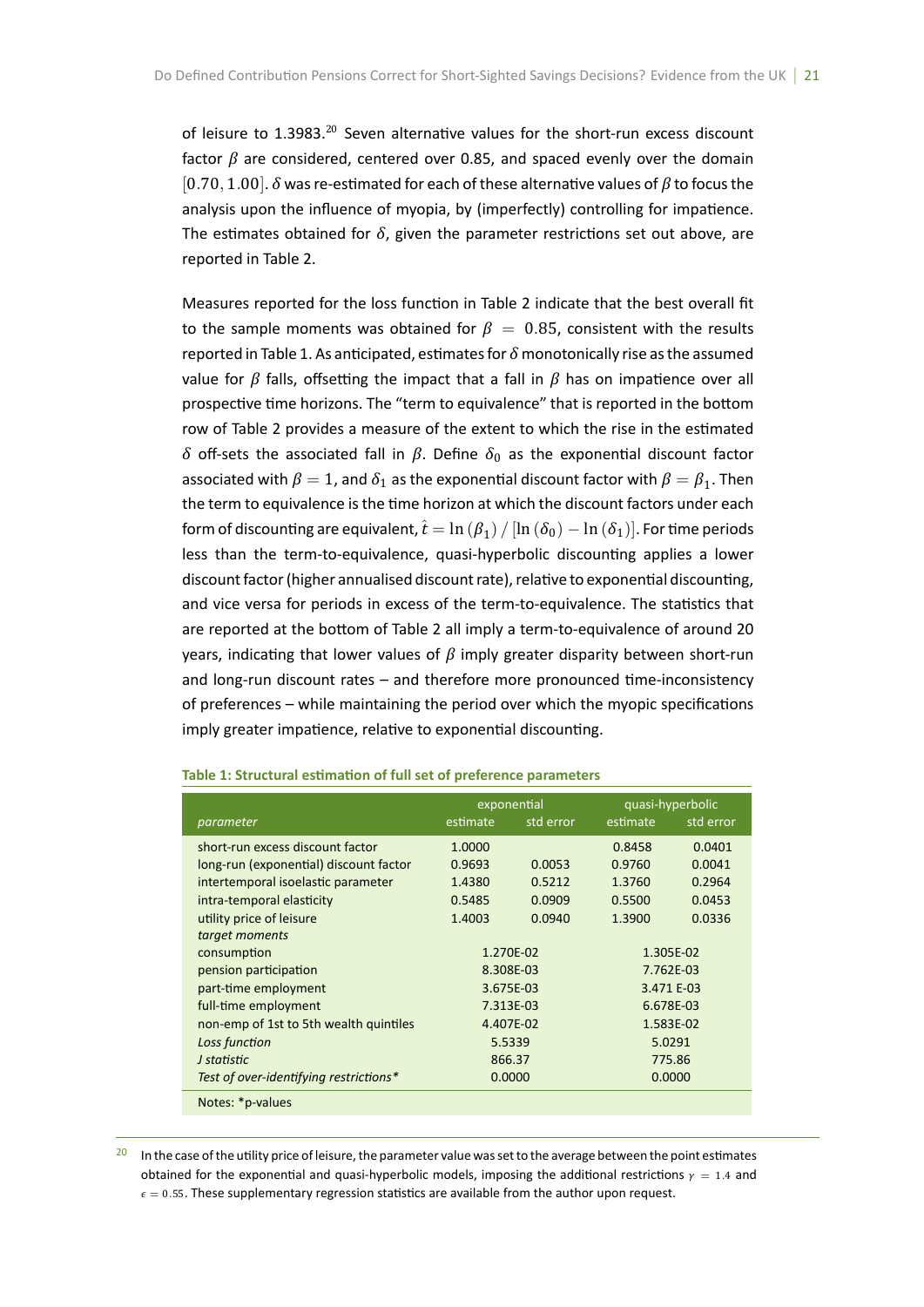of leisure to 1.3983.[20] Seven alternative values for the short-run excess discount factor $\beta$ are considered, centered over 0.85, and spaced evenly over the domain $[0.70, 1.00]$. $\delta$ was re-estimated for each of these alternative values of $\beta$ to focus the analysis upon the influence of myopia, by (imperfectly) controlling for impatience. The estimates obtained for $\delta$, given the parameter restrictions set out above, are reported in Table 2.

Measures reported for the loss function in Table 2 indicate that the best overall fit to the sample moments was obtained for $\beta = 0.85$, consistent with the results reported in Table 1. As anticipated, estimates for $\delta$ monotonically rise as the assumed value for $\beta$ falls, offsetting the impact that a fall in $\beta$ has on impatience over all prospective time horizons. The "term to equivalence" that is reported in the bottom row of Table 2 provides a measure of the extent to which the rise in the estimated $\delta$ off-sets the associated fall in $\beta$. Define $\delta_0$ as the exponential discount factor associated with $\beta = 1$, and $\delta_1$ as the exponential discount factor with $\beta = \beta_1$. Then the term to equivalence is the time horizon at which the discount factors under each form of discounting are equivalent, $\hat{t} = \ln(\beta_1) / [\ln(\delta_0) - \ln(\delta_1)]$. For time periods less than the term-to-equivalence, quasi-hyperbolic discounting applies a lower discount factor (higher annualised discount rate), relative to exponential discounting, and vice versa for periods in excess of the term-to-equivalence. The statistics that are reported at the bottom of Table 2 all imply a term-to-equivalence of around 20 years, indicating that lower values of $\beta$ imply greater disparity between short-run and long-run discount rates – and therefore more pronounced time-inconsistency of preferences – while maintaining the period over which the myopic specifications imply greater impatience, relative to exponential discounting.

**Table 1: Structural estimation of full set of preference parameters**

| | exponential | | quasi-hyperbolic | |
|---|---|---|---|---|
| *parameter* | estimate | std error | estimate | std error |
| short-run excess discount factor | 1.0000 | | 0.8458 | 0.0401 |
| long-run (exponential) discount factor | 0.9693 | 0.0053 | 0.9760 | 0.0041 |
| intertemporal isoelastic parameter | 1.4380 | 0.5212 | 1.3760 | 0.2964 |
| intra-temporal elasticity | 0.5485 | 0.0909 | 0.5500 | 0.0453 |
| utility price of leisure | 1.4003 | 0.0940 | 1.3900 | 0.0336 |
| *target moments* | | | | |
| consumption | 1.270E-02 | | 1.305E-02 | |
| pension participation | 8.308E-03 | | 7.762E-03 | |
| part-time employment | 3.675E-03 | | 3.471 E-03 | |
| full-time employment | 7.313E-03 | | 6.678E-03 | |
| non-emp of 1st to 5th wealth quintiles | 4.407E-02 | | 1.583E-02 | |
| *Loss function* | 5.5339 | | 5.0291 | |
| *J statistic* | 866.37 | | 775.86 | |
| *Test of over-identifying restrictions** | 0.0000 | | 0.0000 | |

Notes: *p-values

[20] In the case of the utility price of leisure, the parameter value was set to the average between the point estimates obtained for the exponential and quasi-hyperbolic models, imposing the additional restrictions $\gamma = 1.4$ and $\epsilon = 0.55$. These supplementary regression statistics are available from the author upon request.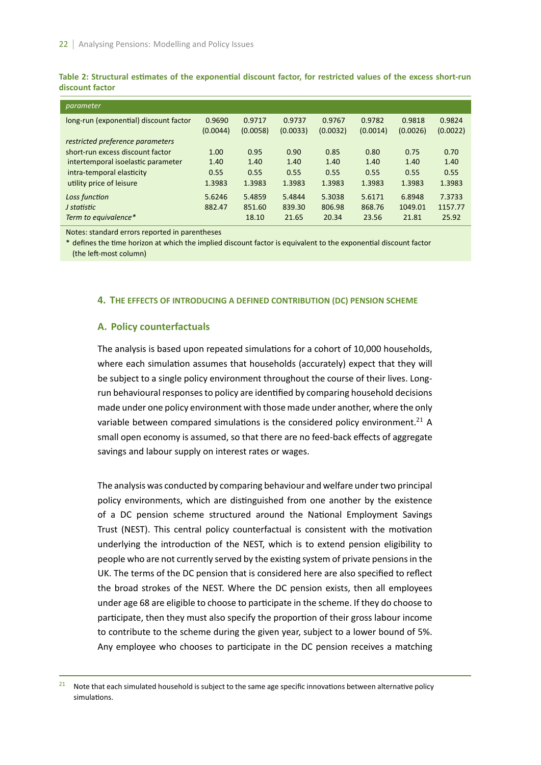**Table 2: Structural estimates of the exponential discount factor, for restricted values of the excess short-run discount factor**

| *parameter* | | | | | | | |
|---|---|---|---|---|---|---|---|
| long-run (exponential) discount factor | 0.9690<br>(0.0044) | 0.9717<br>(0.0058) | 0.9737<br>(0.0033) | 0.9767<br>(0.0032) | 0.9782<br>(0.0014) | 0.9818<br>(0.0026) | 0.9824<br>(0.0022) |
| *restricted preference parameters* | | | | | | | |
| short-run excess discount factor | 1.00 | 0.95 | 0.90 | 0.85 | 0.80 | 0.75 | 0.70 |
| intertemporal isoelastic parameter | 1.40 | 1.40 | 1.40 | 1.40 | 1.40 | 1.40 | 1.40 |
| intra-temporal elasticity | 0.55 | 0.55 | 0.55 | 0.55 | 0.55 | 0.55 | 0.55 |
| utility price of leisure | 1.3983 | 1.3983 | 1.3983 | 1.3983 | 1.3983 | 1.3983 | 1.3983 |
| *Loss function* | 5.6246 | 5.4859 | 5.4844 | 5.3038 | 5.6171 | 6.8948 | 7.3733 |
| *J statistic* | 882.47 | 851.60 | 839.30 | 806.98 | 868.76 | 1049.01 | 1157.77 |
| *Term to equivalence** | | 18.10 | 21.65 | 20.34 | 23.56 | 21.81 | 25.92 |

Notes: standard errors reported in parentheses

* defines the time horizon at which the implied discount factor is equivalent to the exponential discount factor (the left-most column)

## 4. The effects of introducing a defined contribution (DC) pension scheme

### A. Policy counterfactuals

The analysis is based upon repeated simulations for a cohort of 10,000 households, where each simulation assumes that households (accurately) expect that they will be subject to a single policy environment throughout the course of their lives. Long-run behavioural responses to policy are identified by comparing household decisions made under one policy environment with those made under another, where the only variable between compared simulations is the considered policy environment.[21] A small open economy is assumed, so that there are no feed-back effects of aggregate savings and labour supply on interest rates or wages.

The analysis was conducted by comparing behaviour and welfare under two principal policy environments, which are distinguished from one another by the existence of a DC pension scheme structured around the National Employment Savings Trust (NEST). This central policy counterfactual is consistent with the motivation underlying the introduction of the NEST, which is to extend pension eligibility to people who are not currently served by the existing system of private pensions in the UK. The terms of the DC pension that is considered here are also specified to reflect the broad strokes of the NEST. Where the DC pension exists, then all employees under age 68 are eligible to choose to participate in the scheme. If they do choose to participate, then they must also specify the proportion of their gross labour income to contribute to the scheme during the given year, subject to a lower bound of 5%. Any employee who chooses to participate in the DC pension receives a matching

[21] Note that each simulated household is subject to the same age specific innovations between alternative policy simulations.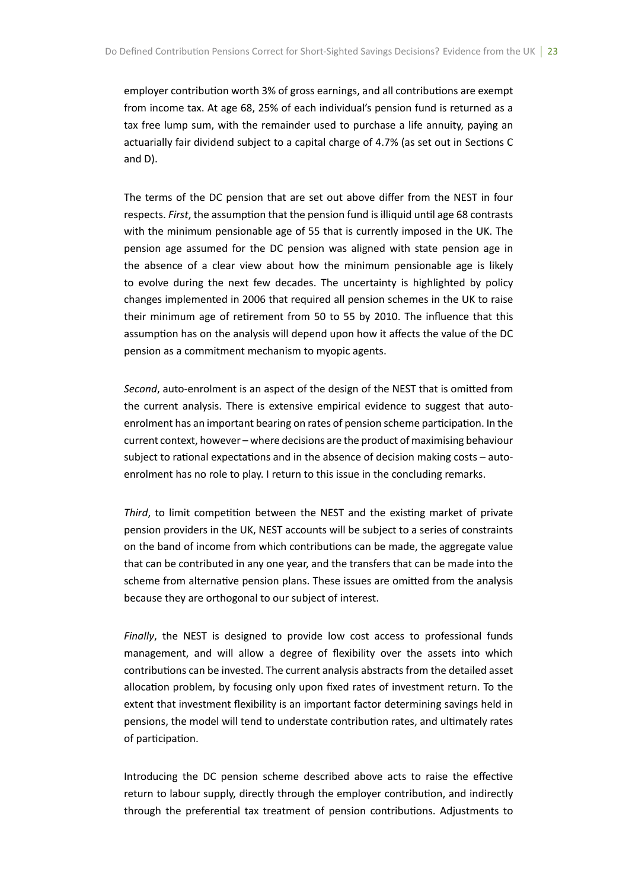employer contribution worth 3% of gross earnings, and all contributions are exempt from income tax. At age 68, 25% of each individual's pension fund is returned as a tax free lump sum, with the remainder used to purchase a life annuity, paying an actuarially fair dividend subject to a capital charge of 4.7% (as set out in Sections C and D).

The terms of the DC pension that are set out above differ from the NEST in four respects. *First*, the assumption that the pension fund is illiquid until age 68 contrasts with the minimum pensionable age of 55 that is currently imposed in the UK. The pension age assumed for the DC pension was aligned with state pension age in the absence of a clear view about how the minimum pensionable age is likely to evolve during the next few decades. The uncertainty is highlighted by policy changes implemented in 2006 that required all pension schemes in the UK to raise their minimum age of retirement from 50 to 55 by 2010. The influence that this assumption has on the analysis will depend upon how it affects the value of the DC pension as a commitment mechanism to myopic agents.

*Second*, auto-enrolment is an aspect of the design of the NEST that is omitted from the current analysis. There is extensive empirical evidence to suggest that auto-enrolment has an important bearing on rates of pension scheme participation. In the current context, however – where decisions are the product of maximising behaviour subject to rational expectations and in the absence of decision making costs – auto-enrolment has no role to play. I return to this issue in the concluding remarks.

*Third*, to limit competition between the NEST and the existing market of private pension providers in the UK, NEST accounts will be subject to a series of constraints on the band of income from which contributions can be made, the aggregate value that can be contributed in any one year, and the transfers that can be made into the scheme from alternative pension plans. These issues are omitted from the analysis because they are orthogonal to our subject of interest.

*Finally*, the NEST is designed to provide low cost access to professional funds management, and will allow a degree of flexibility over the assets into which contributions can be invested. The current analysis abstracts from the detailed asset allocation problem, by focusing only upon fixed rates of investment return. To the extent that investment flexibility is an important factor determining savings held in pensions, the model will tend to understate contribution rates, and ultimately rates of participation.

Introducing the DC pension scheme described above acts to raise the effective return to labour supply, directly through the employer contribution, and indirectly through the preferential tax treatment of pension contributions. Adjustments to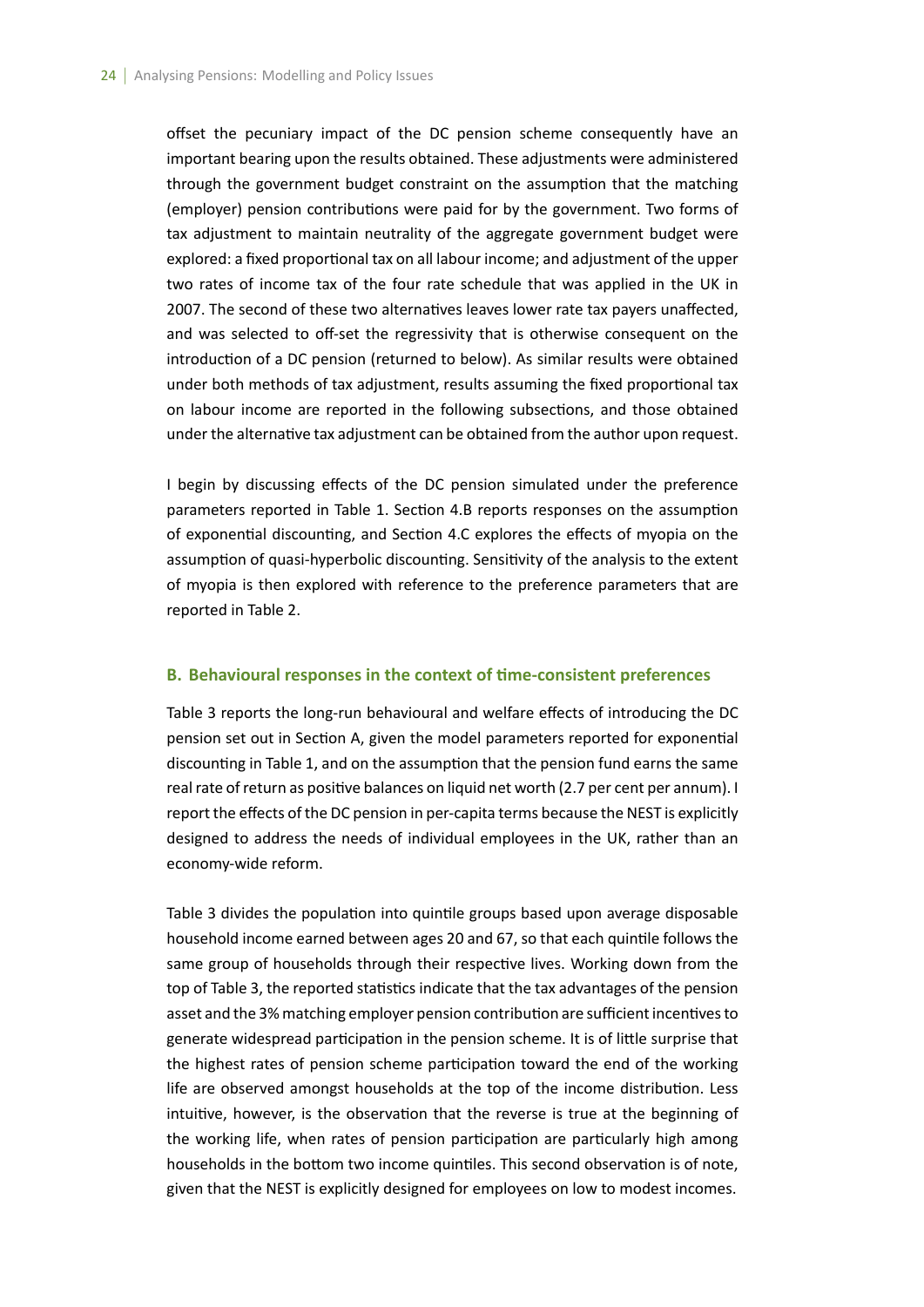offset the pecuniary impact of the DC pension scheme consequently have an important bearing upon the results obtained. These adjustments were administered through the government budget constraint on the assumption that the matching (employer) pension contributions were paid for by the government. Two forms of tax adjustment to maintain neutrality of the aggregate government budget were explored: a fixed proportional tax on all labour income; and adjustment of the upper two rates of income tax of the four rate schedule that was applied in the UK in 2007. The second of these two alternatives leaves lower rate tax payers unaffected, and was selected to off-set the regressivity that is otherwise consequent on the introduction of a DC pension (returned to below). As similar results were obtained under both methods of tax adjustment, results assuming the fixed proportional tax on labour income are reported in the following subsections, and those obtained under the alternative tax adjustment can be obtained from the author upon request.

I begin by discussing effects of the DC pension simulated under the preference parameters reported in Table 1. Section 4.B reports responses on the assumption of exponential discounting, and Section 4.C explores the effects of myopia on the assumption of quasi-hyperbolic discounting. Sensitivity of the analysis to the extent of myopia is then explored with reference to the preference parameters that are reported in Table 2.

### B. Behavioural responses in the context of time-consistent preferences

Table 3 reports the long-run behavioural and welfare effects of introducing the DC pension set out in Section A, given the model parameters reported for exponential discounting in Table 1, and on the assumption that the pension fund earns the same real rate of return as positive balances on liquid net worth (2.7 per cent per annum). I report the effects of the DC pension in per-capita terms because the NEST is explicitly designed to address the needs of individual employees in the UK, rather than an economy-wide reform.

Table 3 divides the population into quintile groups based upon average disposable household income earned between ages 20 and 67, so that each quintile follows the same group of households through their respective lives. Working down from the top of Table 3, the reported statistics indicate that the tax advantages of the pension asset and the 3% matching employer pension contribution are sufficient incentives to generate widespread participation in the pension scheme. It is of little surprise that the highest rates of pension scheme participation toward the end of the working life are observed amongst households at the top of the income distribution. Less intuitive, however, is the observation that the reverse is true at the beginning of the working life, when rates of pension participation are particularly high among households in the bottom two income quintiles. This second observation is of note, given that the NEST is explicitly designed for employees on low to modest incomes.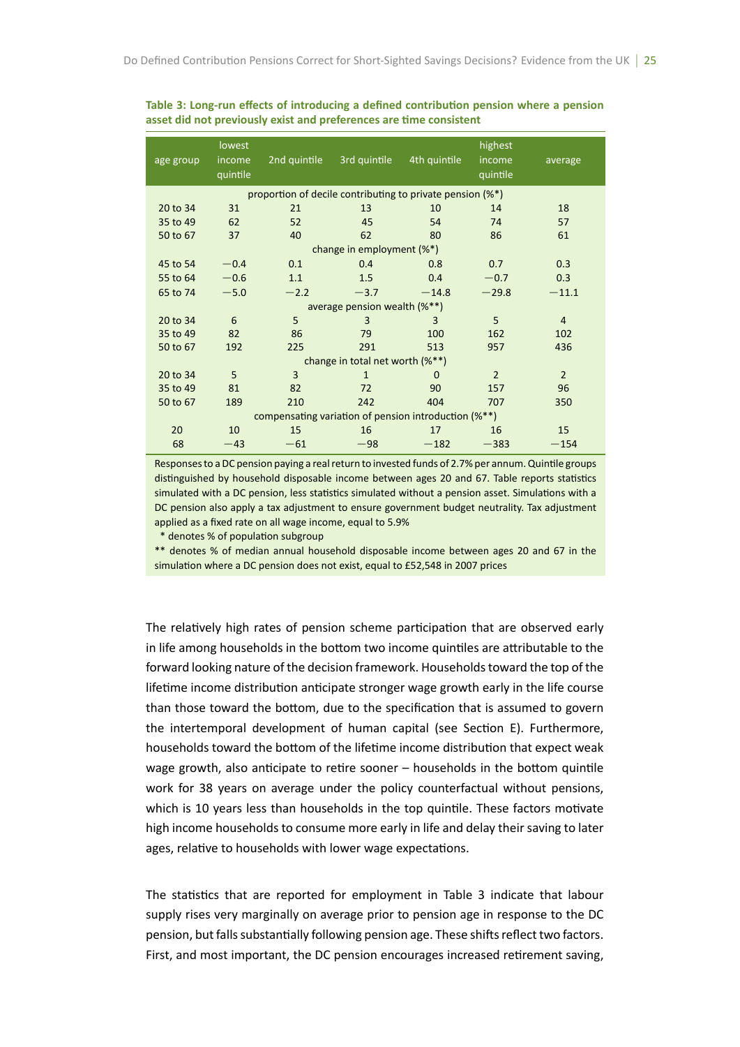**Table 3: Long-run effects of introducing a defined contribution pension where a pension asset did not previously exist and preferences are time consistent**

| age group | lowest income quintile | 2nd quintile | 3rd quintile | 4th quintile | highest income quintile | average |
|---|---|---|---|---|---|---|
| | | proportion of decile contributing to private pension (%*) | | | | |
| 20 to 34 | 31 | 21 | 13 | 10 | 14 | 18 |
| 35 to 49 | 62 | 52 | 45 | 54 | 74 | 57 |
| 50 to 67 | 37 | 40 | 62 | 80 | 86 | 61 |
| | | change in employment (%*) | | | | |
| 45 to 54 | −0.4 | 0.1 | 0.4 | 0.8 | 0.7 | 0.3 |
| 55 to 64 | −0.6 | 1.1 | 1.5 | 0.4 | −0.7 | 0.3 |
| 65 to 74 | −5.0 | −2.2 | −3.7 | −14.8 | −29.8 | −11.1 |
| | | average pension wealth (%**) | | | | |
| 20 to 34 | 6 | 5 | 3 | 3 | 5 | 4 |
| 35 to 49 | 82 | 86 | 79 | 100 | 162 | 102 |
| 50 to 67 | 192 | 225 | 291 | 513 | 957 | 436 |
| | | change in total net worth (%**) | | | | |
| 20 to 34 | 5 | 3 | 1 | 0 | 2 | 2 |
| 35 to 49 | 81 | 82 | 72 | 90 | 157 | 96 |
| 50 to 67 | 189 | 210 | 242 | 404 | 707 | 350 |
| | | compensating variation of pension introduction (%**) | | | | |
| 20 | 10 | 15 | 16 | 17 | 16 | 15 |
| 68 | −43 | −61 | −98 | −182 | −383 | −154 |

Responses to a DC pension paying a real return to invested funds of 2.7% per annum. Quintile groups distinguished by household disposable income between ages 20 and 67. Table reports statistics simulated with a DC pension, less statistics simulated without a pension asset. Simulations with a DC pension also apply a tax adjustment to ensure government budget neutrality. Tax adjustment applied as a fixed rate on all wage income, equal to 5.9%

\* denotes % of population subgroup

\*\* denotes % of median annual household disposable income between ages 20 and 67 in the simulation where a DC pension does not exist, equal to £52,548 in 2007 prices

The relatively high rates of pension scheme participation that are observed early in life among households in the bottom two income quintiles are attributable to the forward looking nature of the decision framework. Households toward the top of the lifetime income distribution anticipate stronger wage growth early in the life course than those toward the bottom, due to the specification that is assumed to govern the intertemporal development of human capital (see Section E). Furthermore, households toward the bottom of the lifetime income distribution that expect weak wage growth, also anticipate to retire sooner – households in the bottom quintile work for 38 years on average under the policy counterfactual without pensions, which is 10 years less than households in the top quintile. These factors motivate high income households to consume more early in life and delay their saving to later ages, relative to households with lower wage expectations.

The statistics that are reported for employment in Table 3 indicate that labour supply rises very marginally on average prior to pension age in response to the DC pension, but falls substantially following pension age. These shifts reflect two factors. First, and most important, the DC pension encourages increased retirement saving,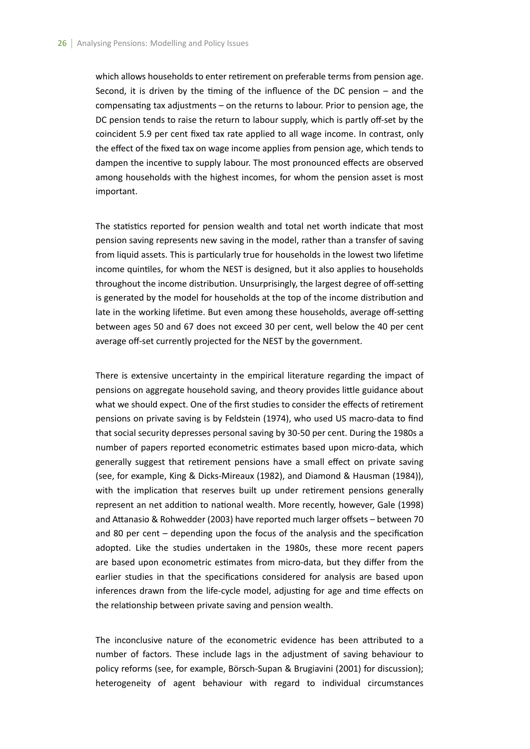which allows households to enter retirement on preferable terms from pension age. Second, it is driven by the timing of the influence of the DC pension – and the compensating tax adjustments – on the returns to labour. Prior to pension age, the DC pension tends to raise the return to labour supply, which is partly off-set by the coincident 5.9 per cent fixed tax rate applied to all wage income. In contrast, only the effect of the fixed tax on wage income applies from pension age, which tends to dampen the incentive to supply labour. The most pronounced effects are observed among households with the highest incomes, for whom the pension asset is most important.

The statistics reported for pension wealth and total net worth indicate that most pension saving represents new saving in the model, rather than a transfer of saving from liquid assets. This is particularly true for households in the lowest two lifetime income quintiles, for whom the NEST is designed, but it also applies to households throughout the income distribution. Unsurprisingly, the largest degree of off-setting is generated by the model for households at the top of the income distribution and late in the working lifetime. But even among these households, average off-setting between ages 50 and 67 does not exceed 30 per cent, well below the 40 per cent average off-set currently projected for the NEST by the government.

There is extensive uncertainty in the empirical literature regarding the impact of pensions on aggregate household saving, and theory provides little guidance about what we should expect. One of the first studies to consider the effects of retirement pensions on private saving is by Feldstein (1974), who used US macro-data to find that social security depresses personal saving by 30-50 per cent. During the 1980s a number of papers reported econometric estimates based upon micro-data, which generally suggest that retirement pensions have a small effect on private saving (see, for example, King & Dicks-Mireaux (1982), and Diamond & Hausman (1984)), with the implication that reserves built up under retirement pensions generally represent an net addition to national wealth. More recently, however, Gale (1998) and Attanasio & Rohwedder (2003) have reported much larger offsets – between 70 and 80 per cent – depending upon the focus of the analysis and the specification adopted. Like the studies undertaken in the 1980s, these more recent papers are based upon econometric estimates from micro-data, but they differ from the earlier studies in that the specifications considered for analysis are based upon inferences drawn from the life-cycle model, adjusting for age and time effects on the relationship between private saving and pension wealth.

The inconclusive nature of the econometric evidence has been attributed to a number of factors. These include lags in the adjustment of saving behaviour to policy reforms (see, for example, Börsch-Supan & Brugiavini (2001) for discussion); heterogeneity of agent behaviour with regard to individual circumstances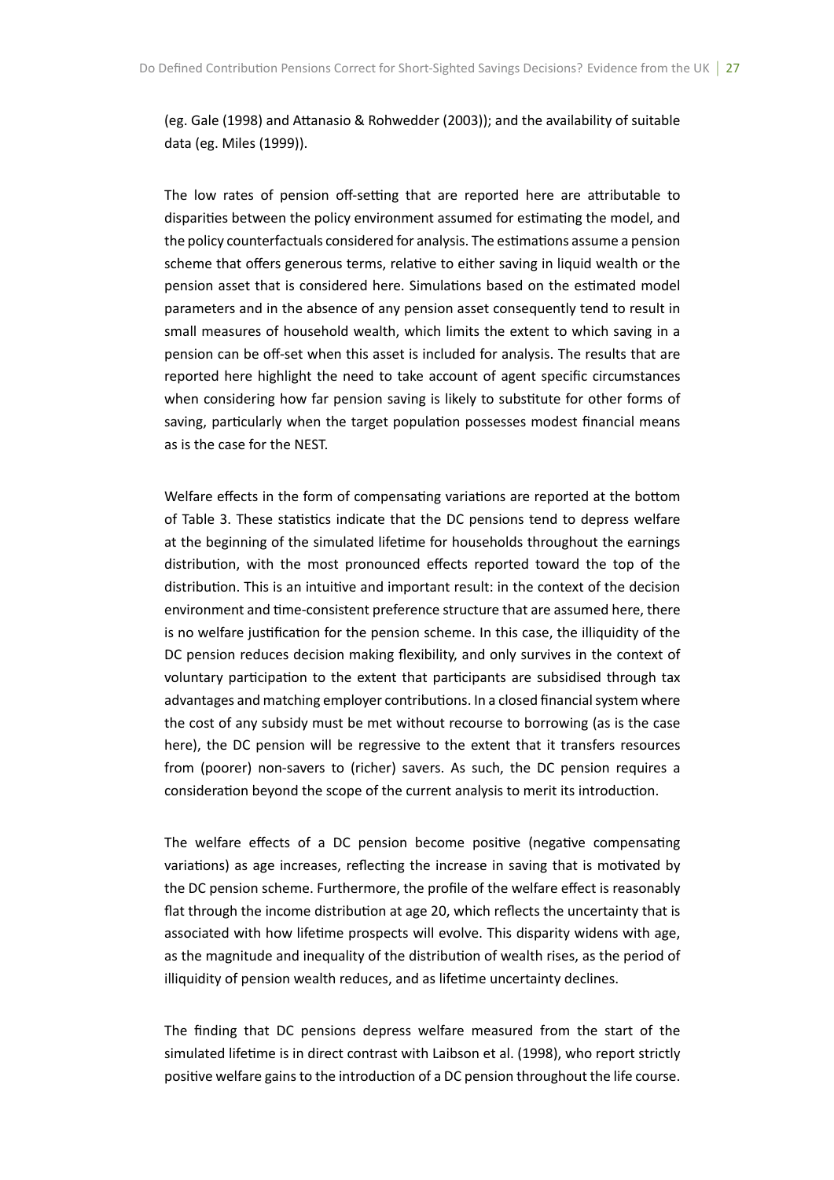(eg. Gale (1998) and Attanasio & Rohwedder (2003)); and the availability of suitable data (eg. Miles (1999)).

The low rates of pension off-setting that are reported here are attributable to disparities between the policy environment assumed for estimating the model, and the policy counterfactuals considered for analysis. The estimations assume a pension scheme that offers generous terms, relative to either saving in liquid wealth or the pension asset that is considered here. Simulations based on the estimated model parameters and in the absence of any pension asset consequently tend to result in small measures of household wealth, which limits the extent to which saving in a pension can be off-set when this asset is included for analysis. The results that are reported here highlight the need to take account of agent specific circumstances when considering how far pension saving is likely to substitute for other forms of saving, particularly when the target population possesses modest financial means as is the case for the NEST.

Welfare effects in the form of compensating variations are reported at the bottom of Table 3. These statistics indicate that the DC pensions tend to depress welfare at the beginning of the simulated lifetime for households throughout the earnings distribution, with the most pronounced effects reported toward the top of the distribution. This is an intuitive and important result: in the context of the decision environment and time-consistent preference structure that are assumed here, there is no welfare justification for the pension scheme. In this case, the illiquidity of the DC pension reduces decision making flexibility, and only survives in the context of voluntary participation to the extent that participants are subsidised through tax advantages and matching employer contributions. In a closed financial system where the cost of any subsidy must be met without recourse to borrowing (as is the case here), the DC pension will be regressive to the extent that it transfers resources from (poorer) non-savers to (richer) savers. As such, the DC pension requires a consideration beyond the scope of the current analysis to merit its introduction.

The welfare effects of a DC pension become positive (negative compensating variations) as age increases, reflecting the increase in saving that is motivated by the DC pension scheme. Furthermore, the profile of the welfare effect is reasonably flat through the income distribution at age 20, which reflects the uncertainty that is associated with how lifetime prospects will evolve. This disparity widens with age, as the magnitude and inequality of the distribution of wealth rises, as the period of illiquidity of pension wealth reduces, and as lifetime uncertainty declines.

The finding that DC pensions depress welfare measured from the start of the simulated lifetime is in direct contrast with Laibson et al. (1998), who report strictly positive welfare gains to the introduction of a DC pension throughout the life course.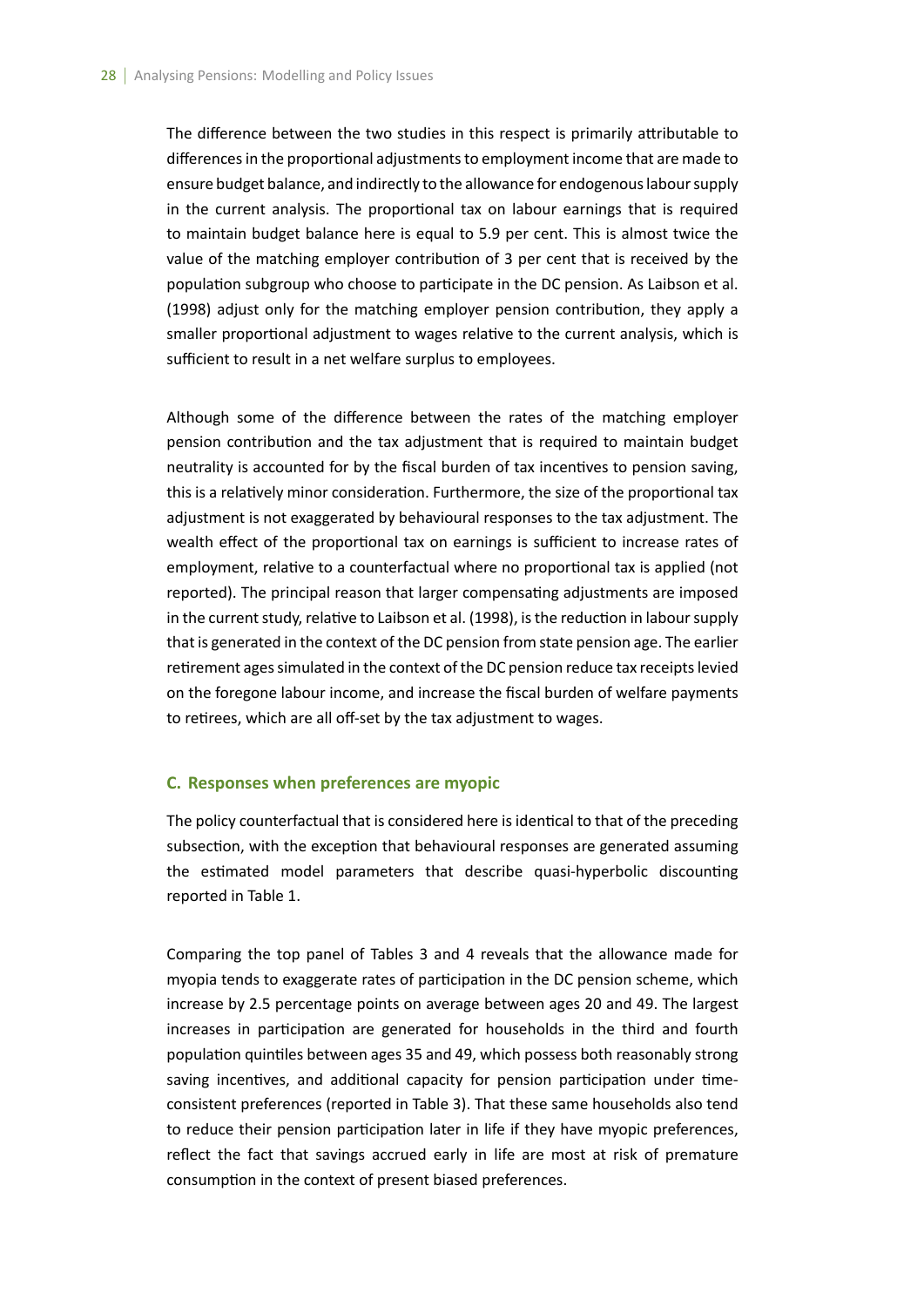The difference between the two studies in this respect is primarily attributable to differences in the proportional adjustments to employment income that are made to ensure budget balance, and indirectly to the allowance for endogenous labour supply in the current analysis. The proportional tax on labour earnings that is required to maintain budget balance here is equal to 5.9 per cent. This is almost twice the value of the matching employer contribution of 3 per cent that is received by the population subgroup who choose to participate in the DC pension. As Laibson et al. (1998) adjust only for the matching employer pension contribution, they apply a smaller proportional adjustment to wages relative to the current analysis, which is sufficient to result in a net welfare surplus to employees.

Although some of the difference between the rates of the matching employer pension contribution and the tax adjustment that is required to maintain budget neutrality is accounted for by the fiscal burden of tax incentives to pension saving, this is a relatively minor consideration. Furthermore, the size of the proportional tax adjustment is not exaggerated by behavioural responses to the tax adjustment. The wealth effect of the proportional tax on earnings is sufficient to increase rates of employment, relative to a counterfactual where no proportional tax is applied (not reported). The principal reason that larger compensating adjustments are imposed in the current study, relative to Laibson et al. (1998), is the reduction in labour supply that is generated in the context of the DC pension from state pension age. The earlier retirement ages simulated in the context of the DC pension reduce tax receipts levied on the foregone labour income, and increase the fiscal burden of welfare payments to retirees, which are all off-set by the tax adjustment to wages.

### C. Responses when preferences are myopic

The policy counterfactual that is considered here is identical to that of the preceding subsection, with the exception that behavioural responses are generated assuming the estimated model parameters that describe quasi-hyperbolic discounting reported in Table 1.

Comparing the top panel of Tables 3 and 4 reveals that the allowance made for myopia tends to exaggerate rates of participation in the DC pension scheme, which increase by 2.5 percentage points on average between ages 20 and 49. The largest increases in participation are generated for households in the third and fourth population quintiles between ages 35 and 49, which possess both reasonably strong saving incentives, and additional capacity for pension participation under time-consistent preferences (reported in Table 3). That these same households also tend to reduce their pension participation later in life if they have myopic preferences, reflect the fact that savings accrued early in life are most at risk of premature consumption in the context of present biased preferences.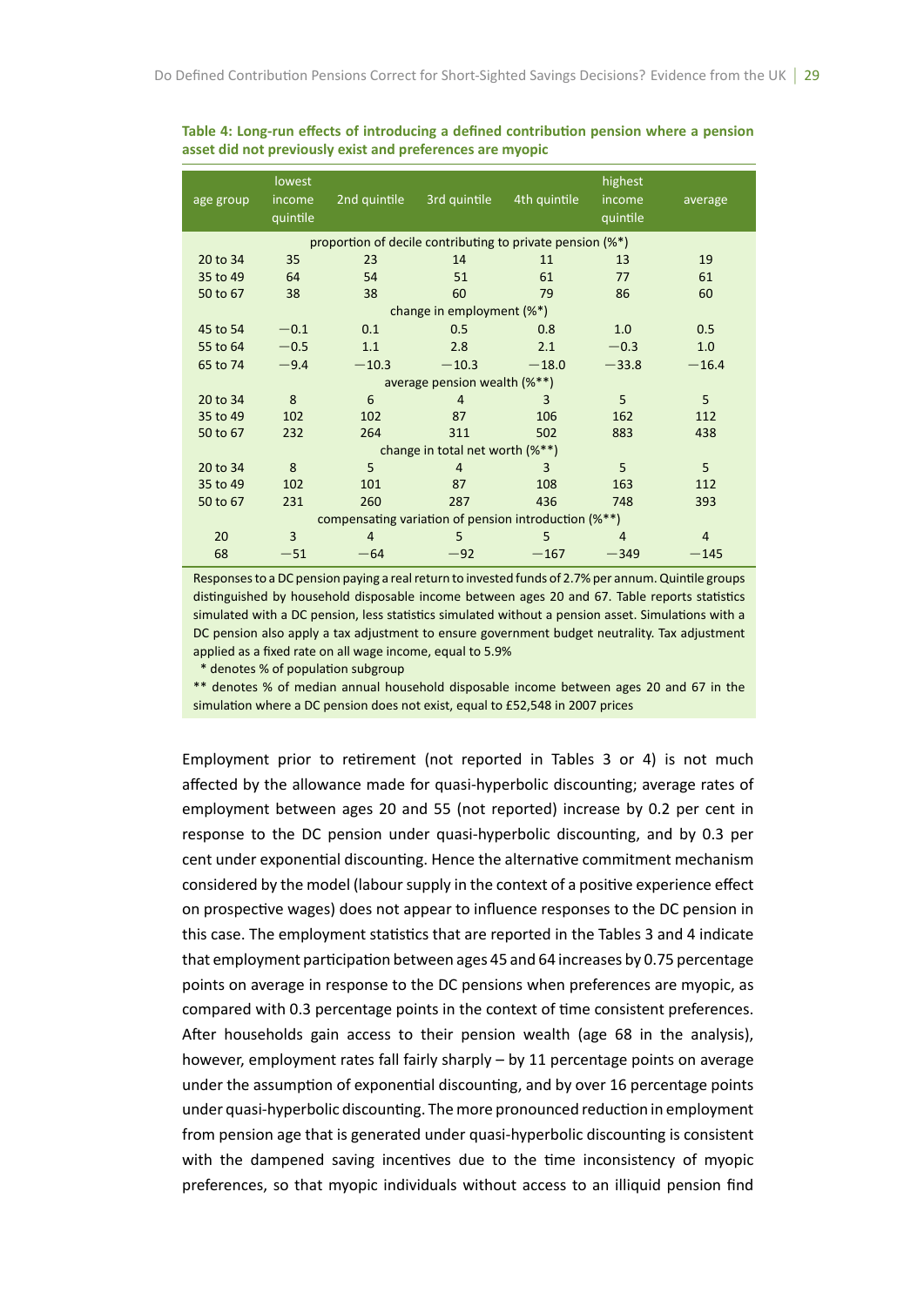**Table 4: Long-run effects of introducing a defined contribution pension where a pension asset did not previously exist and preferences are myopic**

| age group | lowest income quintile | 2nd quintile | 3rd quintile | 4th quintile | highest income quintile | average |
|---|---|---|---|---|---|---|
| | | proportion of decile contributing to private pension (%*) | | | | |
| 20 to 34 | 35 | 23 | 14 | 11 | 13 | 19 |
| 35 to 49 | 64 | 54 | 51 | 61 | 77 | 61 |
| 50 to 67 | 38 | 38 | 60 | 79 | 86 | 60 |
| | | change in employment (%*) | | | | |
| 45 to 54 | −0.1 | 0.1 | 0.5 | 0.8 | 1.0 | 0.5 |
| 55 to 64 | −0.5 | 1.1 | 2.8 | 2.1 | −0.3 | 1.0 |
| 65 to 74 | −9.4 | −10.3 | −10.3 | −18.0 | −33.8 | −16.4 |
| | | average pension wealth (%**) | | | | |
| 20 to 34 | 8 | 6 | 4 | 3 | 5 | 5 |
| 35 to 49 | 102 | 102 | 87 | 106 | 162 | 112 |
| 50 to 67 | 232 | 264 | 311 | 502 | 883 | 438 |
| | | change in total net worth (%**) | | | | |
| 20 to 34 | 8 | 5 | 4 | 3 | 5 | 5 |
| 35 to 49 | 102 | 101 | 87 | 108 | 163 | 112 |
| 50 to 67 | 231 | 260 | 287 | 436 | 748 | 393 |
| | | compensating variation of pension introduction (%**) | | | | |
| 20 | 3 | 4 | 5 | 5 | 4 | 4 |
| 68 | −51 | −64 | −92 | −167 | −349 | −145 |

Responses to a DC pension paying a real return to invested funds of 2.7% per annum. Quintile groups distinguished by household disposable income between ages 20 and 67. Table reports statistics simulated with a DC pension, less statistics simulated without a pension asset. Simulations with a DC pension also apply a tax adjustment to ensure government budget neutrality. Tax adjustment applied as a fixed rate on all wage income, equal to 5.9%

\* denotes % of population subgroup

\*\* denotes % of median annual household disposable income between ages 20 and 67 in the simulation where a DC pension does not exist, equal to £52,548 in 2007 prices

Employment prior to retirement (not reported in Tables 3 or 4) is not much affected by the allowance made for quasi-hyperbolic discounting; average rates of employment between ages 20 and 55 (not reported) increase by 0.2 per cent in response to the DC pension under quasi-hyperbolic discounting, and by 0.3 per cent under exponential discounting. Hence the alternative commitment mechanism considered by the model (labour supply in the context of a positive experience effect on prospective wages) does not appear to influence responses to the DC pension in this case. The employment statistics that are reported in the Tables 3 and 4 indicate that employment participation between ages 45 and 64 increases by 0.75 percentage points on average in response to the DC pensions when preferences are myopic, as compared with 0.3 percentage points in the context of time consistent preferences. After households gain access to their pension wealth (age 68 in the analysis), however, employment rates fall fairly sharply – by 11 percentage points on average under the assumption of exponential discounting, and by over 16 percentage points under quasi-hyperbolic discounting. The more pronounced reduction in employment from pension age that is generated under quasi-hyperbolic discounting is consistent with the dampened saving incentives due to the time inconsistency of myopic preferences, so that myopic individuals without access to an illiquid pension find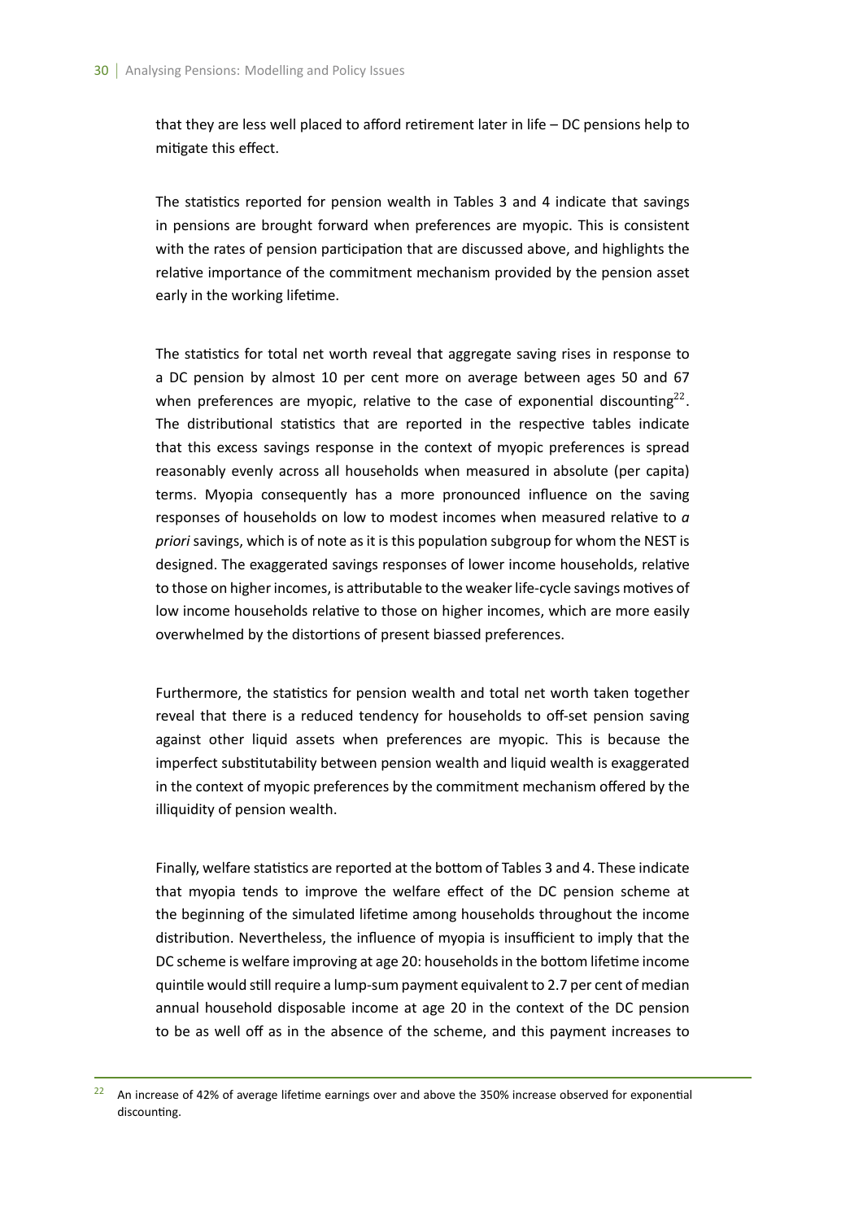that they are less well placed to afford retirement later in life – DC pensions help to mitigate this effect.

The statistics reported for pension wealth in Tables 3 and 4 indicate that savings in pensions are brought forward when preferences are myopic. This is consistent with the rates of pension participation that are discussed above, and highlights the relative importance of the commitment mechanism provided by the pension asset early in the working lifetime.

The statistics for total net worth reveal that aggregate saving rises in response to a DC pension by almost 10 per cent more on average between ages 50 and 67 when preferences are myopic, relative to the case of exponential discounting[22]. The distributional statistics that are reported in the respective tables indicate that this excess savings response in the context of myopic preferences is spread reasonably evenly across all households when measured in absolute (per capita) terms. Myopia consequently has a more pronounced influence on the saving responses of households on low to modest incomes when measured relative to *a priori* savings, which is of note as it is this population subgroup for whom the NEST is designed. The exaggerated savings responses of lower income households, relative to those on higher incomes, is attributable to the weaker life-cycle savings motives of low income households relative to those on higher incomes, which are more easily overwhelmed by the distortions of present biassed preferences.

Furthermore, the statistics for pension wealth and total net worth taken together reveal that there is a reduced tendency for households to off-set pension saving against other liquid assets when preferences are myopic. This is because the imperfect substitutability between pension wealth and liquid wealth is exaggerated in the context of myopic preferences by the commitment mechanism offered by the illiquidity of pension wealth.

Finally, welfare statistics are reported at the bottom of Tables 3 and 4. These indicate that myopia tends to improve the welfare effect of the DC pension scheme at the beginning of the simulated lifetime among households throughout the income distribution. Nevertheless, the influence of myopia is insufficient to imply that the DC scheme is welfare improving at age 20: households in the bottom lifetime income quintile would still require a lump-sum payment equivalent to 2.7 per cent of median annual household disposable income at age 20 in the context of the DC pension to be as well off as in the absence of the scheme, and this payment increases to

[22] An increase of 42% of average lifetime earnings over and above the 350% increase observed for exponential discounting.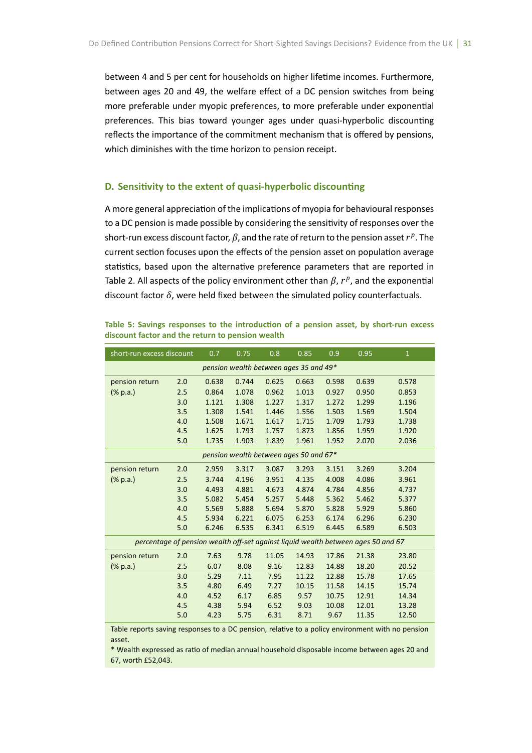between 4 and 5 per cent for households on higher lifetime incomes. Furthermore, between ages 20 and 49, the welfare effect of a DC pension switches from being more preferable under myopic preferences, to more preferable under exponential preferences. This bias toward younger ages under quasi-hyperbolic discounting reflects the importance of the commitment mechanism that is offered by pensions, which diminishes with the time horizon to pension receipt.

## D. Sensitivity to the extent of quasi-hyperbolic discounting

A more general appreciation of the implications of myopia for behavioural responses to a DC pension is made possible by considering the sensitivity of responses over the short-run excess discount factor, $\beta$, and the rate of return to the pension asset $r^p$. The current section focuses upon the effects of the pension asset on population average statistics, based upon the alternative preference parameters that are reported in Table 2. All aspects of the policy environment other than $\beta$, $r^p$, and the exponential discount factor $\delta$, were held fixed between the simulated policy counterfactuals.

**Table 5: Savings responses to the introduction of a pension asset, by short-run excess discount factor and the return to pension wealth**

| short-run excess discount | | 0.7 | 0.75 | 0.8 | 0.85 | 0.9 | 0.95 | 1 |
|---|---|---|---|---|---|---|---|---|
| *pension wealth between ages 35 and 49** | | | | | | | | |
| pension return | 2.0 | 0.638 | 0.744 | 0.625 | 0.663 | 0.598 | 0.639 | 0.578 |
| (% p.a.) | 2.5 | 0.864 | 1.078 | 0.962 | 1.013 | 0.927 | 0.950 | 0.853 |
| | 3.0 | 1.121 | 1.308 | 1.227 | 1.317 | 1.272 | 1.299 | 1.196 |
| | 3.5 | 1.308 | 1.541 | 1.446 | 1.556 | 1.503 | 1.569 | 1.504 |
| | 4.0 | 1.508 | 1.671 | 1.617 | 1.715 | 1.709 | 1.793 | 1.738 |
| | 4.5 | 1.625 | 1.793 | 1.757 | 1.873 | 1.856 | 1.959 | 1.920 |
| | 5.0 | 1.735 | 1.903 | 1.839 | 1.961 | 1.952 | 2.070 | 2.036 |
| *pension wealth between ages 50 and 67** | | | | | | | | |
| pension return | 2.0 | 2.959 | 3.317 | 3.087 | 3.293 | 3.151 | 3.269 | 3.204 |
| (% p.a.) | 2.5 | 3.744 | 4.196 | 3.951 | 4.135 | 4.008 | 4.086 | 3.961 |
| | 3.0 | 4.493 | 4.881 | 4.673 | 4.874 | 4.784 | 4.856 | 4.737 |
| | 3.5 | 5.082 | 5.454 | 5.257 | 5.448 | 5.362 | 5.462 | 5.377 |
| | 4.0 | 5.569 | 5.888 | 5.694 | 5.870 | 5.828 | 5.929 | 5.860 |
| | 4.5 | 5.934 | 6.221 | 6.075 | 6.253 | 6.174 | 6.296 | 6.230 |
| | 5.0 | 6.246 | 6.535 | 6.341 | 6.519 | 6.445 | 6.589 | 6.503 |
| *percentage of pension wealth off-set against liquid wealth between ages 50 and 67* | | | | | | | | |
| pension return | 2.0 | 7.63 | 9.78 | 11.05 | 14.93 | 17.86 | 21.38 | 23.80 |
| (% p.a.) | 2.5 | 6.07 | 8.08 | 9.16 | 12.83 | 14.88 | 18.20 | 20.52 |
| | 3.0 | 5.29 | 7.11 | 7.95 | 11.22 | 12.88 | 15.78 | 17.65 |
| | 3.5 | 4.80 | 6.49 | 7.27 | 10.15 | 11.58 | 14.15 | 15.74 |
| | 4.0 | 4.52 | 6.17 | 6.85 | 9.57 | 10.75 | 12.91 | 14.34 |
| | 4.5 | 4.38 | 5.94 | 6.52 | 9.03 | 10.08 | 12.01 | 13.28 |
| | 5.0 | 4.23 | 5.75 | 6.31 | 8.71 | 9.67 | 11.35 | 12.50 |

Table reports saving responses to a DC pension, relative to a policy environment with no pension asset.

* Wealth expressed as ratio of median annual household disposable income between ages 20 and 67, worth £52,043.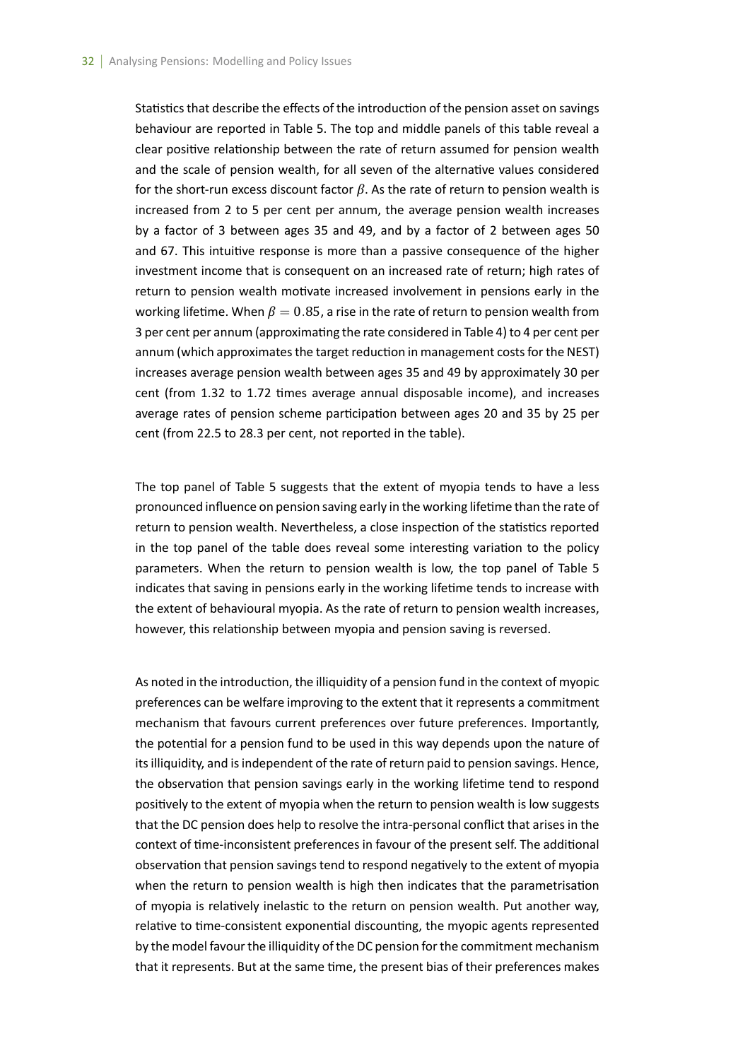Statistics that describe the effects of the introduction of the pension asset on savings behaviour are reported in Table 5. The top and middle panels of this table reveal a clear positive relationship between the rate of return assumed for pension wealth and the scale of pension wealth, for all seven of the alternative values considered for the short-run excess discount factor $\beta$. As the rate of return to pension wealth is increased from 2 to 5 per cent per annum, the average pension wealth increases by a factor of 3 between ages 35 and 49, and by a factor of 2 between ages 50 and 67. This intuitive response is more than a passive consequence of the higher investment income that is consequent on an increased rate of return; high rates of return to pension wealth motivate increased involvement in pensions early in the working lifetime. When $\beta = 0.85$, a rise in the rate of return to pension wealth from 3 per cent per annum (approximating the rate considered in Table 4) to 4 per cent per annum (which approximates the target reduction in management costs for the NEST) increases average pension wealth between ages 35 and 49 by approximately 30 per cent (from 1.32 to 1.72 times average annual disposable income), and increases average rates of pension scheme participation between ages 20 and 35 by 25 per cent (from 22.5 to 28.3 per cent, not reported in the table).

The top panel of Table 5 suggests that the extent of myopia tends to have a less pronounced influence on pension saving early in the working lifetime than the rate of return to pension wealth. Nevertheless, a close inspection of the statistics reported in the top panel of the table does reveal some interesting variation to the policy parameters. When the return to pension wealth is low, the top panel of Table 5 indicates that saving in pensions early in the working lifetime tends to increase with the extent of behavioural myopia. As the rate of return to pension wealth increases, however, this relationship between myopia and pension saving is reversed.

As noted in the introduction, the illiquidity of a pension fund in the context of myopic preferences can be welfare improving to the extent that it represents a commitment mechanism that favours current preferences over future preferences. Importantly, the potential for a pension fund to be used in this way depends upon the nature of its illiquidity, and is independent of the rate of return paid to pension savings. Hence, the observation that pension savings early in the working lifetime tend to respond positively to the extent of myopia when the return to pension wealth is low suggests that the DC pension does help to resolve the intra-personal conflict that arises in the context of time-inconsistent preferences in favour of the present self. The additional observation that pension savings tend to respond negatively to the extent of myopia when the return to pension wealth is high then indicates that the parametrisation of myopia is relatively inelastic to the return on pension wealth. Put another way, relative to time-consistent exponential discounting, the myopic agents represented by the model favour the illiquidity of the DC pension for the commitment mechanism that it represents. But at the same time, the present bias of their preferences makes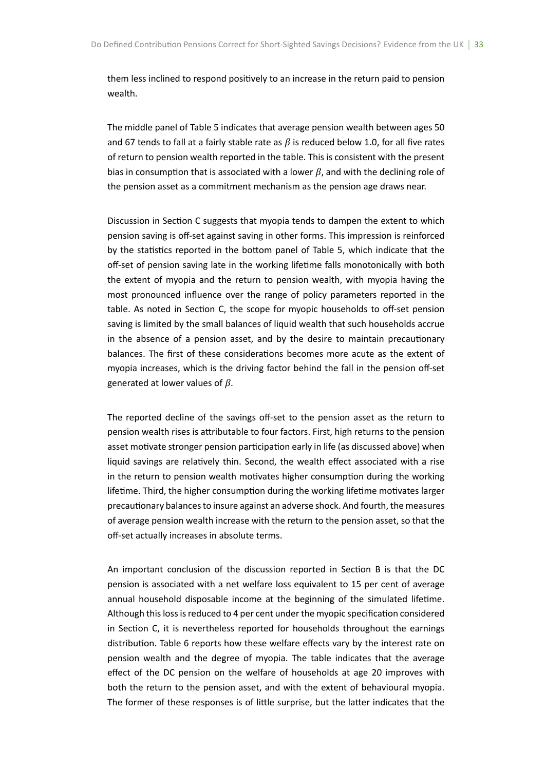them less inclined to respond positively to an increase in the return paid to pension wealth.

The middle panel of Table 5 indicates that average pension wealth between ages 50 and 67 tends to fall at a fairly stable rate as $\beta$ is reduced below 1.0, for all five rates of return to pension wealth reported in the table. This is consistent with the present bias in consumption that is associated with a lower $\beta$, and with the declining role of the pension asset as a commitment mechanism as the pension age draws near.

Discussion in Section C suggests that myopia tends to dampen the extent to which pension saving is off-set against saving in other forms. This impression is reinforced by the statistics reported in the bottom panel of Table 5, which indicate that the off-set of pension saving late in the working lifetime falls monotonically with both the extent of myopia and the return to pension wealth, with myopia having the most pronounced influence over the range of policy parameters reported in the table. As noted in Section C, the scope for myopic households to off-set pension saving is limited by the small balances of liquid wealth that such households accrue in the absence of a pension asset, and by the desire to maintain precautionary balances. The first of these considerations becomes more acute as the extent of myopia increases, which is the driving factor behind the fall in the pension off-set generated at lower values of $\beta$.

The reported decline of the savings off-set to the pension asset as the return to pension wealth rises is attributable to four factors. First, high returns to the pension asset motivate stronger pension participation early in life (as discussed above) when liquid savings are relatively thin. Second, the wealth effect associated with a rise in the return to pension wealth motivates higher consumption during the working lifetime. Third, the higher consumption during the working lifetime motivates larger precautionary balances to insure against an adverse shock. And fourth, the measures of average pension wealth increase with the return to the pension asset, so that the off-set actually increases in absolute terms.

An important conclusion of the discussion reported in Section B is that the DC pension is associated with a net welfare loss equivalent to 15 per cent of average annual household disposable income at the beginning of the simulated lifetime. Although this loss is reduced to 4 per cent under the myopic specification considered in Section C, it is nevertheless reported for households throughout the earnings distribution. Table 6 reports how these welfare effects vary by the interest rate on pension wealth and the degree of myopia. The table indicates that the average effect of the DC pension on the welfare of households at age 20 improves with both the return to the pension asset, and with the extent of behavioural myopia. The former of these responses is of little surprise, but the latter indicates that the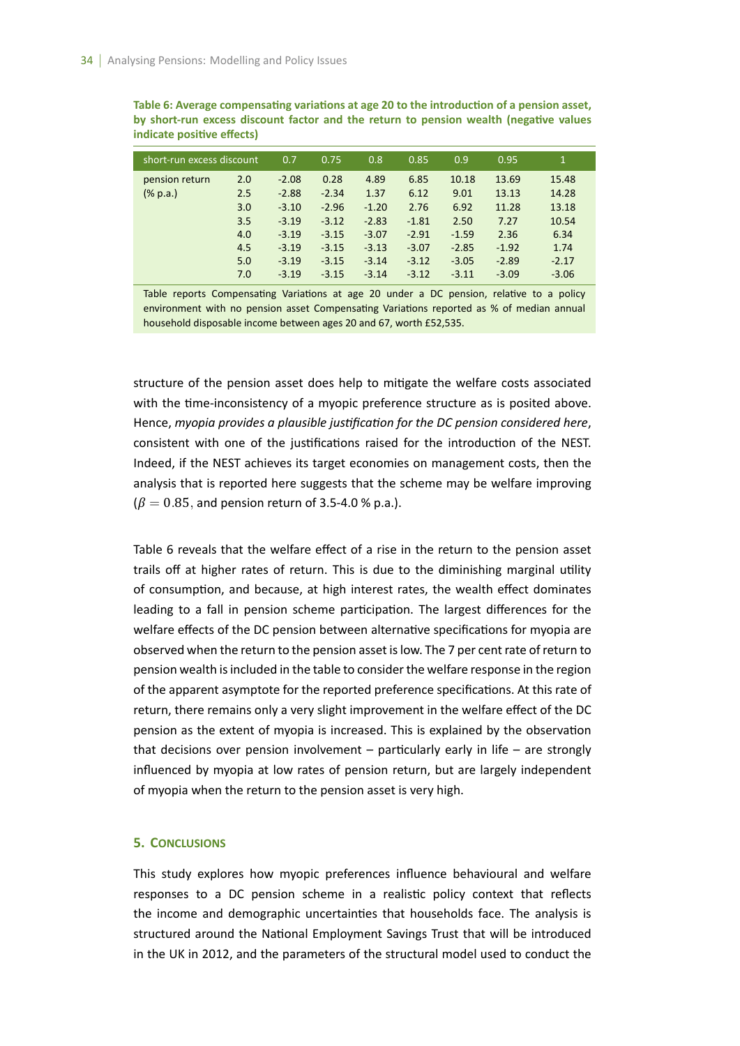**Table 6: Average compensating variations at age 20 to the introduction of a pension asset, by short-run excess discount factor and the return to pension wealth (negative values indicate positive effects)**

| short-run excess discount | | 0.7 | 0.75 | 0.8 | 0.85 | 0.9 | 0.95 | 1 |
|---|---|---|---|---|---|---|---|---|
| pension return | 2.0 | -2.08 | 0.28 | 4.89 | 6.85 | 10.18 | 13.69 | 15.48 |
| (% p.a.) | 2.5 | -2.88 | -2.34 | 1.37 | 6.12 | 9.01 | 13.13 | 14.28 |
| | 3.0 | -3.10 | -2.96 | -1.20 | 2.76 | 6.92 | 11.28 | 13.18 |
| | 3.5 | -3.19 | -3.12 | -2.83 | -1.81 | 2.50 | 7.27 | 10.54 |
| | 4.0 | -3.19 | -3.15 | -3.07 | -2.91 | -1.59 | 2.36 | 6.34 |
| | 4.5 | -3.19 | -3.15 | -3.13 | -3.07 | -2.85 | -1.92 | 1.74 |
| | 5.0 | -3.19 | -3.15 | -3.14 | -3.12 | -3.05 | -2.89 | -2.17 |
| | 7.0 | -3.19 | -3.15 | -3.14 | -3.12 | -3.11 | -3.09 | -3.06 |

Table reports Compensating Variations at age 20 under a DC pension, relative to a policy environment with no pension asset Compensating Variations reported as % of median annual household disposable income between ages 20 and 67, worth £52,535.

structure of the pension asset does help to mitigate the welfare costs associated with the time-inconsistency of a myopic preference structure as is posited above. Hence, *myopia provides a plausible justification for the DC pension considered here*, consistent with one of the justifications raised for the introduction of the NEST. Indeed, if the NEST achieves its target economies on management costs, then the analysis that is reported here suggests that the scheme may be welfare improving ($\beta = 0.85$, and pension return of 3.5-4.0 % p.a.).

Table 6 reveals that the welfare effect of a rise in the return to the pension asset trails off at higher rates of return. This is due to the diminishing marginal utility of consumption, and because, at high interest rates, the wealth effect dominates leading to a fall in pension scheme participation. The largest differences for the welfare effects of the DC pension between alternative specifications for myopia are observed when the return to the pension asset is low. The 7 per cent rate of return to pension wealth is included in the table to consider the welfare response in the region of the apparent asymptote for the reported preference specifications. At this rate of return, there remains only a very slight improvement in the welfare effect of the DC pension as the extent of myopia is increased. This is explained by the observation that decisions over pension involvement – particularly early in life – are strongly influenced by myopia at low rates of pension return, but are largely independent of myopia when the return to the pension asset is very high.

## 5. Conclusions

This study explores how myopic preferences influence behavioural and welfare responses to a DC pension scheme in a realistic policy context that reflects the income and demographic uncertainties that households face. The analysis is structured around the National Employment Savings Trust that will be introduced in the UK in 2012, and the parameters of the structural model used to conduct the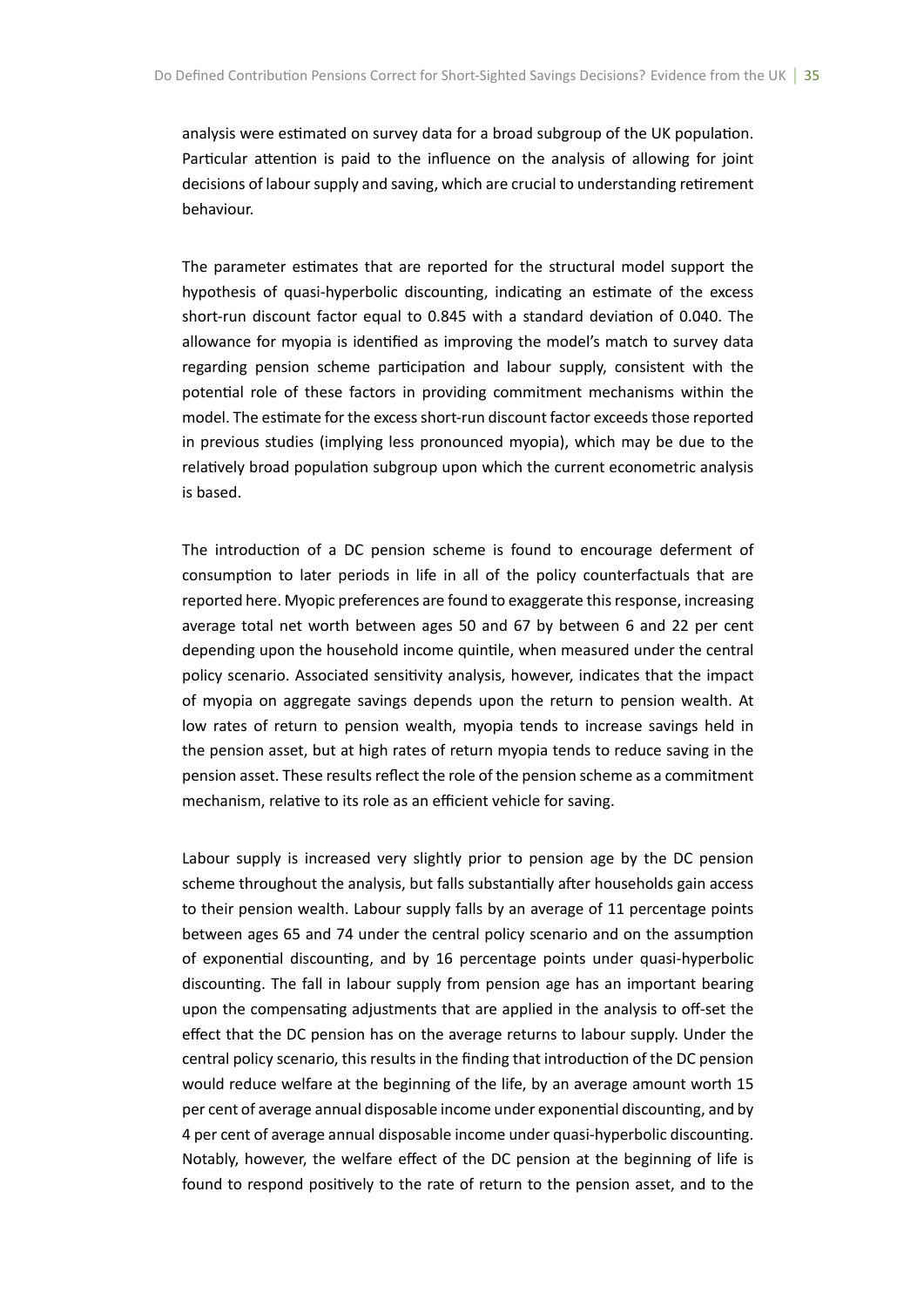analysis were estimated on survey data for a broad subgroup of the UK population. Particular attention is paid to the influence on the analysis of allowing for joint decisions of labour supply and saving, which are crucial to understanding retirement behaviour.

The parameter estimates that are reported for the structural model support the hypothesis of quasi-hyperbolic discounting, indicating an estimate of the excess short-run discount factor equal to 0.845 with a standard deviation of 0.040. The allowance for myopia is identified as improving the model's match to survey data regarding pension scheme participation and labour supply, consistent with the potential role of these factors in providing commitment mechanisms within the model. The estimate for the excess short-run discount factor exceeds those reported in previous studies (implying less pronounced myopia), which may be due to the relatively broad population subgroup upon which the current econometric analysis is based.

The introduction of a DC pension scheme is found to encourage deferment of consumption to later periods in life in all of the policy counterfactuals that are reported here. Myopic preferences are found to exaggerate this response, increasing average total net worth between ages 50 and 67 by between 6 and 22 per cent depending upon the household income quintile, when measured under the central policy scenario. Associated sensitivity analysis, however, indicates that the impact of myopia on aggregate savings depends upon the return to pension wealth. At low rates of return to pension wealth, myopia tends to increase savings held in the pension asset, but at high rates of return myopia tends to reduce saving in the pension asset. These results reflect the role of the pension scheme as a commitment mechanism, relative to its role as an efficient vehicle for saving.

Labour supply is increased very slightly prior to pension age by the DC pension scheme throughout the analysis, but falls substantially after households gain access to their pension wealth. Labour supply falls by an average of 11 percentage points between ages 65 and 74 under the central policy scenario and on the assumption of exponential discounting, and by 16 percentage points under quasi-hyperbolic discounting. The fall in labour supply from pension age has an important bearing upon the compensating adjustments that are applied in the analysis to off-set the effect that the DC pension has on the average returns to labour supply. Under the central policy scenario, this results in the finding that introduction of the DC pension would reduce welfare at the beginning of the life, by an average amount worth 15 per cent of average annual disposable income under exponential discounting, and by 4 per cent of average annual disposable income under quasi-hyperbolic discounting. Notably, however, the welfare effect of the DC pension at the beginning of life is found to respond positively to the rate of return to the pension asset, and to the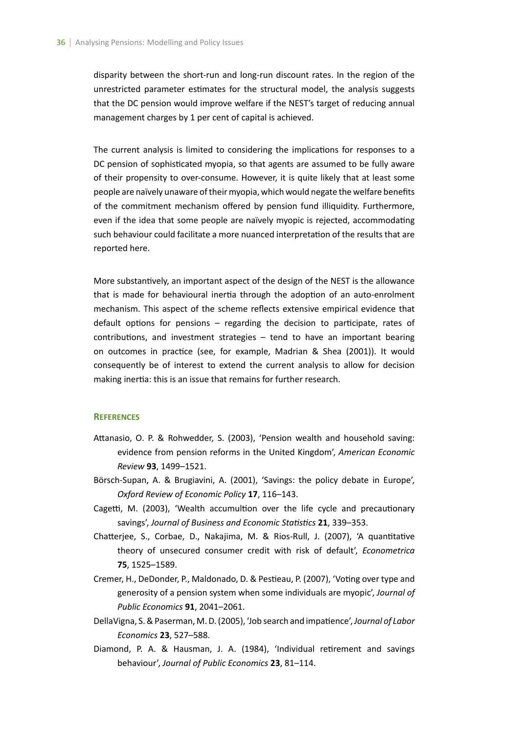disparity between the short-run and long-run discount rates. In the region of the unrestricted parameter estimates for the structural model, the analysis suggests that the DC pension would improve welfare if the NEST's target of reducing annual management charges by 1 per cent of capital is achieved.

The current analysis is limited to considering the implications for responses to a DC pension of sophisticated myopia, so that agents are assumed to be fully aware of their propensity to over-consume. However, it is quite likely that at least some people are naïvely unaware of their myopia, which would negate the welfare benefits of the commitment mechanism offered by pension fund illiquidity. Furthermore, even if the idea that some people are naïvely myopic is rejected, accommodating such behaviour could facilitate a more nuanced interpretation of the results that are reported here.

More substantively, an important aspect of the design of the NEST is the allowance that is made for behavioural inertia through the adoption of an auto-enrolment mechanism. This aspect of the scheme reflects extensive empirical evidence that default options for pensions – regarding the decision to participate, rates of contributions, and investment strategies – tend to have an important bearing on outcomes in practice (see, for example, Madrian & Shea (2001)). It would consequently be of interest to extend the current analysis to allow for decision making inertia: this is an issue that remains for further research.

## References

Attanasio, O. P. & Rohwedder, S. (2003), 'Pension wealth and household saving: evidence from pension reforms in the United Kingdom', *American Economic Review* **93**, 1499–1521.

Börsch-Supan, A. & Brugiavini, A. (2001), 'Savings: the policy debate in Europe', *Oxford Review of Economic Policy* **17**, 116–143.

Cagetti, M. (2003), 'Wealth accumultion over the life cycle and precautionary savings', *Journal of Business and Economic Statistics* **21**, 339–353.

Chatterjee, S., Corbae, D., Nakajima, M. & Rios-Rull, J. (2007), 'A quantitative theory of unsecured consumer credit with risk of default', *Econometrica* **75**, 1525–1589.

Cremer, H., DeDonder, P., Maldonado, D. & Pestieau, P. (2007), 'Voting over type and generosity of a pension system when some individuals are myopic', *Journal of Public Economics* **91**, 2041–2061.

DellaVigna, S. & Paserman, M. D. (2005), 'Job search and impatience', *Journal of Labor Economics* **23**, 527–588.

Diamond, P. A. & Hausman, J. A. (1984), 'Individual retirement and savings behaviour', *Journal of Public Economics* **23**, 81–114.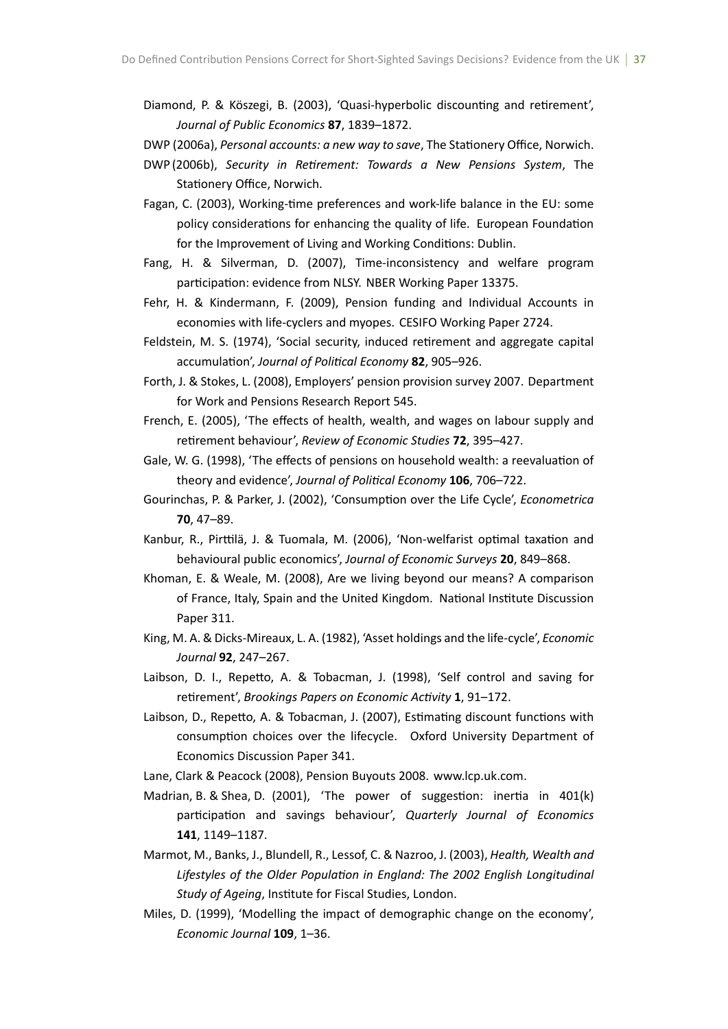Diamond, P. & Köszegi, B. (2003), 'Quasi-hyperbolic discounting and retirement', *Journal of Public Economics* **87**, 1839–1872.

DWP (2006a), *Personal accounts: a new way to save*, The Stationery Office, Norwich.

DWP (2006b), *Security in Retirement: Towards a New Pensions System*, The Stationery Office, Norwich.

Fagan, C. (2003), Working-time preferences and work-life balance in the EU: some policy considerations for enhancing the quality of life. European Foundation for the Improvement of Living and Working Conditions: Dublin.

Fang, H. & Silverman, D. (2007), Time-inconsistency and welfare program participation: evidence from NLSY. NBER Working Paper 13375.

Fehr, H. & Kindermann, F. (2009), Pension funding and Individual Accounts in economies with life-cyclers and myopes. CESIFO Working Paper 2724.

Feldstein, M. S. (1974), 'Social security, induced retirement and aggregate capital accumulation', *Journal of Political Economy* **82**, 905–926.

Forth, J. & Stokes, L. (2008), Employers' pension provision survey 2007. Department for Work and Pensions Research Report 545.

French, E. (2005), 'The effects of health, wealth, and wages on labour supply and retirement behaviour', *Review of Economic Studies* **72**, 395–427.

Gale, W. G. (1998), 'The effects of pensions on household wealth: a reevaluation of theory and evidence', *Journal of Political Economy* **106**, 706–722.

Gourinchas, P. & Parker, J. (2002), 'Consumption over the Life Cycle', *Econometrica* **70**, 47–89.

Kanbur, R., Pirttilä, J. & Tuomala, M. (2006), 'Non-welfarist optimal taxation and behavioural public economics', *Journal of Economic Surveys* **20**, 849–868.

Khoman, E. & Weale, M. (2008), Are we living beyond our means? A comparison of France, Italy, Spain and the United Kingdom. National Institute Discussion Paper 311.

King, M. A. & Dicks-Mireaux, L. A. (1982), 'Asset holdings and the life-cycle', *Economic Journal* **92**, 247–267.

Laibson, D. I., Repetto, A. & Tobacman, J. (1998), 'Self control and saving for retirement', *Brookings Papers on Economic Activity* **1**, 91–172.

Laibson, D., Repetto, A. & Tobacman, J. (2007), Estimating discount functions with consumption choices over the lifecycle. Oxford University Department of Economics Discussion Paper 341.

Lane, Clark & Peacock (2008), Pension Buyouts 2008. www.lcp.uk.com.

Madrian, B. & Shea, D. (2001), 'The power of suggestion: inertia in 401(k) participation and savings behaviour', *Quarterly Journal of Economics* **141**, 1149–1187.

Marmot, M., Banks, J., Blundell, R., Lessof, C. & Nazroo, J. (2003), *Health, Wealth and Lifestyles of the Older Population in England: The 2002 English Longitudinal Study of Ageing*, Institute for Fiscal Studies, London.

Miles, D. (1999), 'Modelling the impact of demographic change on the economy', *Economic Journal* **109**, 1–36.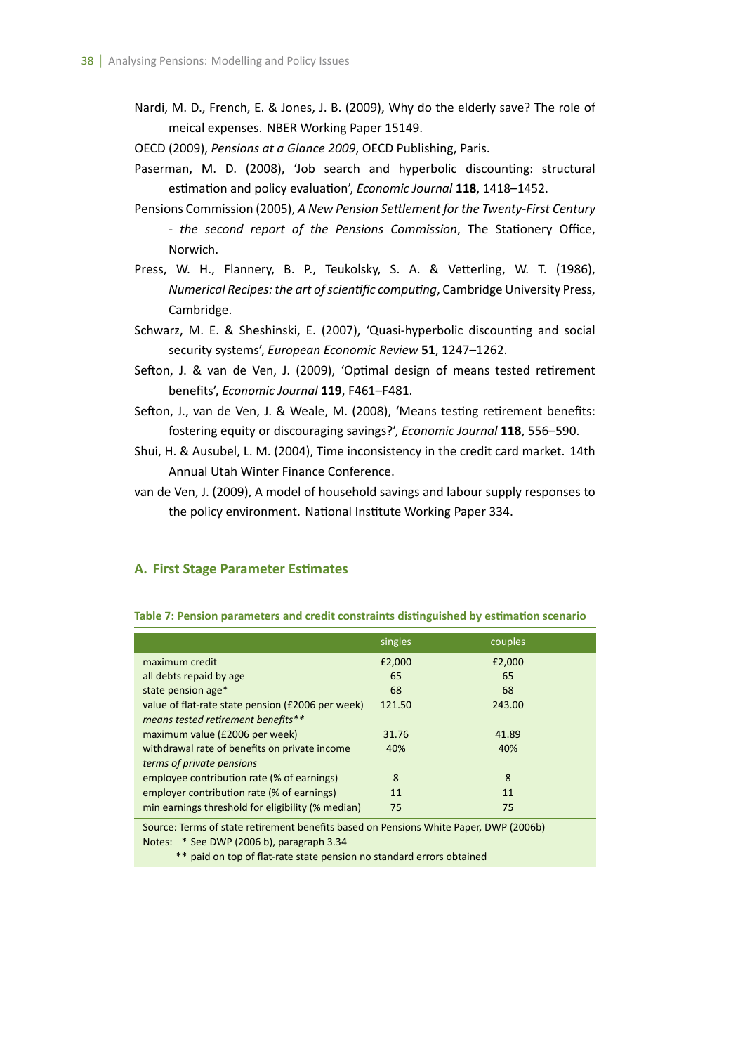Nardi, M. D., French, E. & Jones, J. B. (2009), Why do the elderly save? The role of meical expenses. NBER Working Paper 15149.

OECD (2009), *Pensions at a Glance 2009*, OECD Publishing, Paris.

Paserman, M. D. (2008), 'Job search and hyperbolic discounting: structural estimation and policy evaluation', *Economic Journal* **118**, 1418–1452.

Pensions Commission (2005), *A New Pension Settlement for the Twenty-First Century - the second report of the Pensions Commission*, The Stationery Office, Norwich.

Press, W. H., Flannery, B. P., Teukolsky, S. A. & Vetterling, W. T. (1986), *Numerical Recipes: the art of scientific computing*, Cambridge University Press, Cambridge.

Schwarz, M. E. & Sheshinski, E. (2007), 'Quasi-hyperbolic discounting and social security systems', *European Economic Review* **51**, 1247–1262.

Sefton, J. & van de Ven, J. (2009), 'Optimal design of means tested retirement benefits', *Economic Journal* **119**, F461–F481.

Sefton, J., van de Ven, J. & Weale, M. (2008), 'Means testing retirement benefits: fostering equity or discouraging savings?', *Economic Journal* **118**, 556–590.

Shui, H. & Ausubel, L. M. (2004), Time inconsistency in the credit card market. 14th Annual Utah Winter Finance Conference.

van de Ven, J. (2009), A model of household savings and labour supply responses to the policy environment. National Institute Working Paper 334.

## A. First Stage Parameter Estimates

**Table 7: Pension parameters and credit constraints distinguished by estimation scenario**

| | singles | couples |
|---|---|---|
| maximum credit | £2,000 | £2,000 |
| all debts repaid by age | 65 | 65 |
| state pension age* | 68 | 68 |
| value of flat-rate state pension (£2006 per week) | 121.50 | 243.00 |
| *means tested retirement benefits\*\** | | |
| maximum value (£2006 per week) | 31.76 | 41.89 |
| withdrawal rate of benefits on private income | 40% | 40% |
| *terms of private pensions* | | |
| employee contribution rate (% of earnings) | 8 | 8 |
| employer contribution rate (% of earnings) | 11 | 11 |
| min earnings threshold for eligibility (% median) | 75 | 75 |

Source: Terms of state retirement benefits based on Pensions White Paper, DWP (2006b)

Notes: * See DWP (2006 b), paragraph 3.34

** paid on top of flat-rate state pension no standard errors obtained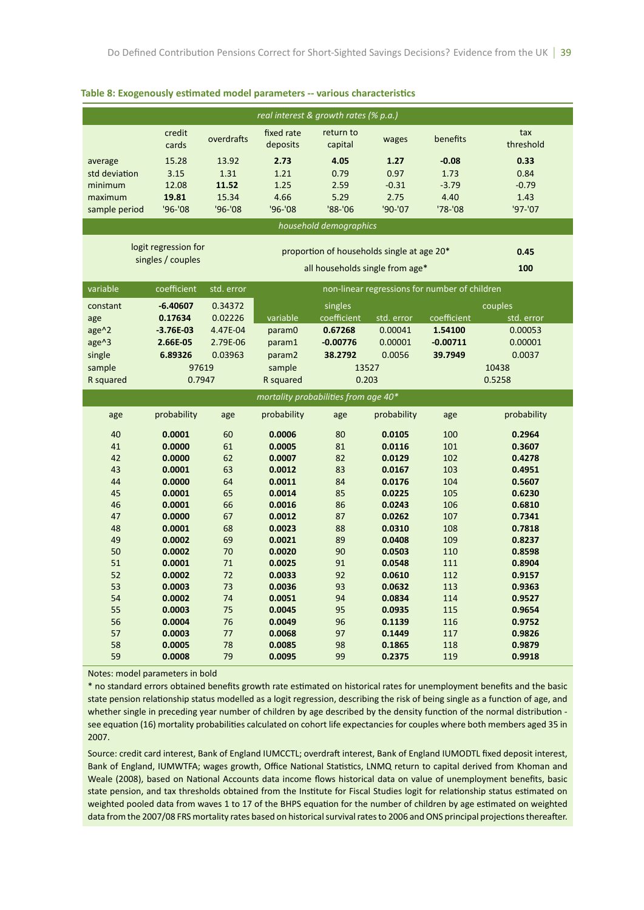**Table 8: Exogenously estimated model parameters -- various characteristics**

| *real interest & growth rates (% p.a.)* | | | | | | | |
|---|---|---|---|---|---|---|---|
| | credit cards | overdrafts | fixed rate deposits | return to capital | wages | benefits | tax threshold |
| average | 15.28 | 13.92 | **2.73** | **4.05** | **1.27** | **-0.08** | **0.33** |
| std deviation | 3.15 | 1.31 | 1.21 | 0.79 | 0.97 | 1.73 | 0.84 |
| minimum | 12.08 | **11.52** | 1.25 | 2.59 | -0.31 | -3.79 | -0.79 |
| maximum | **19.81** | 15.34 | 4.66 | 5.29 | 2.75 | 4.40 | 1.43 |
| sample period | '96-'08 | '96-'08 | '96-'08 | '88-'06 | '90-'07 | '78-'08 | '97-'07 |

*household demographics*

| logit regression for singles / couples | | | | | | | |
|---|---|---|---|---|---|---|---|
| | | | proportion of households single at age 20* | | | | **0.45** |
| | | | all households single from age* | | | | **100** |
| variable | coefficient | std. error | non-linear regressions for number of children | | | | |
| | | | | singles | | couples | |
| | | | variable | coefficient | std. error | coefficient | std. error |
| constant | **-6.40607** | 0.34372 | | | | | |
| age | **0.17634** | 0.02226 | | | | | |
| age^2 | **-3.76E-03** | 4.47E-04 | param0 | **0.67268** | 0.00041 | **1.54100** | 0.00053 |
| age^3 | **2.66E-05** | 2.79E-06 | param1 | **-0.00776** | 0.00001 | **-0.00711** | 0.00001 |
| single | **6.89326** | 0.03963 | param2 | **38.2792** | 0.0056 | **39.7949** | 0.0037 |
| sample | 97619 | | sample | 13527 | | 10438 | |
| R squared | 0.7947 | | R squared | 0.203 | | 0.5258 | |

*mortality probabilities from age 40**

| age | probability | age | probability | age | probability | age | probability |
|---|---|---|---|---|---|---|---|
| 40 | **0.0001** | 60 | **0.0006** | 80 | **0.0105** | 100 | **0.2964** |
| 41 | **0.0000** | 61 | **0.0005** | 81 | **0.0116** | 101 | **0.3607** |
| 42 | **0.0000** | 62 | **0.0007** | 82 | **0.0129** | 102 | **0.4278** |
| 43 | **0.0001** | 63 | **0.0012** | 83 | **0.0167** | 103 | **0.4951** |
| 44 | **0.0000** | 64 | **0.0011** | 84 | **0.0176** | 104 | **0.5607** |
| 45 | **0.0001** | 65 | **0.0014** | 85 | **0.0225** | 105 | **0.6230** |
| 46 | **0.0001** | 66 | **0.0016** | 86 | **0.0243** | 106 | **0.6810** |
| 47 | **0.0000** | 67 | **0.0012** | 87 | **0.0262** | 107 | **0.7341** |
| 48 | **0.0001** | 68 | **0.0023** | 88 | **0.0310** | 108 | **0.7818** |
| 49 | **0.0002** | 69 | **0.0021** | 89 | **0.0408** | 109 | **0.8237** |
| 50 | **0.0002** | 70 | **0.0020** | 90 | **0.0503** | 110 | **0.8598** |
| 51 | **0.0001** | 71 | **0.0025** | 91 | **0.0548** | 111 | **0.8904** |
| 52 | **0.0002** | 72 | **0.0033** | 92 | **0.0610** | 112 | **0.9157** |
| 53 | **0.0003** | 73 | **0.0036** | 93 | **0.0632** | 113 | **0.9363** |
| 54 | **0.0002** | 74 | **0.0051** | 94 | **0.0834** | 114 | **0.9527** |
| 55 | **0.0003** | 75 | **0.0045** | 95 | **0.0935** | 115 | **0.9654** |
| 56 | **0.0004** | 76 | **0.0049** | 96 | **0.1139** | 116 | **0.9752** |
| 57 | **0.0003** | 77 | **0.0068** | 97 | **0.1449** | 117 | **0.9826** |
| 58 | **0.0005** | 78 | **0.0085** | 98 | **0.1865** | 118 | **0.9879** |
| 59 | **0.0008** | 79 | **0.0095** | 99 | **0.2375** | 119 | **0.9918** |

Notes: model parameters in bold

\* no standard errors obtained benefits growth rate estimated on historical rates for unemployment benefits and the basic state pension relationship status modelled as a logit regression, describing the risk of being single as a function of age, and whether single in preceding year number of children by age described by the density function of the normal distribution - see equation (16) mortality probabilities calculated on cohort life expectancies for couples where both members aged 35 in 2007.

Source: credit card interest, Bank of England IUMCCTL; overdraft interest, Bank of England IUMODTL fixed deposit interest, Bank of England, IUMWTFA; wages growth, Office National Statistics, LNMQ return to capital derived from Khoman and Weale (2008), based on National Accounts data income flows historical data on value of unemployment benefits, basic state pension, and tax thresholds obtained from the Institute for Fiscal Studies logit for relationship status estimated on weighted pooled data from waves 1 to 17 of the BHPS equation for the number of children by age estimated on weighted data from the 2007/08 FRS mortality rates based on historical survival rates to 2006 and ONS principal projections thereafter.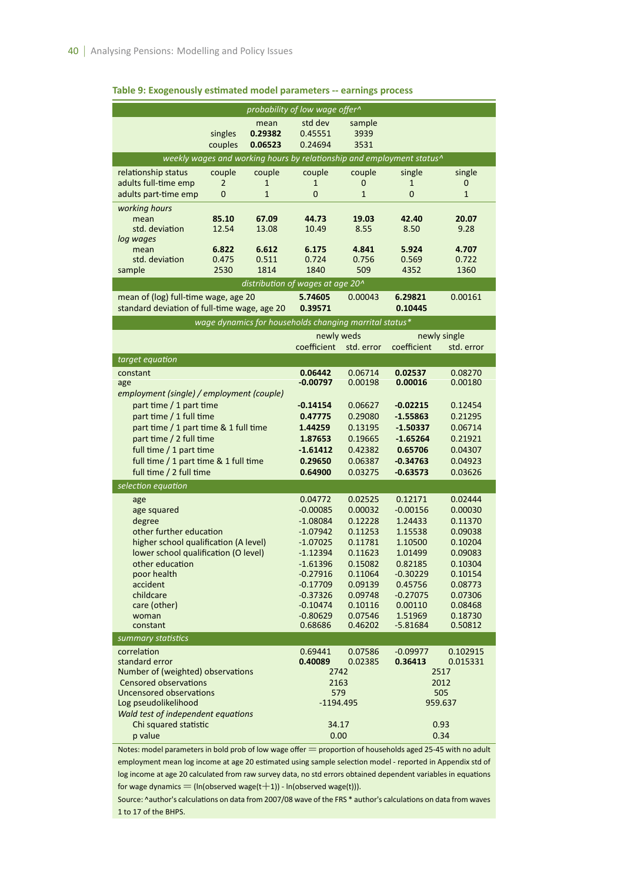**Table 9: Exogenously estimated model parameters -- earnings process**

| | | | | | | |
|---|---|---|---|---|---|---|
| *probability of low wage offer^* | | | | | | |
| | | mean | std dev | sample | | |
| | singles | **0.29382** | 0.45551 | 3939 | | |
| | couples | **0.06523** | 0.24694 | 3531 | | |
| *weekly wages and working hours by relationship and employment status^* | | | | | | |
| relationship status | couple | couple | couple | couple | single | single |
| adults full-time emp | 2 | 1 | 1 | 0 | 1 | 0 |
| adults part-time emp | 0 | 1 | 0 | 1 | 0 | 1 |
| *working hours* | | | | | | |
| mean | **85.10** | **67.09** | **44.73** | **19.03** | **42.40** | **20.07** |
| std. deviation | 12.54 | 13.08 | 10.49 | 8.55 | 8.50 | 9.28 |
| *log wages* | | | | | | |
| mean | **6.822** | **6.612** | **6.175** | **4.841** | **5.924** | **4.707** |
| std. deviation | 0.475 | 0.511 | 0.724 | 0.756 | 0.569 | 0.722 |
| sample | 2530 | 1814 | 1840 | 509 | 4352 | 1360 |
| *distribution of wages at age 20^* | | | | | | |
| mean of (log) full-time wage, age 20 | | | **5.74605** | 0.00043 | **6.29821** | 0.00161 |
| standard deviation of full-time wage, age 20 | | | **0.39571** | | **0.10445** | |
| *wage dynamics for households changing marrital status** | | | | | | |
| | | | newly weds | | newly single | |
| | | | coefficient | std. error | coefficient | std. error |
| *target equation* | | | | | | |
| constant | | | **0.06442** | 0.06714 | **0.02537** | 0.08270 |
| age | | | **-0.00797** | 0.00198 | **0.00016** | 0.00180 |
| *employment (single) / employment (couple)* | | | | | | |
| part time / 1 part time | | | **-0.14154** | 0.06627 | **-0.02215** | 0.12454 |
| part time / 1 full time | | | **0.47775** | 0.29080 | **-1.55863** | 0.21295 |
| part time / 1 part time & 1 full time | | | **1.44259** | 0.13195 | **-1.50337** | 0.06714 |
| part time / 2 full time | | | **1.87653** | 0.19665 | **-1.65264** | 0.21921 |
| full time / 1 part time | | | **-1.61412** | 0.42382 | **0.65706** | 0.04307 |
| full time / 1 part time & 1 full time | | | **0.29650** | 0.06387 | **-0.34763** | 0.04923 |
| full time / 2 full time | | | **0.64900** | 0.03275 | **-0.63573** | 0.03626 |
| *selection equation* | | | | | | |
| age | | | 0.04772 | 0.02525 | 0.12171 | 0.02444 |
| age squared | | | -0.00085 | 0.00032 | -0.00156 | 0.00030 |
| degree | | | -1.08084 | 0.12228 | 1.24433 | 0.11370 |
| other further education | | | -1.07942 | 0.11253 | 1.15538 | 0.09038 |
| higher school qualification (A level) | | | -1.07025 | 0.11781 | 1.10500 | 0.10204 |
| lower school qualification (O level) | | | -1.12394 | 0.11623 | 1.01499 | 0.09083 |
| other education | | | -1.61396 | 0.15082 | 0.82185 | 0.10304 |
| poor health | | | -0.27916 | 0.11064 | -0.30229 | 0.10154 |
| accident | | | -0.17709 | 0.09139 | 0.45756 | 0.08773 |
| childcare | | | -0.37326 | 0.09748 | -0.27075 | 0.07306 |
| care (other) | | | -0.10474 | 0.10116 | 0.00110 | 0.08468 |
| woman | | | -0.80629 | 0.07546 | 1.51969 | 0.18730 |
| constant | | | 0.68686 | 0.46202 | -5.81684 | 0.50812 |
| *summary statistics* | | | | | | |
| correlation | | | 0.69441 | 0.07586 | -0.09977 | 0.102915 |
| standard error | | | **0.40089** | 0.02385 | **0.36413** | 0.015331 |
| Number of (weighted) observations | | | 2742 | | 2517 | |
| Censored observations | | | 2163 | | 2012 | |
| Uncensored observations | | | 579 | | 505 | |
| Log pseudolikelihood | | | -1194.495 | | 959.637 | |
| *Wald test of independent equations* | | | | | | |
| Chi squared statistic | | | 34.17 | | 0.93 | |
| p value | | | 0.00 | | 0.34 | |

Notes: model parameters in bold prob of low wage offer = proportion of households aged 25-45 with no adult employment mean log income at age 20 estimated using sample selection model - reported in Appendix std of log income at age 20 calculated from raw survey data, no std errors obtained dependent variables in equations for wage dynamics = (ln(observed wage(t+1)) - ln(observed wage(t))).

Source: ^author's calculations on data from 2007/08 wave of the FRS * author's calculations on data from waves 1 to 17 of the BHPS.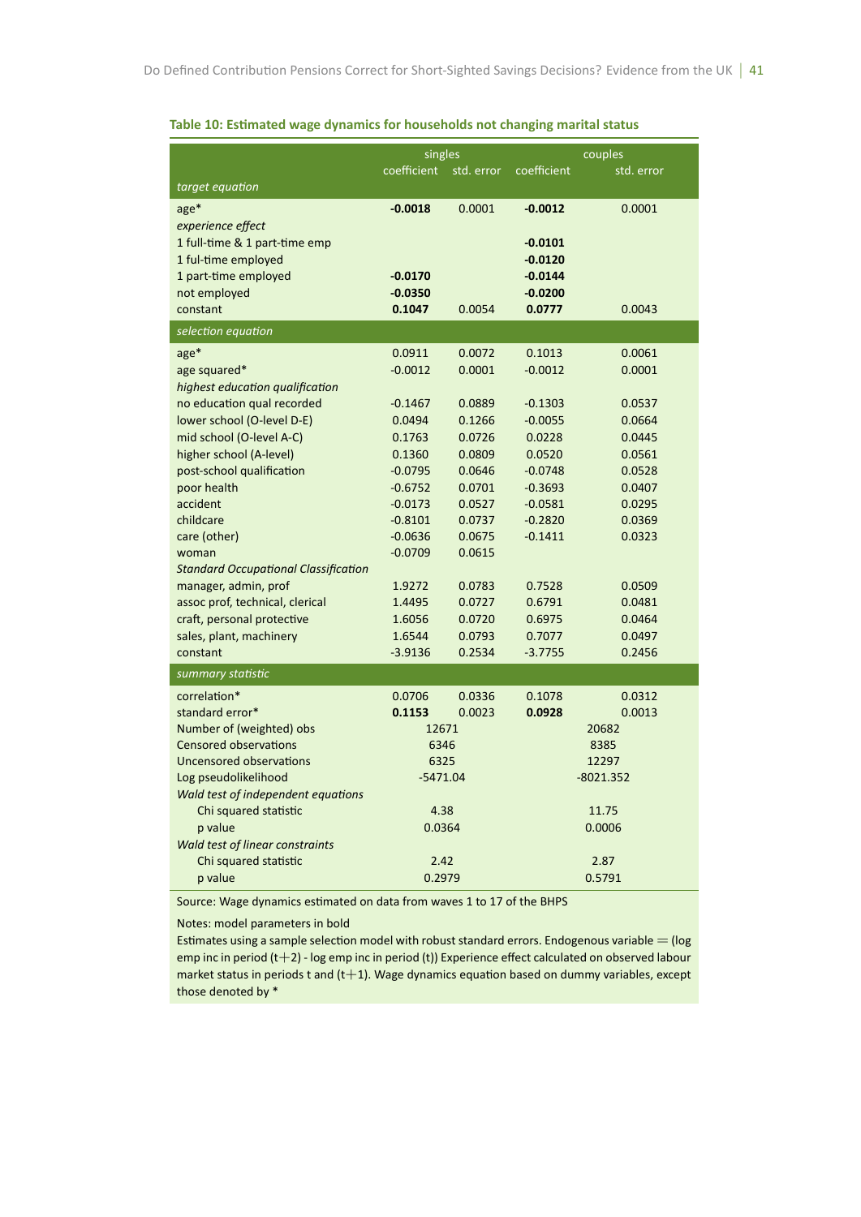**Table 10: Estimated wage dynamics for households not changing marital status**

| | singles | | couples | |
|---|---|---|---|---|
| | coefficient | std. error | coefficient | std. error |
| *target equation* | | | | |
| age* | **-0.0018** | 0.0001 | **-0.0012** | 0.0001 |
| *experience effect* | | | | |
| 1 full-time & 1 part-time emp | | | **-0.0101** | |
| 1 ful-time employed | | | **-0.0120** | |
| 1 part-time employed | **-0.0170** | | **-0.0144** | |
| not employed | **-0.0350** | | **-0.0200** | |
| constant | **0.1047** | 0.0054 | **0.0777** | 0.0043 |
| *selection equation* | | | | |
| age* | 0.0911 | 0.0072 | 0.1013 | 0.0061 |
| age squared* | -0.0012 | 0.0001 | -0.0012 | 0.0001 |
| *highest education qualification* | | | | |
| no education qual recorded | -0.1467 | 0.0889 | -0.1303 | 0.0537 |
| lower school (O-level D-E) | 0.0494 | 0.1266 | -0.0055 | 0.0664 |
| mid school (O-level A-C) | 0.1763 | 0.0726 | 0.0228 | 0.0445 |
| higher school (A-level) | 0.1360 | 0.0809 | 0.0520 | 0.0561 |
| post-school qualification | -0.0795 | 0.0646 | -0.0748 | 0.0528 |
| poor health | -0.6752 | 0.0701 | -0.3693 | 0.0407 |
| accident | -0.0173 | 0.0527 | -0.0581 | 0.0295 |
| childcare | -0.8101 | 0.0737 | -0.2820 | 0.0369 |
| care (other) | -0.0636 | 0.0675 | -0.1411 | 0.0323 |
| woman | -0.0709 | 0.0615 | | |
| *Standard Occupational Classification* | | | | |
| manager, admin, prof | 1.9272 | 0.0783 | 0.7528 | 0.0509 |
| assoc prof, technical, clerical | 1.4495 | 0.0727 | 0.6791 | 0.0481 |
| craft, personal protective | 1.6056 | 0.0720 | 0.6975 | 0.0464 |
| sales, plant, machinery | 1.6544 | 0.0793 | 0.7077 | 0.0497 |
| constant | -3.9136 | 0.2534 | -3.7755 | 0.2456 |
| *summary statistic* | | | | |
| correlation* | 0.0706 | 0.0336 | 0.1078 | 0.0312 |
| standard error* | **0.1153** | 0.0023 | **0.0928** | 0.0013 |
| Number of (weighted) obs | 12671 | | 20682 | |
| Censored observations | 6346 | | 8385 | |
| Uncensored observations | 6325 | | 12297 | |
| Log pseudolikelihood | -5471.04 | | -8021.352 | |
| *Wald test of independent equations* | | | | |
| Chi squared statistic | 4.38 | | 11.75 | |
| p value | 0.0364 | | 0.0006 | |
| *Wald test of linear constraints* | | | | |
| Chi squared statistic | 2.42 | | 2.87 | |
| p value | 0.2979 | | 0.5791 | |

Source: Wage dynamics estimated on data from waves 1 to 17 of the BHPS

Notes: model parameters in bold

Estimates using a sample selection model with robust standard errors. Endogenous variable = (log emp inc in period (t+2) - log emp inc in period (t)) Experience effect calculated on observed labour market status in periods t and (t+1). Wage dynamics equation based on dummy variables, except those denoted by *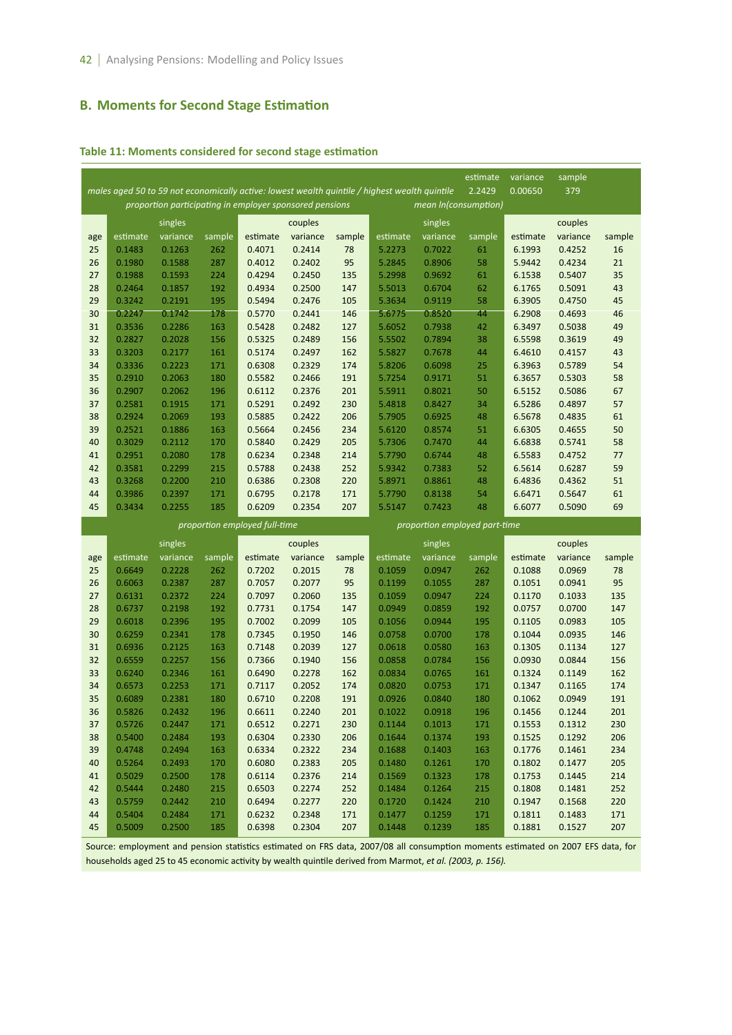## B. Moments for Second Stage Estimation

**Table 11: Moments considered for second stage estimation**

| | | | | | | | | | | estimate | variance | sample |
|---|---|---|---|---|---|---|---|---|---|---|---|---|
| *males aged 50 to 59 not economically active: lowest wealth quintile / highest wealth quintile* | | | | | | | | | | 2.2429 | 0.00650 | 379 |
| | *proportion participating in employer sponsored pensions* | | | | | | *mean ln(consumption)* | | | | | |
| | singles | | | couples | | | singles | | | couples | | |
| age | estimate | variance | sample | estimate | variance | sample | estimate | variance | sample | estimate | variance | sample |
| 25 | 0.1483 | 0.1263 | 262 | 0.4071 | 0.2414 | 78 | 5.2273 | 0.7022 | 61 | 6.1993 | 0.4252 | 16 |
| 26 | 0.1980 | 0.1588 | 287 | 0.4012 | 0.2402 | 95 | 5.2845 | 0.8906 | 58 | 5.9442 | 0.4234 | 21 |
| 27 | 0.1988 | 0.1593 | 224 | 0.4294 | 0.2450 | 135 | 5.2998 | 0.9692 | 61 | 6.1538 | 0.5407 | 35 |
| 28 | 0.2464 | 0.1857 | 192 | 0.4934 | 0.2500 | 147 | 5.5013 | 0.6704 | 62 | 6.1765 | 0.5091 | 43 |
| 29 | 0.3242 | 0.2191 | 195 | 0.5494 | 0.2476 | 105 | 5.3634 | 0.9119 | 58 | 6.3905 | 0.4750 | 45 |
| 30 | 0.2247 | 0.1742 | 178 | 0.5770 | 0.2441 | 146 | 5.6775 | 0.8520 | 44 | 6.2908 | 0.4693 | 46 |
| 31 | 0.3536 | 0.2286 | 163 | 0.5428 | 0.2482 | 127 | 5.6052 | 0.7938 | 42 | 6.3497 | 0.5038 | 49 |
| 32 | 0.2827 | 0.2028 | 156 | 0.5325 | 0.2489 | 156 | 5.5502 | 0.7894 | 38 | 6.5598 | 0.3619 | 49 |
| 33 | 0.3203 | 0.2177 | 161 | 0.5174 | 0.2497 | 162 | 5.5827 | 0.7678 | 44 | 6.4610 | 0.4157 | 43 |
| 34 | 0.3336 | 0.2223 | 171 | 0.6308 | 0.2329 | 174 | 5.8206 | 0.6098 | 25 | 6.3963 | 0.5789 | 54 |
| 35 | 0.2910 | 0.2063 | 180 | 0.5582 | 0.2466 | 191 | 5.7254 | 0.9171 | 51 | 6.3657 | 0.5303 | 58 |
| 36 | 0.2907 | 0.2062 | 196 | 0.6112 | 0.2376 | 201 | 5.5911 | 0.8021 | 50 | 6.5152 | 0.5086 | 67 |
| 37 | 0.2581 | 0.1915 | 171 | 0.5291 | 0.2492 | 230 | 5.4818 | 0.8427 | 34 | 6.5286 | 0.4897 | 57 |
| 38 | 0.2924 | 0.2069 | 193 | 0.5885 | 0.2422 | 206 | 5.7905 | 0.6925 | 48 | 6.5678 | 0.4835 | 61 |
| 39 | 0.2521 | 0.1886 | 163 | 0.5664 | 0.2456 | 234 | 5.6120 | 0.8574 | 51 | 6.6305 | 0.4655 | 50 |
| 40 | 0.3029 | 0.2112 | 170 | 0.5840 | 0.2429 | 205 | 5.7306 | 0.7470 | 44 | 6.6838 | 0.5741 | 58 |
| 41 | 0.2951 | 0.2080 | 178 | 0.6234 | 0.2348 | 214 | 5.7790 | 0.6744 | 48 | 6.5583 | 0.4752 | 77 |
| 42 | 0.3581 | 0.2299 | 215 | 0.5788 | 0.2438 | 252 | 5.9342 | 0.7383 | 52 | 6.5614 | 0.6287 | 59 |
| 43 | 0.3268 | 0.2200 | 210 | 0.6386 | 0.2308 | 220 | 5.8971 | 0.8861 | 48 | 6.4836 | 0.4362 | 51 |
| 44 | 0.3986 | 0.2397 | 171 | 0.6795 | 0.2178 | 171 | 5.7790 | 0.8138 | 54 | 6.6471 | 0.5647 | 61 |
| 45 | 0.3434 | 0.2255 | 185 | 0.6209 | 0.2354 | 207 | 5.5147 | 0.7423 | 48 | 6.6077 | 0.5090 | 69 |
| | *proportion employed full-time* | | | | | | *proportion employed part-time* | | | | | |
| | singles | | | couples | | | singles | | | couples | | |
| age | estimate | variance | sample | estimate | variance | sample | estimate | variance | sample | estimate | variance | sample |
| 25 | 0.6649 | 0.2228 | 262 | 0.7202 | 0.2015 | 78 | 0.1059 | 0.0947 | 262 | 0.1088 | 0.0969 | 78 |
| 26 | 0.6063 | 0.2387 | 287 | 0.7057 | 0.2077 | 95 | 0.1199 | 0.1055 | 287 | 0.1051 | 0.0941 | 95 |
| 27 | 0.6131 | 0.2372 | 224 | 0.7097 | 0.2060 | 135 | 0.1059 | 0.0947 | 224 | 0.1170 | 0.1033 | 135 |
| 28 | 0.6737 | 0.2198 | 192 | 0.7731 | 0.1754 | 147 | 0.0949 | 0.0859 | 192 | 0.0757 | 0.0700 | 147 |
| 29 | 0.6018 | 0.2396 | 195 | 0.7002 | 0.2099 | 105 | 0.1056 | 0.0944 | 195 | 0.1105 | 0.0983 | 105 |
| 30 | 0.6259 | 0.2341 | 178 | 0.7345 | 0.1950 | 146 | 0.0758 | 0.0700 | 178 | 0.1044 | 0.0935 | 146 |
| 31 | 0.6936 | 0.2125 | 163 | 0.7148 | 0.2039 | 127 | 0.0618 | 0.0580 | 163 | 0.1305 | 0.1134 | 127 |
| 32 | 0.6559 | 0.2257 | 156 | 0.7366 | 0.1940 | 156 | 0.0858 | 0.0784 | 156 | 0.0930 | 0.0844 | 156 |
| 33 | 0.6240 | 0.2346 | 161 | 0.6490 | 0.2278 | 162 | 0.0834 | 0.0765 | 161 | 0.1324 | 0.1149 | 162 |
| 34 | 0.6573 | 0.2253 | 171 | 0.7117 | 0.2052 | 174 | 0.0820 | 0.0753 | 171 | 0.1347 | 0.1165 | 174 |
| 35 | 0.6089 | 0.2381 | 180 | 0.6710 | 0.2208 | 191 | 0.0926 | 0.0840 | 180 | 0.1062 | 0.0949 | 191 |
| 36 | 0.5826 | 0.2432 | 196 | 0.6611 | 0.2240 | 201 | 0.1022 | 0.0918 | 196 | 0.1456 | 0.1244 | 201 |
| 37 | 0.5726 | 0.2447 | 171 | 0.6512 | 0.2271 | 230 | 0.1144 | 0.1013 | 171 | 0.1553 | 0.1312 | 230 |
| 38 | 0.5400 | 0.2484 | 193 | 0.6304 | 0.2330 | 206 | 0.1644 | 0.1374 | 193 | 0.1525 | 0.1292 | 206 |
| 39 | 0.4748 | 0.2494 | 163 | 0.6334 | 0.2322 | 234 | 0.1688 | 0.1403 | 163 | 0.1776 | 0.1461 | 234 |
| 40 | 0.5264 | 0.2493 | 170 | 0.6080 | 0.2383 | 205 | 0.1480 | 0.1261 | 170 | 0.1802 | 0.1477 | 205 |
| 41 | 0.5029 | 0.2500 | 178 | 0.6114 | 0.2376 | 214 | 0.1569 | 0.1323 | 178 | 0.1753 | 0.1445 | 214 |
| 42 | 0.5444 | 0.2480 | 215 | 0.6503 | 0.2274 | 252 | 0.1484 | 0.1264 | 215 | 0.1808 | 0.1481 | 252 |
| 43 | 0.5759 | 0.2442 | 210 | 0.6494 | 0.2277 | 220 | 0.1720 | 0.1424 | 210 | 0.1947 | 0.1568 | 220 |
| 44 | 0.5404 | 0.2484 | 171 | 0.6232 | 0.2348 | 171 | 0.1477 | 0.1259 | 171 | 0.1811 | 0.1483 | 171 |
| 45 | 0.5009 | 0.2500 | 185 | 0.6398 | 0.2304 | 207 | 0.1448 | 0.1239 | 185 | 0.1881 | 0.1527 | 207 |

Source: employment and pension statistics estimated on FRS data, 2007/08 all consumption moments estimated on 2007 EFS data, for households aged 25 to 45 economic activity by wealth quintile derived from Marmot, *et al. (2003, p. 156).*